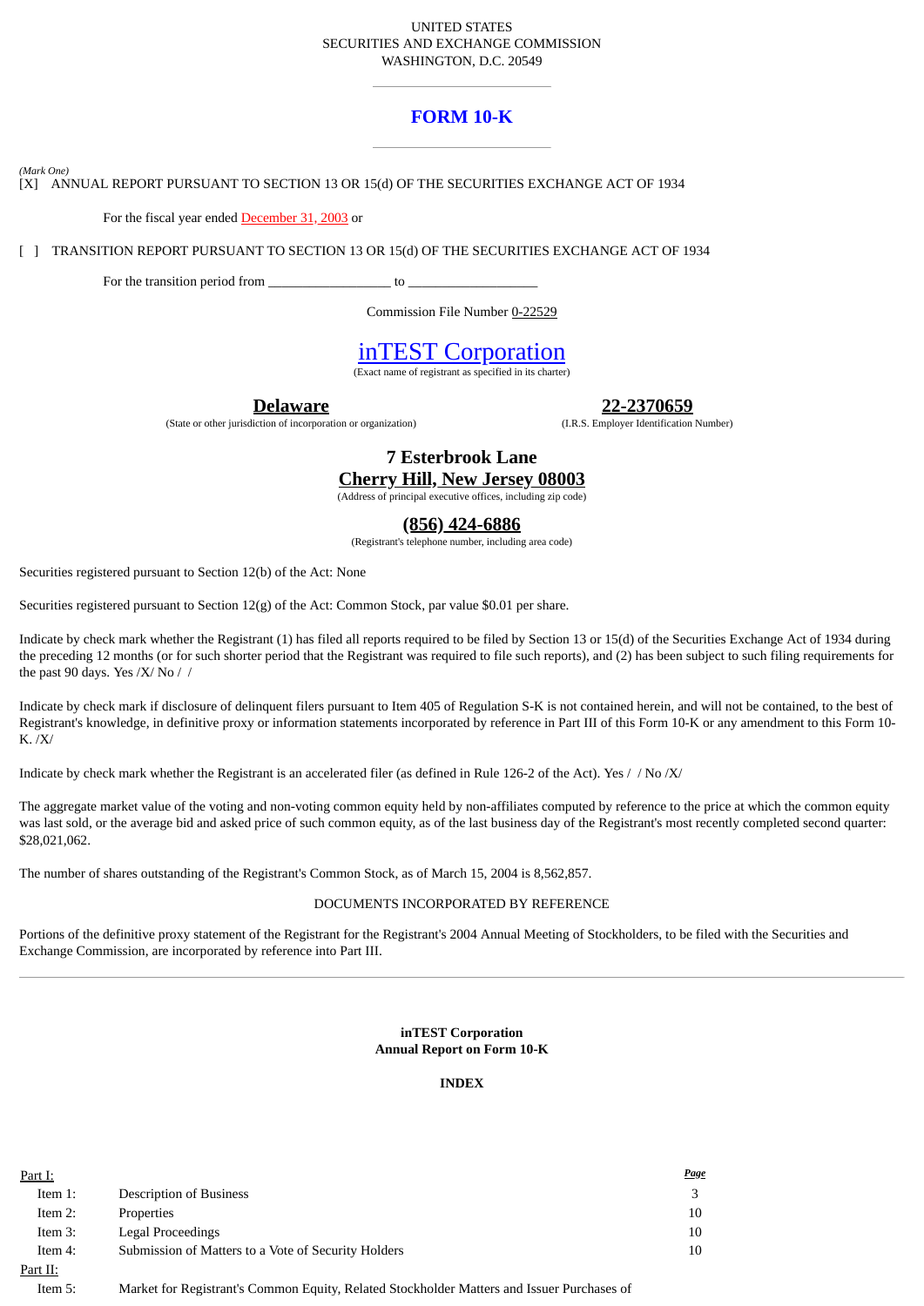UNITED STATES
SECURITIES AND EXCHANGE COMMISSION
WASHINGTON, D.C. 20549

# FORM 10-K

*(Mark One)*
[X] ANNUAL REPORT PURSUANT TO SECTION 13 OR 15(d) OF THE SECURITIES EXCHANGE ACT OF 1934

For the fiscal year ended December 31, 2003 or

[ ] TRANSITION REPORT PURSUANT TO SECTION 13 OR 15(d) OF THE SECURITIES EXCHANGE ACT OF 1934

For the transition period from _________________ to __________________

Commission File Number 0-22529

# inTEST Corporation

(Exact name of registrant as specified in its charter)

**Delaware**
(State or other jurisdiction of incorporation or organization)

**22-2370659**
(I.R.S. Employer Identification Number)

**7 Esterbrook Lane**
**Cherry Hill, New Jersey 08003**
(Address of principal executive offices, including zip code)

**(856) 424-6886**
(Registrant's telephone number, including area code)

Securities registered pursuant to Section 12(b) of the Act: None

Securities registered pursuant to Section 12(g) of the Act: Common Stock, par value $0.01 per share.

Indicate by check mark whether the Registrant (1) has filed all reports required to be filed by Section 13 or 15(d) of the Securities Exchange Act of 1934 during the preceding 12 months (or for such shorter period that the Registrant was required to file such reports), and (2) has been subject to such filing requirements for the past 90 days. Yes /X/ No / /

Indicate by check mark if disclosure of delinquent filers pursuant to Item 405 of Regulation S-K is not contained herein, and will not be contained, to the best of Registrant's knowledge, in definitive proxy or information statements incorporated by reference in Part III of this Form 10-K or any amendment to this Form 10-K. /X/

Indicate by check mark whether the Registrant is an accelerated filer (as defined in Rule 126-2 of the Act). Yes / / No /X/

The aggregate market value of the voting and non-voting common equity held by non-affiliates computed by reference to the price at which the common equity was last sold, or the average bid and asked price of such common equity, as of the last business day of the Registrant's most recently completed second quarter: $28,021,062.

The number of shares outstanding of the Registrant's Common Stock, as of March 15, 2004 is 8,562,857.

DOCUMENTS INCORPORATED BY REFERENCE

Portions of the definitive proxy statement of the Registrant for the Registrant's 2004 Annual Meeting of Stockholders, to be filed with the Securities and Exchange Commission, are incorporated by reference into Part III.

---

**inTEST Corporation**
**Annual Report on Form 10-K**

**INDEX**

| | | Page |
|---|---|---|
| Part I: | | |
| Item 1: | Description of Business | 3 |
| Item 2: | Properties | 10 |
| Item 3: | Legal Proceedings | 10 |
| Item 4: | Submission of Matters to a Vote of Security Holders | 10 |
| Part II: | | |
| Item 5: | Market for Registrant's Common Equity, Related Stockholder Matters and Issuer Purchases of | |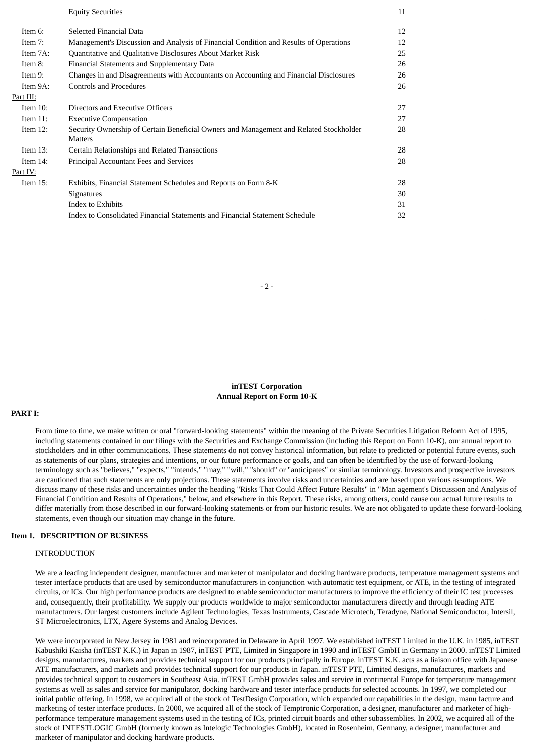| | | |
|---|---|---|
| | Equity Securities | 11 |
| Item 6: | Selected Financial Data | 12 |
| Item 7: | Management's Discussion and Analysis of Financial Condition and Results of Operations | 12 |
| Item 7A: | Quantitative and Qualitative Disclosures About Market Risk | 25 |
| Item 8: | Financial Statements and Supplementary Data | 26 |
| Item 9: | Changes in and Disagreements with Accountants on Accounting and Financial Disclosures | 26 |
| Item 9A: | Controls and Procedures | 26 |
| Part III: | | |
| Item 10: | Directors and Executive Officers | 27 |
| Item 11: | Executive Compensation | 27 |
| Item 12: | Security Ownership of Certain Beneficial Owners and Management and Related Stockholder Matters | 28 |
| Item 13: | Certain Relationships and Related Transactions | 28 |
| Item 14: | Principal Accountant Fees and Services | 28 |
| Part IV: | | |
| Item 15: | Exhibits, Financial Statement Schedules and Reports on Form 8-K | 28 |
| | Signatures | 30 |
| | Index to Exhibits | 31 |
| | Index to Consolidated Financial Statements and Financial Statement Schedule | 32 |

**inTEST Corporation**
**Annual Report on Form 10-K**

## PART I:

From time to time, we make written or oral "forward-looking statements" within the meaning of the Private Securities Litigation Reform Act of 1995, including statements contained in our filings with the Securities and Exchange Commission (including this Report on Form 10-K), our annual report to stockholders and in other communications. These statements do not convey historical information, but relate to predicted or potential future events, such as statements of our plans, strategies and intentions, or our future performance or goals, and can often be identified by the use of forward-looking terminology such as "believes," "expects," "intends," "may," "will," "should" or "anticipates" or similar terminology. Investors and prospective investors are cautioned that such statements are only projections. These statements involve risks and uncertainties and are based upon various assumptions. We discuss many of these risks and uncertainties under the heading "Risks That Could Affect Future Results" in "Man agement's Discussion and Analysis of Financial Condition and Results of Operations," below, and elsewhere in this Report. These risks, among others, could cause our actual future results to differ materially from those described in our forward-looking statements or from our historic results. We are not obligated to update these forward-looking statements, even though our situation may change in the future.

### Item 1. DESCRIPTION OF BUSINESS

INTRODUCTION

We are a leading independent designer, manufacturer and marketer of manipulator and docking hardware products, temperature management systems and tester interface products that are used by semiconductor manufacturers in conjunction with automatic test equipment, or ATE, in the testing of integrated circuits, or ICs. Our high performance products are designed to enable semiconductor manufacturers to improve the efficiency of their IC test processes and, consequently, their profitability. We supply our products worldwide to major semiconductor manufacturers directly and through leading ATE manufacturers. Our largest customers include Agilent Technologies, Texas Instruments, Cascade Microtech, Teradyne, National Semiconductor, Intersil, ST Microelectronics, LTX, Agere Systems and Analog Devices.

We were incorporated in New Jersey in 1981 and reincorporated in Delaware in April 1997. We established inTEST Limited in the U.K. in 1985, inTEST Kabushiki Kaisha (inTEST K.K.) in Japan in 1987, inTEST PTE, Limited in Singapore in 1990 and inTEST GmbH in Germany in 2000. inTEST Limited designs, manufactures, markets and provides technical support for our products principally in Europe. inTEST K.K. acts as a liaison office with Japanese ATE manufacturers, and markets and provides technical support for our products in Japan. inTEST PTE, Limited designs, manufactures, markets and provides technical support to customers in Southeast Asia. inTEST GmbH provides sales and service in continental Europe for temperature management systems as well as sales and service for manipulator, docking hardware and tester interface products for selected accounts. In 1997, we completed our initial public offering. In 1998, we acquired all of the stock of TestDesign Corporation, which expanded our capabilities in the design, manu facture and marketing of tester interface products. In 2000, we acquired all of the stock of Temptronic Corporation, a designer, manufacturer and marketer of high-performance temperature management systems used in the testing of ICs, printed circuit boards and other subassemblies. In 2002, we acquired all of the stock of INTESTLOGIC GmbH (formerly known as Intelogic Technologies GmbH), located in Rosenheim, Germany, a designer, manufacturer and marketer of manipulator and docking hardware products.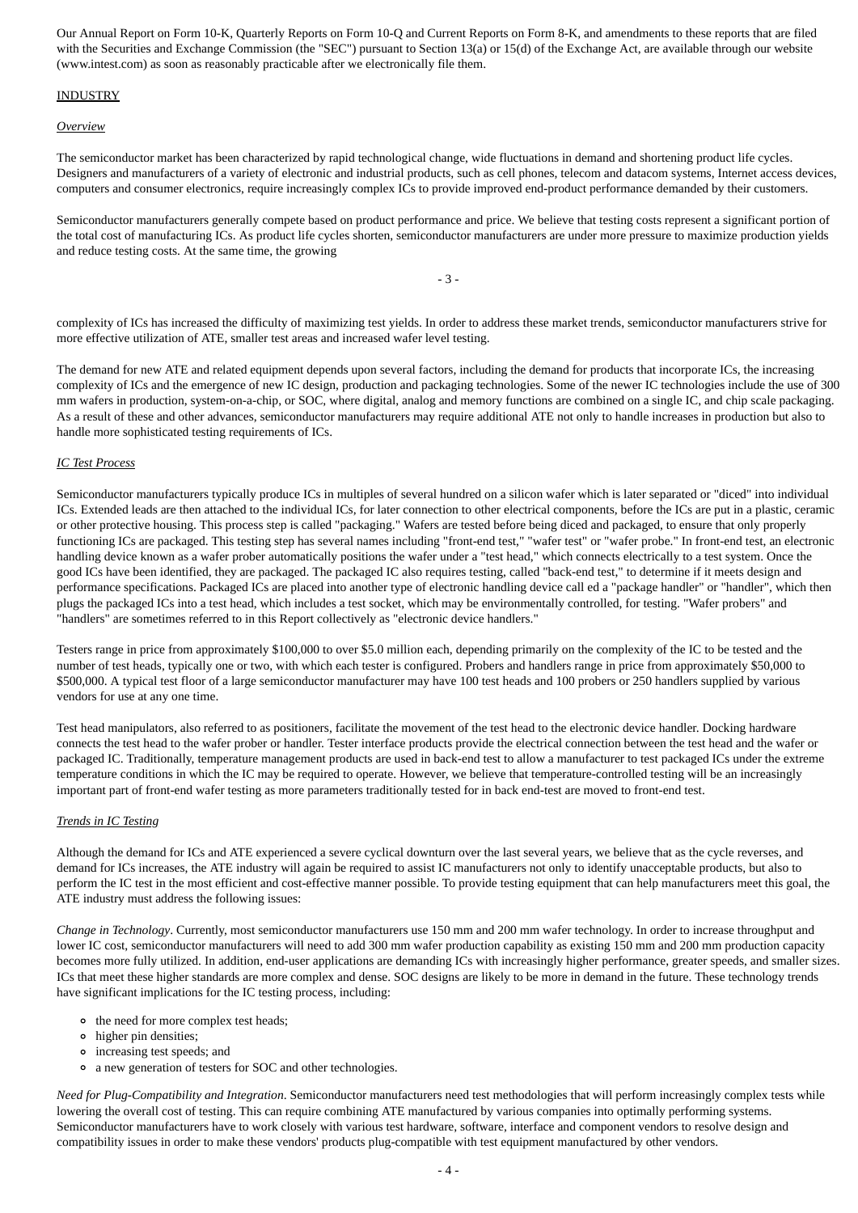Our Annual Report on Form 10-K, Quarterly Reports on Form 10-Q and Current Reports on Form 8-K, and amendments to these reports that are filed with the Securities and Exchange Commission (the "SEC") pursuant to Section 13(a) or 15(d) of the Exchange Act, are available through our website (www.intest.com) as soon as reasonably practicable after we electronically file them.

## INDUSTRY

### *Overview*

The semiconductor market has been characterized by rapid technological change, wide fluctuations in demand and shortening product life cycles. Designers and manufacturers of a variety of electronic and industrial products, such as cell phones, telecom and datacom systems, Internet access devices, computers and consumer electronics, require increasingly complex ICs to provide improved end-product performance demanded by their customers.

Semiconductor manufacturers generally compete based on product performance and price. We believe that testing costs represent a significant portion of the total cost of manufacturing ICs. As product life cycles shorten, semiconductor manufacturers are under more pressure to maximize production yields and reduce testing costs. At the same time, the growing complexity of ICs has increased the difficulty of maximizing test yields. In order to address these market trends, semiconductor manufacturers strive for more effective utilization of ATE, smaller test areas and increased wafer level testing.

The demand for new ATE and related equipment depends upon several factors, including the demand for products that incorporate ICs, the increasing complexity of ICs and the emergence of new IC design, production and packaging technologies. Some of the newer IC technologies include the use of 300 mm wafers in production, system-on-a-chip, or SOC, where digital, analog and memory functions are combined on a single IC, and chip scale packaging. As a result of these and other advances, semiconductor manufacturers may require additional ATE not only to handle increases in production but also to handle more sophisticated testing requirements of ICs.

### *IC Test Process*

Semiconductor manufacturers typically produce ICs in multiples of several hundred on a silicon wafer which is later separated or "diced" into individual ICs. Extended leads are then attached to the individual ICs, for later connection to other electrical components, before the ICs are put in a plastic, ceramic or other protective housing. This process step is called "packaging." Wafers are tested before being diced and packaged, to ensure that only properly functioning ICs are packaged. This testing step has several names including "front-end test," "wafer test" or "wafer probe." In front-end test, an electronic handling device known as a wafer prober automatically positions the wafer under a "test head," which connects electrically to a test system. Once the good ICs have been identified, they are packaged. The packaged IC also requires testing, called "back-end test," to determine if it meets design and performance specifications. Packaged ICs are placed into another type of electronic handling device call ed a "package handler" or "handler", which then plugs the packaged ICs into a test head, which includes a test socket, which may be environmentally controlled, for testing. "Wafer probers" and "handlers" are sometimes referred to in this Report collectively as "electronic device handlers."

Testers range in price from approximately $100,000 to over $5.0 million each, depending primarily on the complexity of the IC to be tested and the number of test heads, typically one or two, with which each tester is configured. Probers and handlers range in price from approximately $50,000 to $500,000. A typical test floor of a large semiconductor manufacturer may have 100 test heads and 100 probers or 250 handlers supplied by various vendors for use at any one time.

Test head manipulators, also referred to as positioners, facilitate the movement of the test head to the electronic device handler. Docking hardware connects the test head to the wafer prober or handler. Tester interface products provide the electrical connection between the test head and the wafer or packaged IC. Traditionally, temperature management products are used in back-end test to allow a manufacturer to test packaged ICs under the extreme temperature conditions in which the IC may be required to operate. However, we believe that temperature-controlled testing will be an increasingly important part of front-end wafer testing as more parameters traditionally tested for in back end-test are moved to front-end test.

### *Trends in IC Testing*

Although the demand for ICs and ATE experienced a severe cyclical downturn over the last several years, we believe that as the cycle reverses, and demand for ICs increases, the ATE industry will again be required to assist IC manufacturers not only to identify unacceptable products, but also to perform the IC test in the most efficient and cost-effective manner possible. To provide testing equipment that can help manufacturers meet this goal, the ATE industry must address the following issues:

*Change in Technology*. Currently, most semiconductor manufacturers use 150 mm and 200 mm wafer technology. In order to increase throughput and lower IC cost, semiconductor manufacturers will need to add 300 mm wafer production capability as existing 150 mm and 200 mm production capacity becomes more fully utilized. In addition, end-user applications are demanding ICs with increasingly higher performance, greater speeds, and smaller sizes. ICs that meet these higher standards are more complex and dense. SOC designs are likely to be more in demand in the future. These technology trends have significant implications for the IC testing process, including:

- the need for more complex test heads;
- higher pin densities;
- increasing test speeds; and
- a new generation of testers for SOC and other technologies.

*Need for Plug-Compatibility and Integration*. Semiconductor manufacturers need test methodologies that will perform increasingly complex tests while lowering the overall cost of testing. This can require combining ATE manufactured by various companies into optimally performing systems. Semiconductor manufacturers have to work closely with various test hardware, software, interface and component vendors to resolve design and compatibility issues in order to make these vendors' products plug-compatible with test equipment manufactured by other vendors.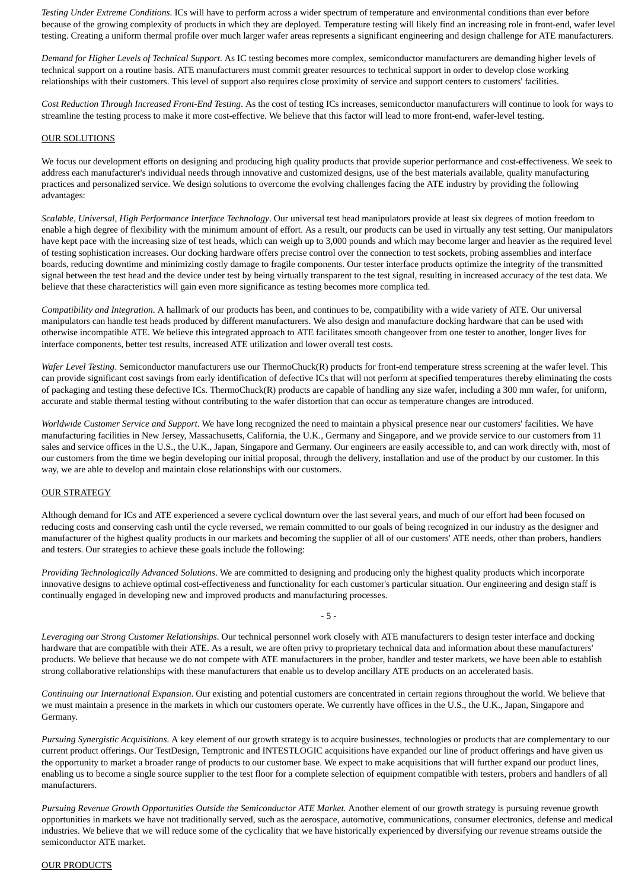*Testing Under Extreme Conditions*. ICs will have to perform across a wider spectrum of temperature and environmental conditions than ever before because of the growing complexity of products in which they are deployed. Temperature testing will likely find an increasing role in front-end, wafer level testing. Creating a uniform thermal profile over much larger wafer areas represents a significant engineering and design challenge for ATE manufacturers.

*Demand for Higher Levels of Technical Support*. As IC testing becomes more complex, semiconductor manufacturers are demanding higher levels of technical support on a routine basis. ATE manufacturers must commit greater resources to technical support in order to develop close working relationships with their customers. This level of support also requires close proximity of service and support centers to customers' facilities.

*Cost Reduction Through Increased Front-End Testing*. As the cost of testing ICs increases, semiconductor manufacturers will continue to look for ways to streamline the testing process to make it more cost-effective. We believe that this factor will lead to more front-end, wafer-level testing.

## OUR SOLUTIONS

We focus our development efforts on designing and producing high quality products that provide superior performance and cost-effectiveness. We seek to address each manufacturer's individual needs through innovative and customized designs, use of the best materials available, quality manufacturing practices and personalized service. We design solutions to overcome the evolving challenges facing the ATE industry by providing the following advantages:

*Scalable, Universal, High Performance Interface Technology*. Our universal test head manipulators provide at least six degrees of motion freedom to enable a high degree of flexibility with the minimum amount of effort. As a result, our products can be used in virtually any test setting. Our manipulators have kept pace with the increasing size of test heads, which can weigh up to 3,000 pounds and which may become larger and heavier as the required level of testing sophistication increases. Our docking hardware offers precise control over the connection to test sockets, probing assemblies and interface boards, reducing downtime and minimizing costly damage to fragile components. Our tester interface products optimize the integrity of the transmitted signal between the test head and the device under test by being virtually transparent to the test signal, resulting in increased accuracy of the test data. We believe that these characteristics will gain even more significance as testing becomes more complica ted.

*Compatibility and Integration*. A hallmark of our products has been, and continues to be, compatibility with a wide variety of ATE. Our universal manipulators can handle test heads produced by different manufacturers. We also design and manufacture docking hardware that can be used with otherwise incompatible ATE. We believe this integrated approach to ATE facilitates smooth changeover from one tester to another, longer lives for interface components, better test results, increased ATE utilization and lower overall test costs.

*Wafer Level Testing*. Semiconductor manufacturers use our ThermoChuck(R) products for front-end temperature stress screening at the wafer level. This can provide significant cost savings from early identification of defective ICs that will not perform at specified temperatures thereby eliminating the costs of packaging and testing these defective ICs. ThermoChuck(R) products are capable of handling any size wafer, including a 300 mm wafer, for uniform, accurate and stable thermal testing without contributing to the wafer distortion that can occur as temperature changes are introduced.

*Worldwide Customer Service and Support*. We have long recognized the need to maintain a physical presence near our customers' facilities. We have manufacturing facilities in New Jersey, Massachusetts, California, the U.K., Germany and Singapore, and we provide service to our customers from 11 sales and service offices in the U.S., the U.K., Japan, Singapore and Germany. Our engineers are easily accessible to, and can work directly with, most of our customers from the time we begin developing our initial proposal, through the delivery, installation and use of the product by our customer. In this way, we are able to develop and maintain close relationships with our customers.

## OUR STRATEGY

Although demand for ICs and ATE experienced a severe cyclical downturn over the last several years, and much of our effort had been focused on reducing costs and conserving cash until the cycle reversed, we remain committed to our goals of being recognized in our industry as the designer and manufacturer of the highest quality products in our markets and becoming the supplier of all of our customers' ATE needs, other than probers, handlers and testers. Our strategies to achieve these goals include the following:

*Providing Technologically Advanced Solutions*. We are committed to designing and producing only the highest quality products which incorporate innovative designs to achieve optimal cost-effectiveness and functionality for each customer's particular situation. Our engineering and design staff is continually engaged in developing new and improved products and manufacturing processes.

*Leveraging our Strong Customer Relationships*. Our technical personnel work closely with ATE manufacturers to design tester interface and docking hardware that are compatible with their ATE. As a result, we are often privy to proprietary technical data and information about these manufacturers' products. We believe that because we do not compete with ATE manufacturers in the prober, handler and tester markets, we have been able to establish strong collaborative relationships with these manufacturers that enable us to develop ancillary ATE products on an accelerated basis.

*Continuing our International Expansion*. Our existing and potential customers are concentrated in certain regions throughout the world. We believe that we must maintain a presence in the markets in which our customers operate. We currently have offices in the U.S., the U.K., Japan, Singapore and Germany.

*Pursuing Synergistic Acquisitions*. A key element of our growth strategy is to acquire businesses, technologies or products that are complementary to our current product offerings. Our TestDesign, Temptronic and INTESTLOGIC acquisitions have expanded our line of product offerings and have given us the opportunity to market a broader range of products to our customer base. We expect to make acquisitions that will further expand our product lines, enabling us to become a single source supplier to the test floor for a complete selection of equipment compatible with testers, probers and handlers of all manufacturers.

*Pursuing Revenue Growth Opportunities Outside the Semiconductor ATE Market.* Another element of our growth strategy is pursuing revenue growth opportunities in markets we have not traditionally served, such as the aerospace, automotive, communications, consumer electronics, defense and medical industries. We believe that we will reduce some of the cyclicality that we have historically experienced by diversifying our revenue streams outside the semiconductor ATE market.

## OUR PRODUCTS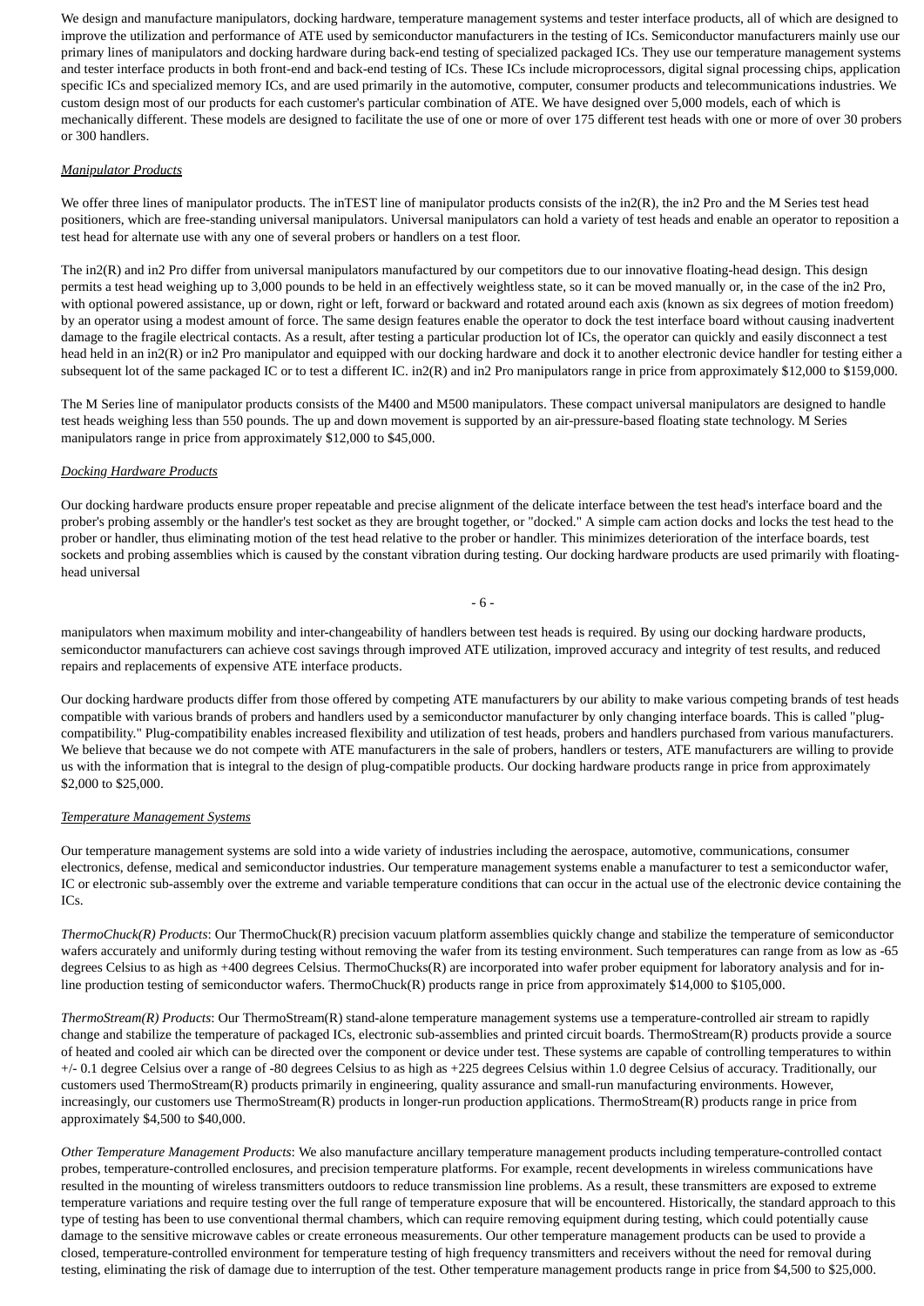We design and manufacture manipulators, docking hardware, temperature management systems and tester interface products, all of which are designed to improve the utilization and performance of ATE used by semiconductor manufacturers in the testing of ICs. Semiconductor manufacturers mainly use our primary lines of manipulators and docking hardware during back-end testing of specialized packaged ICs. They use our temperature management systems and tester interface products in both front-end and back-end testing of ICs. These ICs include microprocessors, digital signal processing chips, application specific ICs and specialized memory ICs, and are used primarily in the automotive, computer, consumer products and telecommunications industries. We custom design most of our products for each customer's particular combination of ATE. We have designed over 5,000 models, each of which is mechanically different. These models are designed to facilitate the use of one or more of over 175 different test heads with one or more of over 30 probers or 300 handlers.

*Manipulator Products*

We offer three lines of manipulator products. The inTEST line of manipulator products consists of the in2(R), the in2 Pro and the M Series test head positioners, which are free-standing universal manipulators. Universal manipulators can hold a variety of test heads and enable an operator to reposition a test head for alternate use with any one of several probers or handlers on a test floor.

The in2(R) and in2 Pro differ from universal manipulators manufactured by our competitors due to our innovative floating-head design. This design permits a test head weighing up to 3,000 pounds to be held in an effectively weightless state, so it can be moved manually or, in the case of the in2 Pro, with optional powered assistance, up or down, right or left, forward or backward and rotated around each axis (known as six degrees of motion freedom) by an operator using a modest amount of force. The same design features enable the operator to dock the test interface board without causing inadvertent damage to the fragile electrical contacts. As a result, after testing a particular production lot of ICs, the operator can quickly and easily disconnect a test head held in an in2(R) or in2 Pro manipulator and equipped with our docking hardware and dock it to another electronic device handler for testing either a subsequent lot of the same packaged IC or to test a different IC. in2(R) and in2 Pro manipulators range in price from approximately $12,000 to $159,000.

The M Series line of manipulator products consists of the M400 and M500 manipulators. These compact universal manipulators are designed to handle test heads weighing less than 550 pounds. The up and down movement is supported by an air-pressure-based floating state technology. M Series manipulators range in price from approximately $12,000 to $45,000.

*Docking Hardware Products*

Our docking hardware products ensure proper repeatable and precise alignment of the delicate interface between the test head's interface board and the prober's probing assembly or the handler's test socket as they are brought together, or "docked." A simple cam action docks and locks the test head to the prober or handler, thus eliminating motion of the test head relative to the prober or handler. This minimizes deterioration of the interface boards, test sockets and probing assemblies which is caused by the constant vibration during testing. Our docking hardware products are used primarily with floating-head universal manipulators when maximum mobility and inter-changeability of handlers between test heads is required. By using our docking hardware products, semiconductor manufacturers can achieve cost savings through improved ATE utilization, improved accuracy and integrity of test results, and reduced repairs and replacements of expensive ATE interface products.

Our docking hardware products differ from those offered by competing ATE manufacturers by our ability to make various competing brands of test heads compatible with various brands of probers and handlers used by a semiconductor manufacturer by only changing interface boards. This is called "plug-compatibility." Plug-compatibility enables increased flexibility and utilization of test heads, probers and handlers purchased from various manufacturers. We believe that because we do not compete with ATE manufacturers in the sale of probers, handlers or testers, ATE manufacturers are willing to provide us with the information that is integral to the design of plug-compatible products. Our docking hardware products range in price from approximately $2,000 to $25,000.

*Temperature Management Systems*

Our temperature management systems are sold into a wide variety of industries including the aerospace, automotive, communications, consumer electronics, defense, medical and semiconductor industries. Our temperature management systems enable a manufacturer to test a semiconductor wafer, IC or electronic sub-assembly over the extreme and variable temperature conditions that can occur in the actual use of the electronic device containing the ICs.

*ThermoChuck(R) Products*: Our ThermoChuck(R) precision vacuum platform assemblies quickly change and stabilize the temperature of semiconductor wafers accurately and uniformly during testing without removing the wafer from its testing environment. Such temperatures can range from as low as -65 degrees Celsius to as high as +400 degrees Celsius. ThermoChucks(R) are incorporated into wafer prober equipment for laboratory analysis and for in-line production testing of semiconductor wafers. ThermoChuck(R) products range in price from approximately $14,000 to $105,000.

*ThermoStream(R) Products*: Our ThermoStream(R) stand-alone temperature management systems use a temperature-controlled air stream to rapidly change and stabilize the temperature of packaged ICs, electronic sub-assemblies and printed circuit boards. ThermoStream(R) products provide a source of heated and cooled air which can be directed over the component or device under test. These systems are capable of controlling temperatures to within +/- 0.1 degree Celsius over a range of -80 degrees Celsius to as high as +225 degrees Celsius within 1.0 degree Celsius of accuracy. Traditionally, our customers used ThermoStream(R) products primarily in engineering, quality assurance and small-run manufacturing environments. However, increasingly, our customers use ThermoStream(R) products in longer-run production applications. ThermoStream(R) products range in price from approximately $4,500 to $40,000.

*Other Temperature Management Products*: We also manufacture ancillary temperature management products including temperature-controlled contact probes, temperature-controlled enclosures, and precision temperature platforms. For example, recent developments in wireless communications have resulted in the mounting of wireless transmitters outdoors to reduce transmission line problems. As a result, these transmitters are exposed to extreme temperature variations and require testing over the full range of temperature exposure that will be encountered. Historically, the standard approach to this type of testing has been to use conventional thermal chambers, which can require removing equipment during testing, which could potentially cause damage to the sensitive microwave cables or create erroneous measurements. Our other temperature management products can be used to provide a closed, temperature-controlled environment for temperature testing of high frequency transmitters and receivers without the need for removal during testing, eliminating the risk of damage due to interruption of the test. Other temperature management products range in price from $4,500 to $25,000.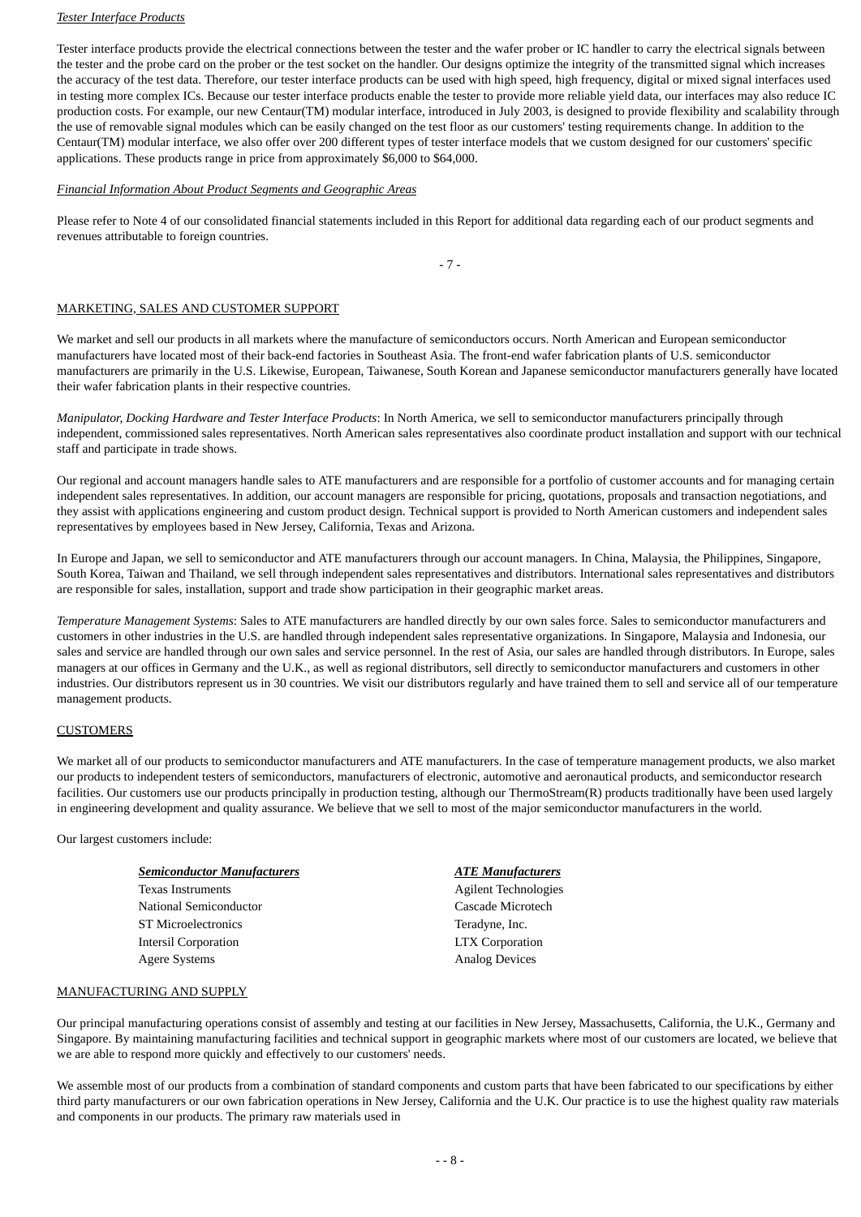*Tester Interface Products*

Tester interface products provide the electrical connections between the tester and the wafer prober or IC handler to carry the electrical signals between the tester and the probe card on the prober or the test socket on the handler. Our designs optimize the integrity of the transmitted signal which increases the accuracy of the test data. Therefore, our tester interface products can be used with high speed, high frequency, digital or mixed signal interfaces used in testing more complex ICs. Because our tester interface products enable the tester to provide more reliable yield data, our interfaces may also reduce IC production costs. For example, our new Centaur(TM) modular interface, introduced in July 2003, is designed to provide flexibility and scalability through the use of removable signal modules which can be easily changed on the test floor as our customers' testing requirements change. In addition to the Centaur(TM) modular interface, we also offer over 200 different types of tester interface models that we custom designed for our customers' specific applications. These products range in price from approximately $6,000 to $64,000.

*Financial Information About Product Segments and Geographic Areas*

Please refer to Note 4 of our consolidated financial statements included in this Report for additional data regarding each of our product segments and revenues attributable to foreign countries.

MARKETING, SALES AND CUSTOMER SUPPORT

We market and sell our products in all markets where the manufacture of semiconductors occurs. North American and European semiconductor manufacturers have located most of their back-end factories in Southeast Asia. The front-end wafer fabrication plants of U.S. semiconductor manufacturers are primarily in the U.S. Likewise, European, Taiwanese, South Korean and Japanese semiconductor manufacturers generally have located their wafer fabrication plants in their respective countries.

*Manipulator, Docking Hardware and Tester Interface Products*: In North America, we sell to semiconductor manufacturers principally through independent, commissioned sales representatives. North American sales representatives also coordinate product installation and support with our technical staff and participate in trade shows.

Our regional and account managers handle sales to ATE manufacturers and are responsible for a portfolio of customer accounts and for managing certain independent sales representatives. In addition, our account managers are responsible for pricing, quotations, proposals and transaction negotiations, and they assist with applications engineering and custom product design. Technical support is provided to North American customers and independent sales representatives by employees based in New Jersey, California, Texas and Arizona.

In Europe and Japan, we sell to semiconductor and ATE manufacturers through our account managers. In China, Malaysia, the Philippines, Singapore, South Korea, Taiwan and Thailand, we sell through independent sales representatives and distributors. International sales representatives and distributors are responsible for sales, installation, support and trade show participation in their geographic market areas.

*Temperature Management Systems*: Sales to ATE manufacturers are handled directly by our own sales force. Sales to semiconductor manufacturers and customers in other industries in the U.S. are handled through independent sales representative organizations. In Singapore, Malaysia and Indonesia, our sales and service are handled through our own sales and service personnel. In the rest of Asia, our sales are handled through distributors. In Europe, sales managers at our offices in Germany and the U.K., as well as regional distributors, sell directly to semiconductor manufacturers and customers in other industries. Our distributors represent us in 30 countries. We visit our distributors regularly and have trained them to sell and service all of our temperature management products.

CUSTOMERS

We market all of our products to semiconductor manufacturers and ATE manufacturers. In the case of temperature management products, we also market our products to independent testers of semiconductors, manufacturers of electronic, automotive and aeronautical products, and semiconductor research facilities. Our customers use our products principally in production testing, although our ThermoStream(R) products traditionally have been used largely in engineering development and quality assurance. We believe that we sell to most of the major semiconductor manufacturers in the world.

Our largest customers include:

| ***Semiconductor Manufacturers*** | ***ATE Manufacturers*** |
|---|---|
| Texas Instruments | Agilent Technologies |
| National Semiconductor | Cascade Microtech |
| ST Microelectronics | Teradyne, Inc. |
| Intersil Corporation | LTX Corporation |
| Agere Systems | Analog Devices |

MANUFACTURING AND SUPPLY

Our principal manufacturing operations consist of assembly and testing at our facilities in New Jersey, Massachusetts, California, the U.K., Germany and Singapore. By maintaining manufacturing facilities and technical support in geographic markets where most of our customers are located, we believe that we are able to respond more quickly and effectively to our customers' needs.

We assemble most of our products from a combination of standard components and custom parts that have been fabricated to our specifications by either third party manufacturers or our own fabrication operations in New Jersey, California and the U.K. Our practice is to use the highest quality raw materials and components in our products. The primary raw materials used in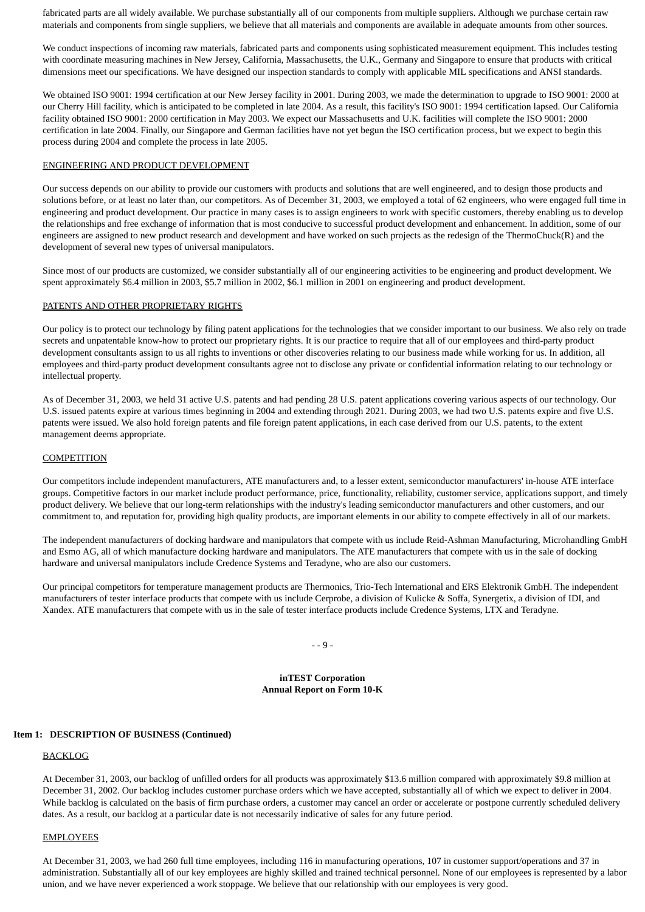fabricated parts are all widely available. We purchase substantially all of our components from multiple suppliers. Although we purchase certain raw materials and components from single suppliers, we believe that all materials and components are available in adequate amounts from other sources.

We conduct inspections of incoming raw materials, fabricated parts and components using sophisticated measurement equipment. This includes testing with coordinate measuring machines in New Jersey, California, Massachusetts, the U.K., Germany and Singapore to ensure that products with critical dimensions meet our specifications. We have designed our inspection standards to comply with applicable MIL specifications and ANSI standards.

We obtained ISO 9001: 1994 certification at our New Jersey facility in 2001. During 2003, we made the determination to upgrade to ISO 9001: 2000 at our Cherry Hill facility, which is anticipated to be completed in late 2004. As a result, this facility's ISO 9001: 1994 certification lapsed. Our California facility obtained ISO 9001: 2000 certification in May 2003. We expect our Massachusetts and U.K. facilities will complete the ISO 9001: 2000 certification in late 2004. Finally, our Singapore and German facilities have not yet begun the ISO certification process, but we expect to begin this process during 2004 and complete the process in late 2005.

ENGINEERING AND PRODUCT DEVELOPMENT

Our success depends on our ability to provide our customers with products and solutions that are well engineered, and to design those products and solutions before, or at least no later than, our competitors. As of December 31, 2003, we employed a total of 62 engineers, who were engaged full time in engineering and product development. Our practice in many cases is to assign engineers to work with specific customers, thereby enabling us to develop the relationships and free exchange of information that is most conducive to successful product development and enhancement. In addition, some of our engineers are assigned to new product research and development and have worked on such projects as the redesign of the ThermoChuck(R) and the development of several new types of universal manipulators.

Since most of our products are customized, we consider substantially all of our engineering activities to be engineering and product development. We spent approximately $6.4 million in 2003, $5.7 million in 2002, $6.1 million in 2001 on engineering and product development.

PATENTS AND OTHER PROPRIETARY RIGHTS

Our policy is to protect our technology by filing patent applications for the technologies that we consider important to our business. We also rely on trade secrets and unpatentable know-how to protect our proprietary rights. It is our practice to require that all of our employees and third-party product development consultants assign to us all rights to inventions or other discoveries relating to our business made while working for us. In addition, all employees and third-party product development consultants agree not to disclose any private or confidential information relating to our technology or intellectual property.

As of December 31, 2003, we held 31 active U.S. patents and had pending 28 U.S. patent applications covering various aspects of our technology. Our U.S. issued patents expire at various times beginning in 2004 and extending through 2021. During 2003, we had two U.S. patents expire and five U.S. patents were issued. We also hold foreign patents and file foreign patent applications, in each case derived from our U.S. patents, to the extent management deems appropriate.

COMPETITION

Our competitors include independent manufacturers, ATE manufacturers and, to a lesser extent, semiconductor manufacturers' in-house ATE interface groups. Competitive factors in our market include product performance, price, functionality, reliability, customer service, applications support, and timely product delivery. We believe that our long-term relationships with the industry's leading semiconductor manufacturers and other customers, and our commitment to, and reputation for, providing high quality products, are important elements in our ability to compete effectively in all of our markets.

The independent manufacturers of docking hardware and manipulators that compete with us include Reid-Ashman Manufacturing, Microhandling GmbH and Esmo AG, all of which manufacture docking hardware and manipulators. The ATE manufacturers that compete with us in the sale of docking hardware and universal manipulators include Credence Systems and Teradyne, who are also our customers.

Our principal competitors for temperature management products are Thermonics, Trio-Tech International and ERS Elektronik GmbH. The independent manufacturers of tester interface products that compete with us include Cerprobe, a division of Kulicke & Soffa, Synergetix, a division of IDI, and Xandex. ATE manufacturers that compete with us in the sale of tester interface products include Credence Systems, LTX and Teradyne.

**Item 1: DESCRIPTION OF BUSINESS (Continued)**

BACKLOG

At December 31, 2003, our backlog of unfilled orders for all products was approximately $13.6 million compared with approximately $9.8 million at December 31, 2002. Our backlog includes customer purchase orders which we have accepted, substantially all of which we expect to deliver in 2004. While backlog is calculated on the basis of firm purchase orders, a customer may cancel an order or accelerate or postpone currently scheduled delivery dates. As a result, our backlog at a particular date is not necessarily indicative of sales for any future period.

EMPLOYEES

At December 31, 2003, we had 260 full time employees, including 116 in manufacturing operations, 107 in customer support/operations and 37 in administration. Substantially all of our key employees are highly skilled and trained technical personnel. None of our employees is represented by a labor union, and we have never experienced a work stoppage. We believe that our relationship with our employees is very good.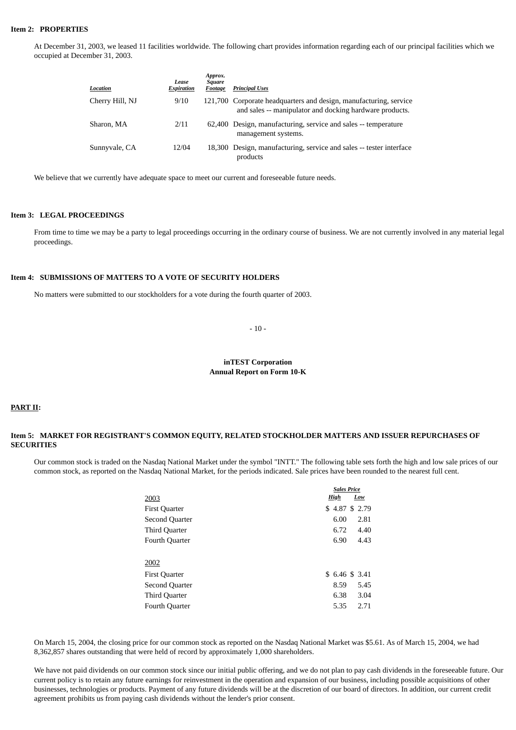### Item 2: PROPERTIES

At December 31, 2003, we leased 11 facilities worldwide. The following chart provides information regarding each of our principal facilities which we occupied at December 31, 2003.

| *Location* | *Lease Expiration* | *Approx. Square Footage* | *Principal Uses* |
|---|---|---|---|
| Cherry Hill, NJ | 9/10 | 121,700 | Corporate headquarters and design, manufacturing, service and sales -- manipulator and docking hardware products. |
| Sharon, MA | 2/11 | 62,400 | Design, manufacturing, service and sales -- temperature management systems. |
| Sunnyvale, CA | 12/04 | 18,300 | Design, manufacturing, service and sales -- tester interface products |

We believe that we currently have adequate space to meet our current and foreseeable future needs.

### Item 3: LEGAL PROCEEDINGS

From time to time we may be a party to legal proceedings occurring in the ordinary course of business. We are not currently involved in any material legal proceedings.

### Item 4: SUBMISSIONS OF MATTERS TO A VOTE OF SECURITY HOLDERS

No matters were submitted to our stockholders for a vote during the fourth quarter of 2003.

**inTEST Corporation**
**Annual Report on Form 10-K**

## PART II:

### Item 5: MARKET FOR REGISTRANT'S COMMON EQUITY, RELATED STOCKHOLDER MATTERS AND ISSUER REPURCHASES OF SECURITIES

Our common stock is traded on the Nasdaq National Market under the symbol "INTT." The following table sets forth the high and low sale prices of our common stock, as reported on the Nasdaq National Market, for the periods indicated. Sale prices have been rounded to the nearest full cent.

| | *Sales Price* | |
|---|---|---|
| 2003 | *High* | *Low* |
| First Quarter | $ 4.87 | $ 2.79 |
| Second Quarter | 6.00 | 2.81 |
| Third Quarter | 6.72 | 4.40 |
| Fourth Quarter | 6.90 | 4.43 |
| | | |
| 2002 | | |
| First Quarter | $ 6.46 | $ 3.41 |
| Second Quarter | 8.59 | 5.45 |
| Third Quarter | 6.38 | 3.04 |
| Fourth Quarter | 5.35 | 2.71 |

On March 15, 2004, the closing price for our common stock as reported on the Nasdaq National Market was $5.61. As of March 15, 2004, we had 8,362,857 shares outstanding that were held of record by approximately 1,000 shareholders.

We have not paid dividends on our common stock since our initial public offering, and we do not plan to pay cash dividends in the foreseeable future. Our current policy is to retain any future earnings for reinvestment in the operation and expansion of our business, including possible acquisitions of other businesses, technologies or products. Payment of any future dividends will be at the discretion of our board of directors. In addition, our current credit agreement prohibits us from paying cash dividends without the lender's prior consent.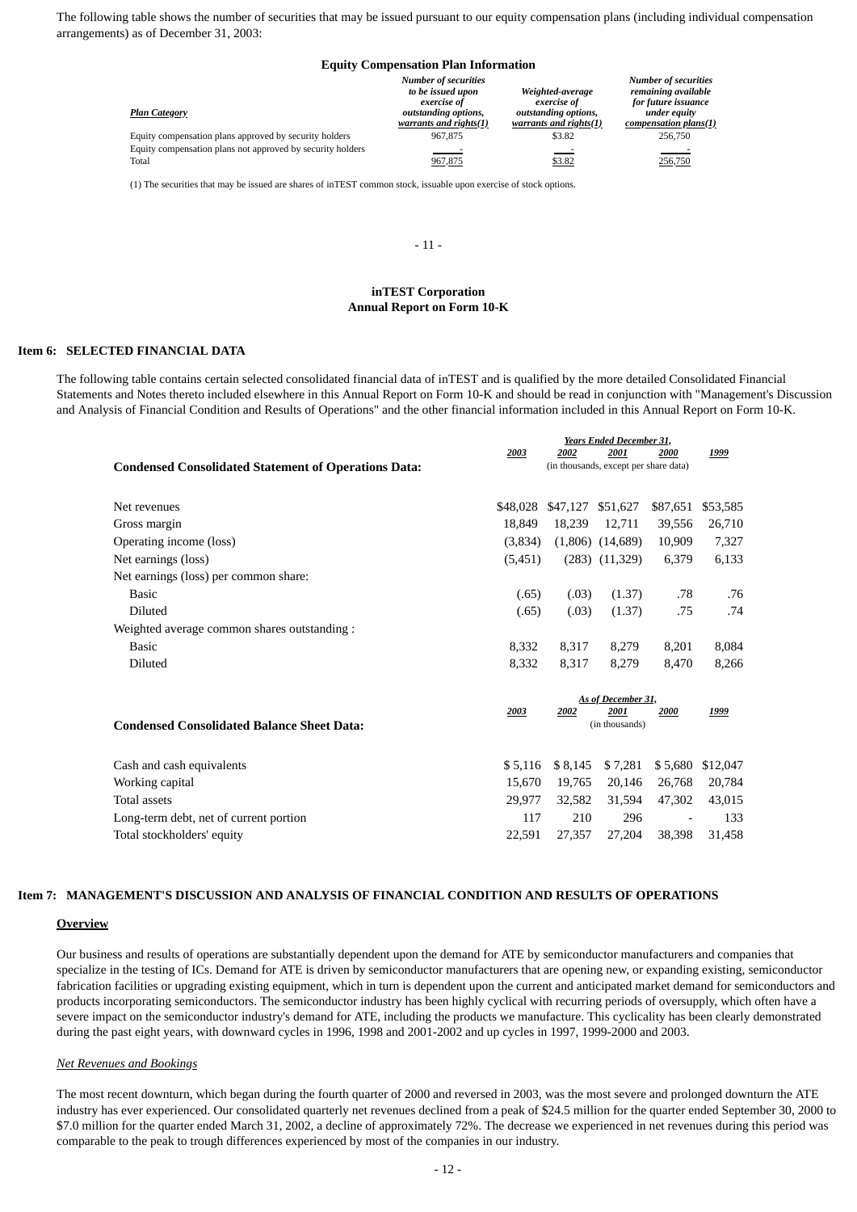The following table shows the number of securities that may be issued pursuant to our equity compensation plans (including individual compensation arrangements) as of December 31, 2003:

**Equity Compensation Plan Information**

| *Plan Category* | *Number of securities to be issued upon exercise of outstanding options, warrants and rights(1)* | *Weighted-average exercise of outstanding options, warrants and rights(1)* | *Number of securities remaining available for future issuance under equity compensation plans(1)* |
|---|---|---|---|
| Equity compensation plans approved by security holders | 967,875 | $3.82 | 256,750 |
| Equity compensation plans not approved by security holders | - | - | - |
| Total | 967,875 | $3.82 | 256,750 |

(1) The securities that may be issued are shares of inTEST common stock, issuable upon exercise of stock options.

**inTEST Corporation**
**Annual Report on Form 10-K**

## Item 6: SELECTED FINANCIAL DATA

The following table contains certain selected consolidated financial data of inTEST and is qualified by the more detailed Consolidated Financial Statements and Notes thereto included elsewhere in this Annual Report on Form 10-K and should be read in conjunction with "Management's Discussion and Analysis of Financial Condition and Results of Operations" and the other financial information included in this Annual Report on Form 10-K.

| **Condensed Consolidated Statement of Operations Data:** | *Years Ended December 31,* (in thousands, except per share data) | | | | |
|---|---|---|---|---|---|
| | *2003* | *2002* | *2001* | *2000* | *1999* |
| Net revenues | $48,028 | $47,127 | $51,627 | $87,651 | $53,585 |
| Gross margin | 18,849 | 18,239 | 12,711 | 39,556 | 26,710 |
| Operating income (loss) | (3,834) | (1,806) | (14,689) | 10,909 | 7,327 |
| Net earnings (loss) | (5,451) | (283) | (11,329) | 6,379 | 6,133 |
| Net earnings (loss) per common share: | | | | | |
| Basic | (.65) | (.03) | (1.37) | .78 | .76 |
| Diluted | (.65) | (.03) | (1.37) | .75 | .74 |
| Weighted average common shares outstanding : | | | | | |
| Basic | 8,332 | 8,317 | 8,279 | 8,201 | 8,084 |
| Diluted | 8,332 | 8,317 | 8,279 | 8,470 | 8,266 |

| **Condensed Consolidated Balance Sheet Data:** | *As of December 31,* (in thousands) | | | | |
|---|---|---|---|---|---|
| | *2003* | *2002* | *2001* | *2000* | *1999* |
| Cash and cash equivalents | $ 5,116 | $ 8,145 | $ 7,281 | $ 5,680 | $12,047 |
| Working capital | 15,670 | 19,765 | 20,146 | 26,768 | 20,784 |
| Total assets | 29,977 | 32,582 | 31,594 | 47,302 | 43,015 |
| Long-term debt, net of current portion | 117 | 210 | 296 | - | 133 |
| Total stockholders' equity | 22,591 | 27,357 | 27,204 | 38,398 | 31,458 |

## Item 7: MANAGEMENT'S DISCUSSION AND ANALYSIS OF FINANCIAL CONDITION AND RESULTS OF OPERATIONS

### Overview

Our business and results of operations are substantially dependent upon the demand for ATE by semiconductor manufacturers and companies that specialize in the testing of ICs. Demand for ATE is driven by semiconductor manufacturers that are opening new, or expanding existing, semiconductor fabrication facilities or upgrading existing equipment, which in turn is dependent upon the current and anticipated market demand for semiconductors and products incorporating semiconductors. The semiconductor industry has been highly cyclical with recurring periods of oversupply, which often have a severe impact on the semiconductor industry's demand for ATE, including the products we manufacture. This cyclicality has been clearly demonstrated during the past eight years, with downward cycles in 1996, 1998 and 2001-2002 and up cycles in 1997, 1999-2000 and 2003.

*Net Revenues and Bookings*

The most recent downturn, which began during the fourth quarter of 2000 and reversed in 2003, was the most severe and prolonged downturn the ATE industry has ever experienced. Our consolidated quarterly net revenues declined from a peak of $24.5 million for the quarter ended September 30, 2000 to $7.0 million for the quarter ended March 31, 2002, a decline of approximately 72%. The decrease we experienced in net revenues during this period was comparable to the peak to trough differences experienced by most of the companies in our industry.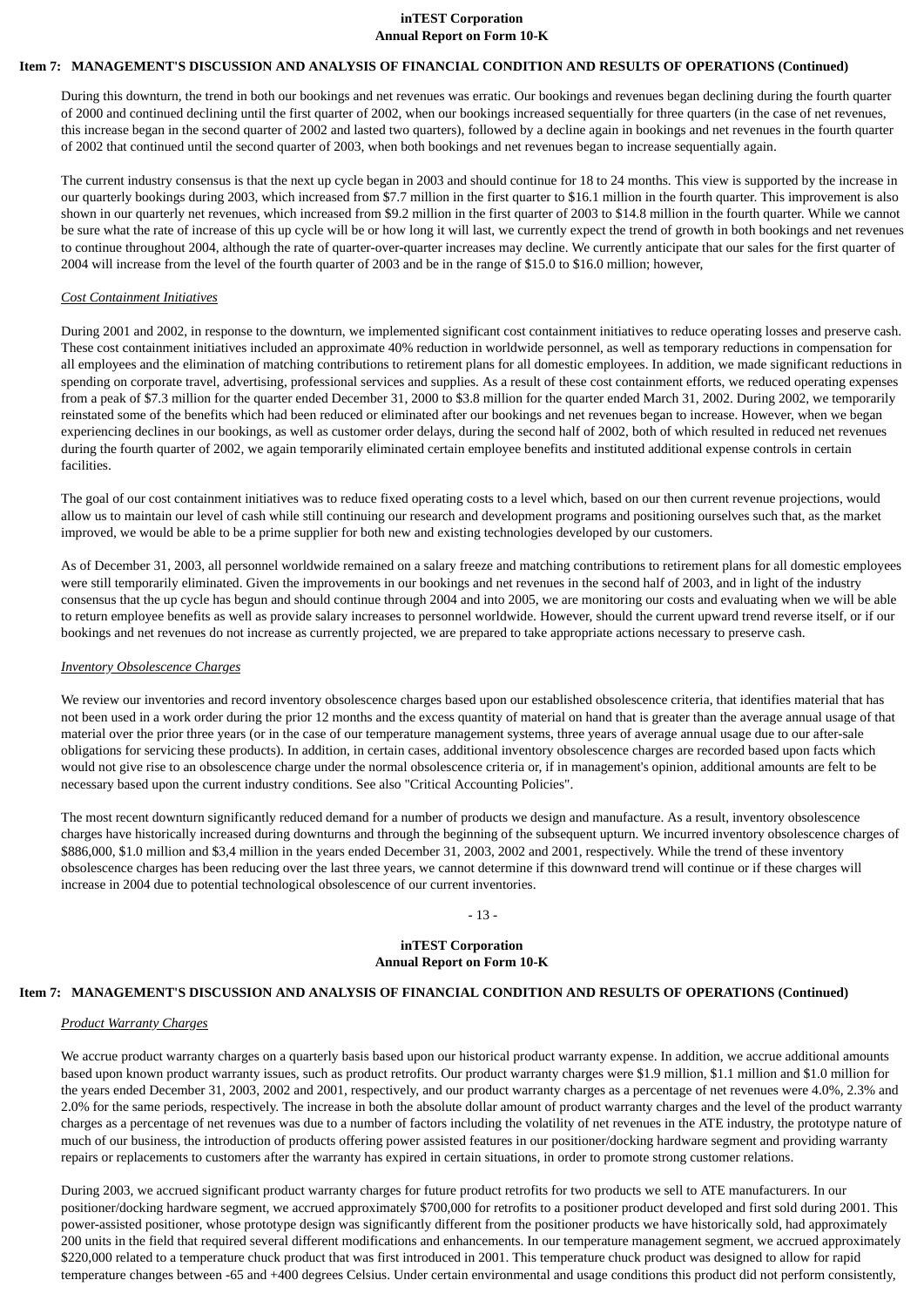## Item 7: MANAGEMENT'S DISCUSSION AND ANALYSIS OF FINANCIAL CONDITION AND RESULTS OF OPERATIONS (Continued)

During this downturn, the trend in both our bookings and net revenues was erratic. Our bookings and revenues began declining during the fourth quarter of 2000 and continued declining until the first quarter of 2002, when our bookings increased sequentially for three quarters (in the case of net revenues, this increase began in the second quarter of 2002 and lasted two quarters), followed by a decline again in bookings and net revenues in the fourth quarter of 2002 that continued until the second quarter of 2003, when both bookings and net revenues began to increase sequentially again.

The current industry consensus is that the next up cycle began in 2003 and should continue for 18 to 24 months. This view is supported by the increase in our quarterly bookings during 2003, which increased from $7.7 million in the first quarter to $16.1 million in the fourth quarter. This improvement is also shown in our quarterly net revenues, which increased from $9.2 million in the first quarter of 2003 to $14.8 million in the fourth quarter. While we cannot be sure what the rate of increase of this up cycle will be or how long it will last, we currently expect the trend of growth in both bookings and net revenues to continue throughout 2004, although the rate of quarter-over-quarter increases may decline. We currently anticipate that our sales for the first quarter of 2004 will increase from the level of the fourth quarter of 2003 and be in the range of $15.0 to $16.0 million; however,

*Cost Containment Initiatives*

During 2001 and 2002, in response to the downturn, we implemented significant cost containment initiatives to reduce operating losses and preserve cash. These cost containment initiatives included an approximate 40% reduction in worldwide personnel, as well as temporary reductions in compensation for all employees and the elimination of matching contributions to retirement plans for all domestic employees. In addition, we made significant reductions in spending on corporate travel, advertising, professional services and supplies. As a result of these cost containment efforts, we reduced operating expenses from a peak of $7.3 million for the quarter ended December 31, 2000 to $3.8 million for the quarter ended March 31, 2002. During 2002, we temporarily reinstated some of the benefits which had been reduced or eliminated after our bookings and net revenues began to increase. However, when we began experiencing declines in our bookings, as well as customer order delays, during the second half of 2002, both of which resulted in reduced net revenues during the fourth quarter of 2002, we again temporarily eliminated certain employee benefits and instituted additional expense controls in certain facilities.

The goal of our cost containment initiatives was to reduce fixed operating costs to a level which, based on our then current revenue projections, would allow us to maintain our level of cash while still continuing our research and development programs and positioning ourselves such that, as the market improved, we would be able to be a prime supplier for both new and existing technologies developed by our customers.

As of December 31, 2003, all personnel worldwide remained on a salary freeze and matching contributions to retirement plans for all domestic employees were still temporarily eliminated. Given the improvements in our bookings and net revenues in the second half of 2003, and in light of the industry consensus that the up cycle has begun and should continue through 2004 and into 2005, we are monitoring our costs and evaluating when we will be able to return employee benefits as well as provide salary increases to personnel worldwide. However, should the current upward trend reverse itself, or if our bookings and net revenues do not increase as currently projected, we are prepared to take appropriate actions necessary to preserve cash.

*Inventory Obsolescence Charges*

We review our inventories and record inventory obsolescence charges based upon our established obsolescence criteria, that identifies material that has not been used in a work order during the prior 12 months and the excess quantity of material on hand that is greater than the average annual usage of that material over the prior three years (or in the case of our temperature management systems, three years of average annual usage due to our after-sale obligations for servicing these products). In addition, in certain cases, additional inventory obsolescence charges are recorded based upon facts which would not give rise to an obsolescence charge under the normal obsolescence criteria or, if in management's opinion, additional amounts are felt to be necessary based upon the current industry conditions. See also "Critical Accounting Policies".

The most recent downturn significantly reduced demand for a number of products we design and manufacture. As a result, inventory obsolescence charges have historically increased during downturns and through the beginning of the subsequent upturn. We incurred inventory obsolescence charges of $886,000, $1.0 million and $3,4 million in the years ended December 31, 2003, 2002 and 2001, respectively. While the trend of these inventory obsolescence charges has been reducing over the last three years, we cannot determine if this downward trend will continue or if these charges will increase in 2004 due to potential technological obsolescence of our current inventories.

## Item 7: MANAGEMENT'S DISCUSSION AND ANALYSIS OF FINANCIAL CONDITION AND RESULTS OF OPERATIONS (Continued)

*Product Warranty Charges*

We accrue product warranty charges on a quarterly basis based upon our historical product warranty expense. In addition, we accrue additional amounts based upon known product warranty issues, such as product retrofits. Our product warranty charges were $1.9 million, $1.1 million and $1.0 million for the years ended December 31, 2003, 2002 and 2001, respectively, and our product warranty charges as a percentage of net revenues were 4.0%, 2.3% and 2.0% for the same periods, respectively. The increase in both the absolute dollar amount of product warranty charges and the level of the product warranty charges as a percentage of net revenues was due to a number of factors including the volatility of net revenues in the ATE industry, the prototype nature of much of our business, the introduction of products offering power assisted features in our positioner/docking hardware segment and providing warranty repairs or replacements to customers after the warranty has expired in certain situations, in order to promote strong customer relations.

During 2003, we accrued significant product warranty charges for future product retrofits for two products we sell to ATE manufacturers. In our positioner/docking hardware segment, we accrued approximately $700,000 for retrofits to a positioner product developed and first sold during 2001. This power-assisted positioner, whose prototype design was significantly different from the positioner products we have historically sold, had approximately 200 units in the field that required several different modifications and enhancements. In our temperature management segment, we accrued approximately $220,000 related to a temperature chuck product that was first introduced in 2001. This temperature chuck product was designed to allow for rapid temperature changes between -65 and +400 degrees Celsius. Under certain environmental and usage conditions this product did not perform consistently,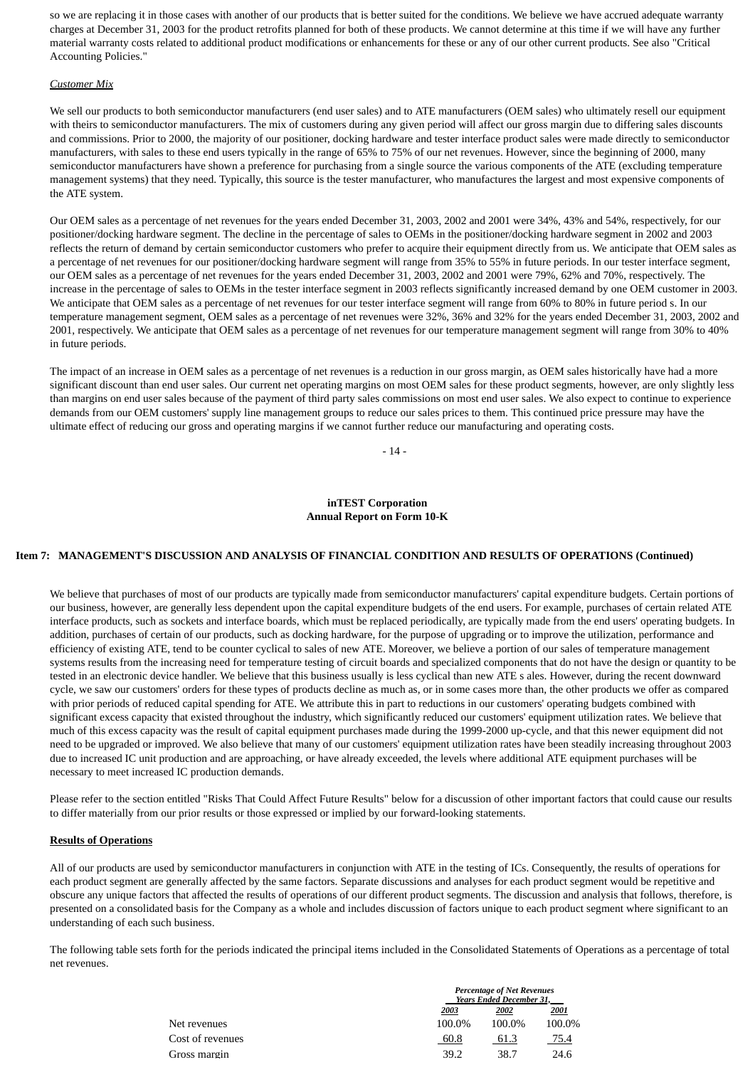so we are replacing it in those cases with another of our products that is better suited for the conditions. We believe we have accrued adequate warranty charges at December 31, 2003 for the product retrofits planned for both of these products. We cannot determine at this time if we will have any further material warranty costs related to additional product modifications or enhancements for these or any of our other current products. See also "Critical Accounting Policies."

*Customer Mix*

We sell our products to both semiconductor manufacturers (end user sales) and to ATE manufacturers (OEM sales) who ultimately resell our equipment with theirs to semiconductor manufacturers. The mix of customers during any given period will affect our gross margin due to differing sales discounts and commissions. Prior to 2000, the majority of our positioner, docking hardware and tester interface product sales were made directly to semiconductor manufacturers, with sales to these end users typically in the range of 65% to 75% of our net revenues. However, since the beginning of 2000, many semiconductor manufacturers have shown a preference for purchasing from a single source the various components of the ATE (excluding temperature management systems) that they need. Typically, this source is the tester manufacturer, who manufactures the largest and most expensive components of the ATE system.

Our OEM sales as a percentage of net revenues for the years ended December 31, 2003, 2002 and 2001 were 34%, 43% and 54%, respectively, for our positioner/docking hardware segment. The decline in the percentage of sales to OEMs in the positioner/docking hardware segment in 2002 and 2003 reflects the return of demand by certain semiconductor customers who prefer to acquire their equipment directly from us. We anticipate that OEM sales as a percentage of net revenues for our positioner/docking hardware segment will range from 35% to 55% in future periods. In our tester interface segment, our OEM sales as a percentage of net revenues for the years ended December 31, 2003, 2002 and 2001 were 79%, 62% and 70%, respectively. The increase in the percentage of sales to OEMs in the tester interface segment in 2003 reflects significantly increased demand by one OEM customer in 2003. We anticipate that OEM sales as a percentage of net revenues for our tester interface segment will range from 60% to 80% in future period s. In our temperature management segment, OEM sales as a percentage of net revenues were 32%, 36% and 32% for the years ended December 31, 2003, 2002 and 2001, respectively. We anticipate that OEM sales as a percentage of net revenues for our temperature management segment will range from 30% to 40% in future periods.

The impact of an increase in OEM sales as a percentage of net revenues is a reduction in our gross margin, as OEM sales historically have had a more significant discount than end user sales. Our current net operating margins on most OEM sales for these product segments, however, are only slightly less than margins on end user sales because of the payment of third party sales commissions on most end user sales. We also expect to continue to experience demands from our OEM customers' supply line management groups to reduce our sales prices to them. This continued price pressure may have the ultimate effect of reducing our gross and operating margins if we cannot further reduce our manufacturing and operating costs.

**Item 7: MANAGEMENT'S DISCUSSION AND ANALYSIS OF FINANCIAL CONDITION AND RESULTS OF OPERATIONS (Continued)**

We believe that purchases of most of our products are typically made from semiconductor manufacturers' capital expenditure budgets. Certain portions of our business, however, are generally less dependent upon the capital expenditure budgets of the end users. For example, purchases of certain related ATE interface products, such as sockets and interface boards, which must be replaced periodically, are typically made from the end users' operating budgets. In addition, purchases of certain of our products, such as docking hardware, for the purpose of upgrading or to improve the utilization, performance and efficiency of existing ATE, tend to be counter cyclical to sales of new ATE. Moreover, we believe a portion of our sales of temperature management systems results from the increasing need for temperature testing of circuit boards and specialized components that do not have the design or quantity to be tested in an electronic device handler. We believe that this business usually is less cyclical than new ATE s ales. However, during the recent downward cycle, we saw our customers' orders for these types of products decline as much as, or in some cases more than, the other products we offer as compared with prior periods of reduced capital spending for ATE. We attribute this in part to reductions in our customers' operating budgets combined with significant excess capacity that existed throughout the industry, which significantly reduced our customers' equipment utilization rates. We believe that much of this excess capacity was the result of capital equipment purchases made during the 1999-2000 up-cycle, and that this newer equipment did not need to be upgraded or improved. We also believe that many of our customers' equipment utilization rates have been steadily increasing throughout 2003 due to increased IC unit production and are approaching, or have already exceeded, the levels where additional ATE equipment purchases will be necessary to meet increased IC production demands.

Please refer to the section entitled "Risks That Could Affect Future Results" below for a discussion of other important factors that could cause our results to differ materially from our prior results or those expressed or implied by our forward-looking statements.

**Results of Operations**

All of our products are used by semiconductor manufacturers in conjunction with ATE in the testing of ICs. Consequently, the results of operations for each product segment are generally affected by the same factors. Separate discussions and analyses for each product segment would be repetitive and obscure any unique factors that affected the results of operations of our different product segments. The discussion and analysis that follows, therefore, is presented on a consolidated basis for the Company as a whole and includes discussion of factors unique to each product segment where significant to an understanding of each such business.

The following table sets forth for the periods indicated the principal items included in the Consolidated Statements of Operations as a percentage of total net revenues.

| | *Percentage of Net Revenues Years Ended December 31,* | | |
|---|---|---|---|
| | *2003* | *2002* | *2001* |
| Net revenues | 100.0% | 100.0% | 100.0% |
| Cost of revenues | 60.8 | 61.3 | 75.4 |
| Gross margin | 39.2 | 38.7 | 24.6 |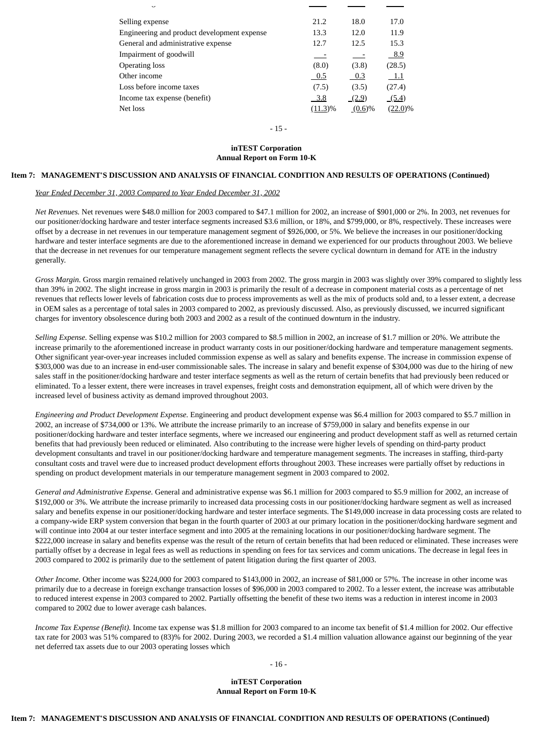| | | | |
|---|---|---|---|
| Selling expense | 21.2 | 18.0 | 17.0 |
| Engineering and product development expense | 13.3 | 12.0 | 11.9 |
| General and administrative expense | 12.7 | 12.5 | 15.3 |
| Impairment of goodwill | - | - | 8.9 |
| Operating loss | (8.0) | (3.8) | (28.5) |
| Other income | 0.5 | 0.3 | 1.1 |
| Loss before income taxes | (7.5) | (3.5) | (27.4) |
| Income tax expense (benefit) | 3.8 | (2.9) | (5.4) |
| Net loss | (11.3)% | (0.6)% | (22.0)% |

**Item 7: MANAGEMENT'S DISCUSSION AND ANALYSIS OF FINANCIAL CONDITION AND RESULTS OF OPERATIONS (Continued)**

*Year Ended December 31, 2003 Compared to Year Ended December 31, 2002*

*Net Revenues.* Net revenues were $48.0 million for 2003 compared to $47.1 million for 2002, an increase of $901,000 or 2%. In 2003, net revenues for our positioner/docking hardware and tester interface segments increased $3.6 million, or 18%, and $799,000, or 8%, respectively. These increases were offset by a decrease in net revenues in our temperature management segment of $926,000, or 5%. We believe the increases in our positioner/docking hardware and tester interface segments are due to the aforementioned increase in demand we experienced for our products throughout 2003. We believe that the decrease in net revenues for our temperature management segment reflects the severe cyclical downturn in demand for ATE in the industry generally.

*Gross Margin.* Gross margin remained relatively unchanged in 2003 from 2002. The gross margin in 2003 was slightly over 39% compared to slightly less than 39% in 2002. The slight increase in gross margin in 2003 is primarily the result of a decrease in component material costs as a percentage of net revenues that reflects lower levels of fabrication costs due to process improvements as well as the mix of products sold and, to a lesser extent, a decrease in OEM sales as a percentage of total sales in 2003 compared to 2002, as previously discussed. Also, as previously discussed, we incurred significant charges for inventory obsolescence during both 2003 and 2002 as a result of the continued downturn in the industry.

*Selling Expense.* Selling expense was $10.2 million for 2003 compared to $8.5 million in 2002, an increase of $1.7 million or 20%. We attribute the increase primarily to the aforementioned increase in product warranty costs in our positioner/docking hardware and temperature management segments. Other significant year-over-year increases included commission expense as well as salary and benefits expense. The increase in commission expense of $303,000 was due to an increase in end-user commissionable sales. The increase in salary and benefit expense of $304,000 was due to the hiring of new sales staff in the positioner/docking hardware and tester interface segments as well as the return of certain benefits that had previously been reduced or eliminated. To a lesser extent, there were increases in travel expenses, freight costs and demonstration equipment, all of which were driven by the increased level of business activity as demand improved throughout 2003.

*Engineering and Product Development Expense.* Engineering and product development expense was $6.4 million for 2003 compared to $5.7 million in 2002, an increase of $734,000 or 13%. We attribute the increase primarily to an increase of $759,000 in salary and benefits expense in our positioner/docking hardware and tester interface segments, where we increased our engineering and product development staff as well as returned certain benefits that had previously been reduced or eliminated. Also contributing to the increase were higher levels of spending on third-party product development consultants and travel in our positioner/docking hardware and temperature management segments. The increases in staffing, third-party consultant costs and travel were due to increased product development efforts throughout 2003. These increases were partially offset by reductions in spending on product development materials in our temperature management segment in 2003 compared to 2002.

*General and Administrative Expense.* General and administrative expense was $6.1 million for 2003 compared to $5.9 million for 2002, an increase of $192,000 or 3%. We attribute the increase primarily to increased data processing costs in our positioner/docking hardware segment as well as increased salary and benefits expense in our positioner/docking hardware and tester interface segments. The $149,000 increase in data processing costs are related to a company-wide ERP system conversion that began in the fourth quarter of 2003 at our primary location in the positioner/docking hardware segment and will continue into 2004 at our tester interface segment and into 2005 at the remaining locations in our positioner/docking hardware segment. The $222,000 increase in salary and benefits expense was the result of the return of certain benefits that had been reduced or eliminated. These increases were partially offset by a decrease in legal fees as well as reductions in spending on fees for tax services and comm unications. The decrease in legal fees in 2003 compared to 2002 is primarily due to the settlement of patent litigation during the first quarter of 2003.

*Other Income.* Other income was $224,000 for 2003 compared to $143,000 in 2002, an increase of $81,000 or 57%. The increase in other income was primarily due to a decrease in foreign exchange transaction losses of $96,000 in 2003 compared to 2002. To a lesser extent, the increase was attributable to reduced interest expense in 2003 compared to 2002. Partially offsetting the benefit of these two items was a reduction in interest income in 2003 compared to 2002 due to lower average cash balances.

*Income Tax Expense (Benefit).* Income tax expense was $1.8 million for 2003 compared to an income tax benefit of $1.4 million for 2002. Our effective tax rate for 2003 was 51% compared to (83)% for 2002. During 2003, we recorded a $1.4 million valuation allowance against our beginning of the year net deferred tax assets due to our 2003 operating losses which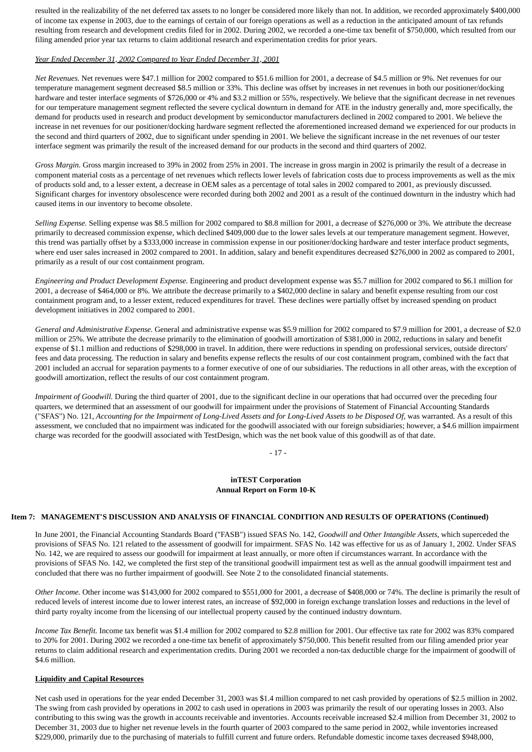resulted in the realizability of the net deferred tax assets to no longer be considered more likely than not. In addition, we recorded approximately $400,000 of income tax expense in 2003, due to the earnings of certain of our foreign operations as well as a reduction in the anticipated amount of tax refunds resulting from research and development credits filed for in 2002. During 2002, we recorded a one-time tax benefit of $750,000, which resulted from our filing amended prior year tax returns to claim additional research and experimentation credits for prior years.

*Year Ended December 31, 2002 Compared to Year Ended December 31, 2001*

*Net Revenues.* Net revenues were $47.1 million for 2002 compared to $51.6 million for 2001, a decrease of $4.5 million or 9%. Net revenues for our temperature management segment decreased $8.5 million or 33%. This decline was offset by increases in net revenues in both our positioner/docking hardware and tester interface segments of $726,000 or 4% and $3.2 million or 55%, respectively. We believe that the significant decrease in net revenues for our temperature management segment reflected the severe cyclical downturn in demand for ATE in the industry generally and, more specifically, the demand for products used in research and product development by semiconductor manufacturers declined in 2002 compared to 2001. We believe the increase in net revenues for our positioner/docking hardware segment reflected the aforementioned increased demand we experienced for our products in the second and third quarters of 2002, due to significant under spending in 2001. We believe the significant increase in the net revenues of our tester interface segment was primarily the result of the increased demand for our products in the second and third quarters of 2002.

*Gross Margin.* Gross margin increased to 39% in 2002 from 25% in 2001. The increase in gross margin in 2002 is primarily the result of a decrease in component material costs as a percentage of net revenues which reflects lower levels of fabrication costs due to process improvements as well as the mix of products sold and, to a lesser extent, a decrease in OEM sales as a percentage of total sales in 2002 compared to 2001, as previously discussed. Significant charges for inventory obsolescence were recorded during both 2002 and 2001 as a result of the continued downturn in the industry which had caused items in our inventory to become obsolete.

*Selling Expense.* Selling expense was $8.5 million for 2002 compared to $8.8 million for 2001, a decrease of $276,000 or 3%. We attribute the decrease primarily to decreased commission expense, which declined $409,000 due to the lower sales levels at our temperature management segment. However, this trend was partially offset by a $333,000 increase in commission expense in our positioner/docking hardware and tester interface product segments, where end user sales increased in 2002 compared to 2001. In addition, salary and benefit expenditures decreased $276,000 in 2002 as compared to 2001, primarily as a result of our cost containment program.

*Engineering and Product Development Expense.* Engineering and product development expense was $5.7 million for 2002 compared to $6.1 million for 2001, a decrease of $464,000 or 8%. We attribute the decrease primarily to a $402,000 decline in salary and benefit expense resulting from our cost containment program and, to a lesser extent, reduced expenditures for travel. These declines were partially offset by increased spending on product development initiatives in 2002 compared to 2001.

*General and Administrative Expense.* General and administrative expense was $5.9 million for 2002 compared to $7.9 million for 2001, a decrease of $2.0 million or 25%. We attribute the decrease primarily to the elimination of goodwill amortization of $381,000 in 2002, reductions in salary and benefit expense of $1.1 million and reductions of $298,000 in travel. In addition, there were reductions in spending on professional services, outside directors' fees and data processing. The reduction in salary and benefits expense reflects the results of our cost containment program, combined with the fact that 2001 included an accrual for separation payments to a former executive of one of our subsidiaries. The reductions in all other areas, with the exception of goodwill amortization, reflect the results of our cost containment program.

*Impairment of Goodwill.* During the third quarter of 2001, due to the significant decline in our operations that had occurred over the preceding four quarters, we determined that an assessment of our goodwill for impairment under the provisions of Statement of Financial Accounting Standards ("SFAS") No. 121, *Accounting for the Impairment of Long-Lived Assets and for Long-Lived Assets to be Disposed Of*, was warranted. As a result of this assessment, we concluded that no impairment was indicated for the goodwill associated with our foreign subsidiaries; however, a $4.6 million impairment charge was recorded for the goodwill associated with TestDesign, which was the net book value of this goodwill as of that date.

**Item 7: MANAGEMENT'S DISCUSSION AND ANALYSIS OF FINANCIAL CONDITION AND RESULTS OF OPERATIONS (Continued)**

In June 2001, the Financial Accounting Standards Board ("FASB") issued SFAS No. 142, *Goodwill and Other Intangible Assets*, which superceded the provisions of SFAS No. 121 related to the assessment of goodwill for impairment. SFAS No. 142 was effective for us as of January 1, 2002. Under SFAS No. 142, we are required to assess our goodwill for impairment at least annually, or more often if circumstances warrant. In accordance with the provisions of SFAS No. 142, we completed the first step of the transitional goodwill impairment test as well as the annual goodwill impairment test and concluded that there was no further impairment of goodwill. See Note 2 to the consolidated financial statements.

*Other Income.* Other income was $143,000 for 2002 compared to $551,000 for 2001, a decrease of $408,000 or 74%. The decline is primarily the result of reduced levels of interest income due to lower interest rates, an increase of $92,000 in foreign exchange translation losses and reductions in the level of third party royalty income from the licensing of our intellectual property caused by the continued industry downturn.

*Income Tax Benefit.* Income tax benefit was $1.4 million for 2002 compared to $2.8 million for 2001. Our effective tax rate for 2002 was 83% compared to 20% for 2001. During 2002 we recorded a one-time tax benefit of approximately $750,000. This benefit resulted from our filing amended prior year returns to claim additional research and experimentation credits. During 2001 we recorded a non-tax deductible charge for the impairment of goodwill of $4.6 million.

**Liquidity and Capital Resources**

Net cash used in operations for the year ended December 31, 2003 was $1.4 million compared to net cash provided by operations of $2.5 million in 2002. The swing from cash provided by operations in 2002 to cash used in operations in 2003 was primarily the result of our operating losses in 2003. Also contributing to this swing was the growth in accounts receivable and inventories. Accounts receivable increased $2.4 million from December 31, 2002 to December 31, 2003 due to higher net revenue levels in the fourth quarter of 2003 compared to the same period in 2002, while inventories increased $229,000, primarily due to the purchasing of materials to fulfill current and future orders. Refundable domestic income taxes decreased $948,000,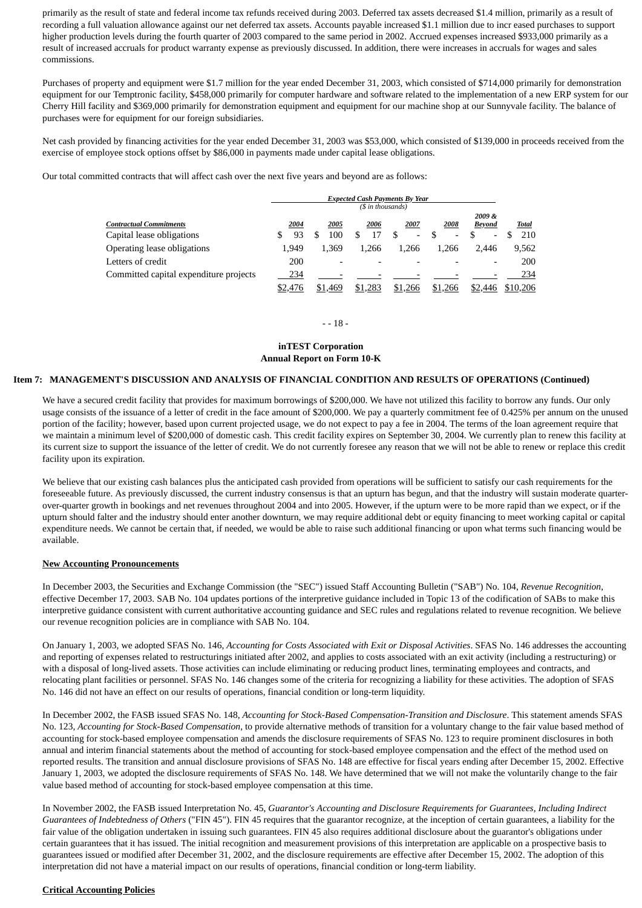primarily as the result of state and federal income tax refunds received during 2003. Deferred tax assets decreased $1.4 million, primarily as a result of recording a full valuation allowance against our net deferred tax assets. Accounts payable increased $1.1 million due to incr eased purchases to support higher production levels during the fourth quarter of 2003 compared to the same period in 2002. Accrued expenses increased $933,000 primarily as a result of increased accruals for product warranty expense as previously discussed. In addition, there were increases in accruals for wages and sales commissions.

Purchases of property and equipment were $1.7 million for the year ended December 31, 2003, which consisted of $714,000 primarily for demonstration equipment for our Temptronic facility, $458,000 primarily for computer hardware and software related to the implementation of a new ERP system for our Cherry Hill facility and $369,000 primarily for demonstration equipment and equipment for our machine shop at our Sunnyvale facility. The balance of purchases were for equipment for our foreign subsidiaries.

Net cash provided by financing activities for the year ended December 31, 2003 was $53,000, which consisted of $139,000 in proceeds received from the exercise of employee stock options offset by $86,000 in payments made under capital lease obligations.

Our total committed contracts that will affect cash over the next five years and beyond are as follows:

| | *Expected Cash Payments By Year* *($ in thousands)* | | | | | | |
|---|---|---|---|---|---|---|---|
| *Contractual Commitments* | *2004* | *2005* | *2006* | *2007* | *2008* | *2009 & Beyond* | *Total* |
| Capital lease obligations | $ 93 | $ 100 | $ 17 | $ - | $ - | $ - | $ 210 |
| Operating lease obligations | 1,949 | 1,369 | 1,266 | 1,266 | 1,266 | 2,446 | 9,562 |
| Letters of credit | 200 | - | - | - | - | - | 200 |
| Committed capital expenditure projects | 234 | - | - | - | - | - | 234 |
| | $2,476 | $1,469 | $1,283 | $1,266 | $1,266 | $2,446 | $10,206 |

**inTEST Corporation**
**Annual Report on Form 10-K**

**Item 7: MANAGEMENT'S DISCUSSION AND ANALYSIS OF FINANCIAL CONDITION AND RESULTS OF OPERATIONS (Continued)**

We have a secured credit facility that provides for maximum borrowings of $200,000. We have not utilized this facility to borrow any funds. Our only usage consists of the issuance of a letter of credit in the face amount of $200,000. We pay a quarterly commitment fee of 0.425% per annum on the unused portion of the facility; however, based upon current projected usage, we do not expect to pay a fee in 2004. The terms of the loan agreement require that we maintain a minimum level of $200,000 of domestic cash. This credit facility expires on September 30, 2004. We currently plan to renew this facility at its current size to support the issuance of the letter of credit. We do not currently foresee any reason that we will not be able to renew or replace this credit facility upon its expiration.

We believe that our existing cash balances plus the anticipated cash provided from operations will be sufficient to satisfy our cash requirements for the foreseeable future. As previously discussed, the current industry consensus is that an upturn has begun, and that the industry will sustain moderate quarter-over-quarter growth in bookings and net revenues throughout 2004 and into 2005. However, if the upturn were to be more rapid than we expect, or if the upturn should falter and the industry should enter another downturn, we may require additional debt or equity financing to meet working capital or capital expenditure needs. We cannot be certain that, if needed, we would be able to raise such additional financing or upon what terms such financing would be available.

**New Accounting Pronouncements**

In December 2003, the Securities and Exchange Commission (the "SEC") issued Staff Accounting Bulletin ("SAB") No. 104, *Revenue Recognition*, effective December 17, 2003. SAB No. 104 updates portions of the interpretive guidance included in Topic 13 of the codification of SABs to make this interpretive guidance consistent with current authoritative accounting guidance and SEC rules and regulations related to revenue recognition. We believe our revenue recognition policies are in compliance with SAB No. 104.

On January 1, 2003, we adopted SFAS No. 146, *Accounting for Costs Associated with Exit or Disposal Activities*. SFAS No. 146 addresses the accounting and reporting of expenses related to restructurings initiated after 2002, and applies to costs associated with an exit activity (including a restructuring) or with a disposal of long-lived assets. Those activities can include eliminating or reducing product lines, terminating employees and contracts, and relocating plant facilities or personnel. SFAS No. 146 changes some of the criteria for recognizing a liability for these activities. The adoption of SFAS No. 146 did not have an effect on our results of operations, financial condition or long-term liquidity.

In December 2002, the FASB issued SFAS No. 148, *Accounting for Stock-Based Compensation-Transition and Disclosure*. This statement amends SFAS No. 123, *Accounting for Stock-Based Compensation*, to provide alternative methods of transition for a voluntary change to the fair value based method of accounting for stock-based employee compensation and amends the disclosure requirements of SFAS No. 123 to require prominent disclosures in both annual and interim financial statements about the method of accounting for stock-based employee compensation and the effect of the method used on reported results. The transition and annual disclosure provisions of SFAS No. 148 are effective for fiscal years ending after December 15, 2002. Effective January 1, 2003, we adopted the disclosure requirements of SFAS No. 148. We have determined that we will not make the voluntarily change to the fair value based method of accounting for stock-based employee compensation at this time.

In November 2002, the FASB issued Interpretation No. 45, *Guarantor's Accounting and Disclosure Requirements for Guarantees, Including Indirect Guarantees of Indebtedness of Others* ("FIN 45"). FIN 45 requires that the guarantor recognize, at the inception of certain guarantees, a liability for the fair value of the obligation undertaken in issuing such guarantees. FIN 45 also requires additional disclosure about the guarantor's obligations under certain guarantees that it has issued. The initial recognition and measurement provisions of this interpretation are applicable on a prospective basis to guarantees issued or modified after December 31, 2002, and the disclosure requirements are effective after December 15, 2002. The adoption of this interpretation did not have a material impact on our results of operations, financial condition or long-term liability.

**Critical Accounting Policies**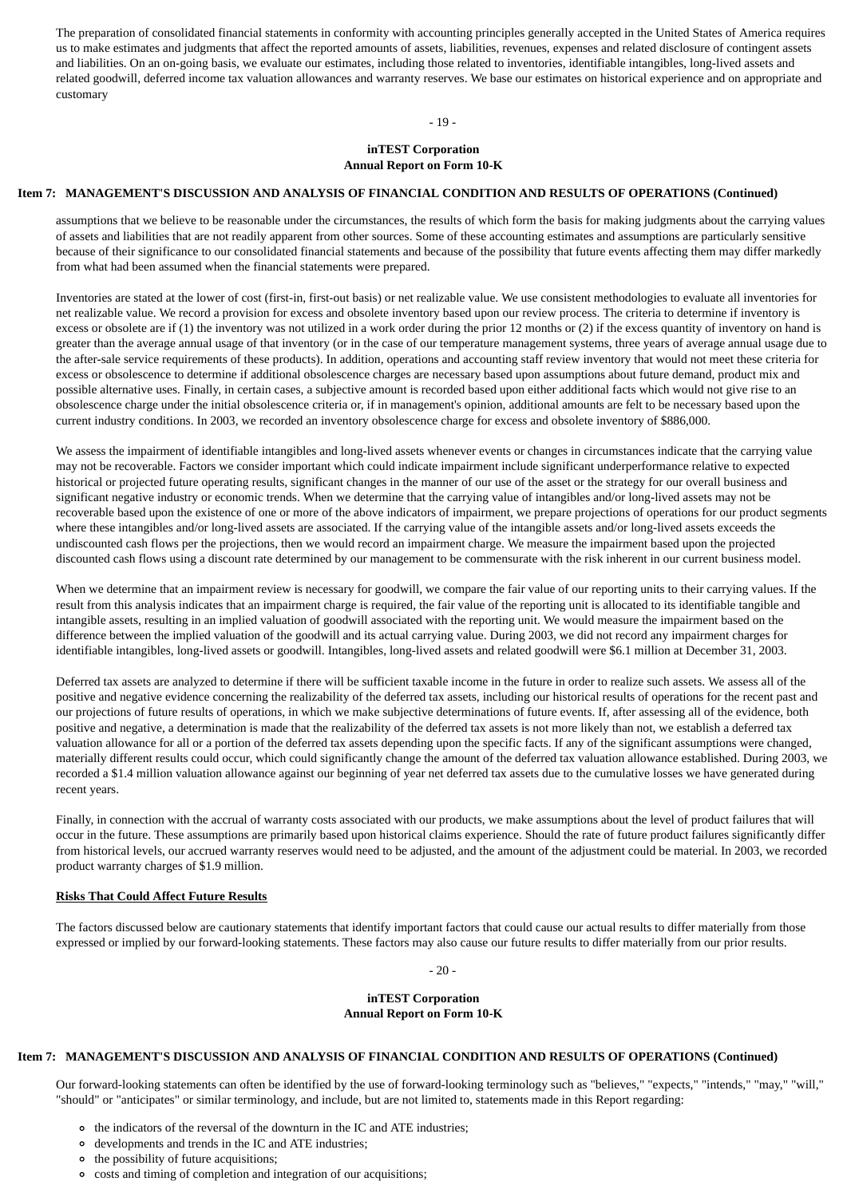The preparation of consolidated financial statements in conformity with accounting principles generally accepted in the United States of America requires us to make estimates and judgments that affect the reported amounts of assets, liabilities, revenues, expenses and related disclosure of contingent assets and liabilities. On an on-going basis, we evaluate our estimates, including those related to inventories, identifiable intangibles, long-lived assets and related goodwill, deferred income tax valuation allowances and warranty reserves. We base our estimates on historical experience and on appropriate and customary assumptions that we believe to be reasonable under the circumstances, the results of which form the basis for making judgments about the carrying values of assets and liabilities that are not readily apparent from other sources. Some of these accounting estimates and assumptions are particularly sensitive because of their significance to our consolidated financial statements and because of the possibility that future events affecting them may differ markedly from what had been assumed when the financial statements were prepared.

Inventories are stated at the lower of cost (first-in, first-out basis) or net realizable value. We use consistent methodologies to evaluate all inventories for net realizable value. We record a provision for excess and obsolete inventory based upon our review process. The criteria to determine if inventory is excess or obsolete are if (1) the inventory was not utilized in a work order during the prior 12 months or (2) if the excess quantity of inventory on hand is greater than the average annual usage of that inventory (or in the case of our temperature management systems, three years of average annual usage due to the after-sale service requirements of these products). In addition, operations and accounting staff review inventory that would not meet these criteria for excess or obsolescence to determine if additional obsolescence charges are necessary based upon assumptions about future demand, product mix and possible alternative uses. Finally, in certain cases, a subjective amount is recorded based upon either additional facts which would not give rise to an obsolescence charge under the initial obsolescence criteria or, if in management's opinion, additional amounts are felt to be necessary based upon the current industry conditions. In 2003, we recorded an inventory obsolescence charge for excess and obsolete inventory of $886,000.

We assess the impairment of identifiable intangibles and long-lived assets whenever events or changes in circumstances indicate that the carrying value may not be recoverable. Factors we consider important which could indicate impairment include significant underperformance relative to expected historical or projected future operating results, significant changes in the manner of our use of the asset or the strategy for our overall business and significant negative industry or economic trends. When we determine that the carrying value of intangibles and/or long-lived assets may not be recoverable based upon the existence of one or more of the above indicators of impairment, we prepare projections of operations for our product segments where these intangibles and/or long-lived assets are associated. If the carrying value of the intangible assets and/or long-lived assets exceeds the undiscounted cash flows per the projections, then we would record an impairment charge. We measure the impairment based upon the projected discounted cash flows using a discount rate determined by our management to be commensurate with the risk inherent in our current business model.

When we determine that an impairment review is necessary for goodwill, we compare the fair value of our reporting units to their carrying values. If the result from this analysis indicates that an impairment charge is required, the fair value of the reporting unit is allocated to its identifiable tangible and intangible assets, resulting in an implied valuation of goodwill associated with the reporting unit. We would measure the impairment based on the difference between the implied valuation of the goodwill and its actual carrying value. During 2003, we did not record any impairment charges for identifiable intangibles, long-lived assets or goodwill. Intangibles, long-lived assets and related goodwill were $6.1 million at December 31, 2003.

Deferred tax assets are analyzed to determine if there will be sufficient taxable income in the future in order to realize such assets. We assess all of the positive and negative evidence concerning the realizability of the deferred tax assets, including our historical results of operations for the recent past and our projections of future results of operations, in which we make subjective determinations of future events. If, after assessing all of the evidence, both positive and negative, a determination is made that the realizability of the deferred tax assets is not more likely than not, we establish a deferred tax valuation allowance for all or a portion of the deferred tax assets depending upon the specific facts. If any of the significant assumptions were changed, materially different results could occur, which could significantly change the amount of the deferred tax valuation allowance established. During 2003, we recorded a $1.4 million valuation allowance against our beginning of year net deferred tax assets due to the cumulative losses we have generated during recent years.

Finally, in connection with the accrual of warranty costs associated with our products, we make assumptions about the level of product failures that will occur in the future. These assumptions are primarily based upon historical claims experience. Should the rate of future product failures significantly differ from historical levels, our accrued warranty reserves would need to be adjusted, and the amount of the adjustment could be material. In 2003, we recorded product warranty charges of $1.9 million.

**Risks That Could Affect Future Results**

The factors discussed below are cautionary statements that identify important factors that could cause our actual results to differ materially from those expressed or implied by our forward-looking statements. These factors may also cause our future results to differ materially from our prior results.

Our forward-looking statements can often be identified by the use of forward-looking terminology such as "believes," "expects," "intends," "may," "will," "should" or "anticipates" or similar terminology, and include, but are not limited to, statements made in this Report regarding:

- the indicators of the reversal of the downturn in the IC and ATE industries;
- developments and trends in the IC and ATE industries;
- the possibility of future acquisitions;
- costs and timing of completion and integration of our acquisitions;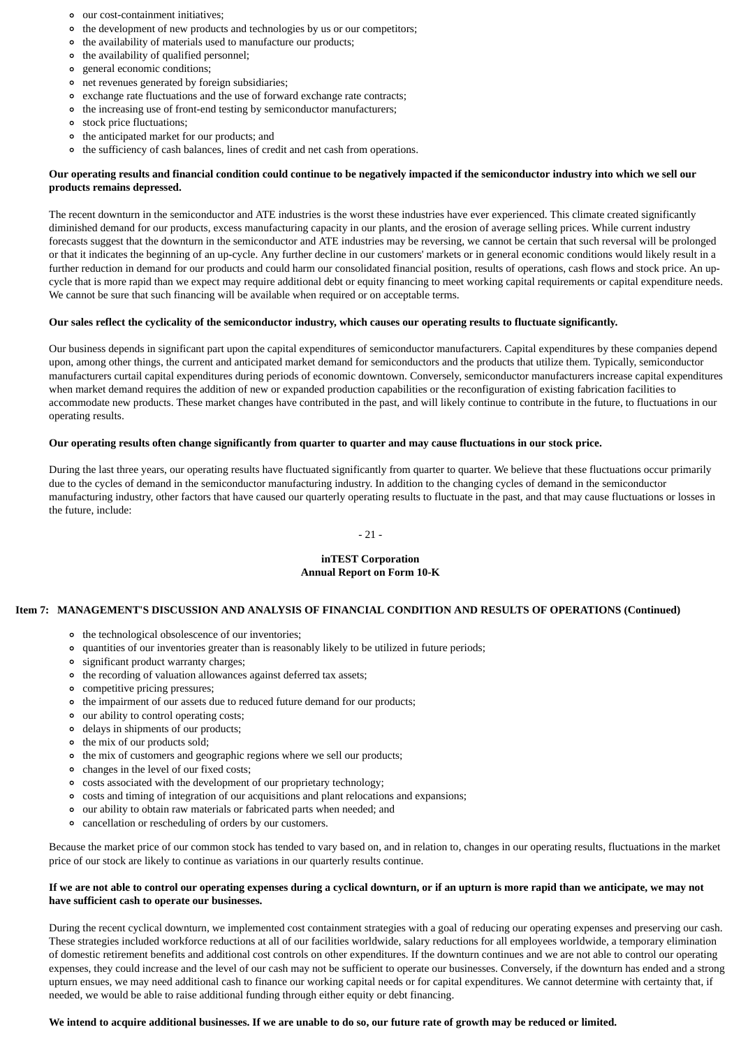- our cost-containment initiatives;
- the development of new products and technologies by us or our competitors;
- the availability of materials used to manufacture our products;
- the availability of qualified personnel;
- general economic conditions;
- net revenues generated by foreign subsidiaries;
- exchange rate fluctuations and the use of forward exchange rate contracts;
- the increasing use of front-end testing by semiconductor manufacturers;
- stock price fluctuations;
- the anticipated market for our products; and
- the sufficiency of cash balances, lines of credit and net cash from operations.

**Our operating results and financial condition could continue to be negatively impacted if the semiconductor industry into which we sell our products remains depressed.**

The recent downturn in the semiconductor and ATE industries is the worst these industries have ever experienced. This climate created significantly diminished demand for our products, excess manufacturing capacity in our plants, and the erosion of average selling prices. While current industry forecasts suggest that the downturn in the semiconductor and ATE industries may be reversing, we cannot be certain that such reversal will be prolonged or that it indicates the beginning of an up-cycle. Any further decline in our customers' markets or in general economic conditions would likely result in a further reduction in demand for our products and could harm our consolidated financial position, results of operations, cash flows and stock price. An up-cycle that is more rapid than we expect may require additional debt or equity financing to meet working capital requirements or capital expenditure needs. We cannot be sure that such financing will be available when required or on acceptable terms.

**Our sales reflect the cyclicality of the semiconductor industry, which causes our operating results to fluctuate significantly.**

Our business depends in significant part upon the capital expenditures of semiconductor manufacturers. Capital expenditures by these companies depend upon, among other things, the current and anticipated market demand for semiconductors and the products that utilize them. Typically, semiconductor manufacturers curtail capital expenditures during periods of economic downtown. Conversely, semiconductor manufacturers increase capital expenditures when market demand requires the addition of new or expanded production capabilities or the reconfiguration of existing fabrication facilities to accommodate new products. These market changes have contributed in the past, and will likely continue to contribute in the future, to fluctuations in our operating results.

**Our operating results often change significantly from quarter to quarter and may cause fluctuations in our stock price.**

During the last three years, our operating results have fluctuated significantly from quarter to quarter. We believe that these fluctuations occur primarily due to the cycles of demand in the semiconductor manufacturing industry. In addition to the changing cycles of demand in the semiconductor manufacturing industry, other factors that have caused our quarterly operating results to fluctuate in the past, and that may cause fluctuations or losses in the future, include:

**Item 7: MANAGEMENT'S DISCUSSION AND ANALYSIS OF FINANCIAL CONDITION AND RESULTS OF OPERATIONS (Continued)**

- the technological obsolescence of our inventories;
- quantities of our inventories greater than is reasonably likely to be utilized in future periods;
- significant product warranty charges;
- the recording of valuation allowances against deferred tax assets;
- competitive pricing pressures;
- the impairment of our assets due to reduced future demand for our products;
- our ability to control operating costs;
- delays in shipments of our products;
- the mix of our products sold;
- the mix of customers and geographic regions where we sell our products;
- changes in the level of our fixed costs;
- costs associated with the development of our proprietary technology;
- costs and timing of integration of our acquisitions and plant relocations and expansions;
- our ability to obtain raw materials or fabricated parts when needed; and
- cancellation or rescheduling of orders by our customers.

Because the market price of our common stock has tended to vary based on, and in relation to, changes in our operating results, fluctuations in the market price of our stock are likely to continue as variations in our quarterly results continue.

**If we are not able to control our operating expenses during a cyclical downturn, or if an upturn is more rapid than we anticipate, we may not have sufficient cash to operate our businesses.**

During the recent cyclical downturn, we implemented cost containment strategies with a goal of reducing our operating expenses and preserving our cash. These strategies included workforce reductions at all of our facilities worldwide, salary reductions for all employees worldwide, a temporary elimination of domestic retirement benefits and additional cost controls on other expenditures. If the downturn continues and we are not able to control our operating expenses, they could increase and the level of our cash may not be sufficient to operate our businesses. Conversely, if the downturn has ended and a strong upturn ensues, we may need additional cash to finance our working capital needs or for capital expenditures. We cannot determine with certainty that, if needed, we would be able to raise additional funding through either equity or debt financing.

**We intend to acquire additional businesses. If we are unable to do so, our future rate of growth may be reduced or limited.**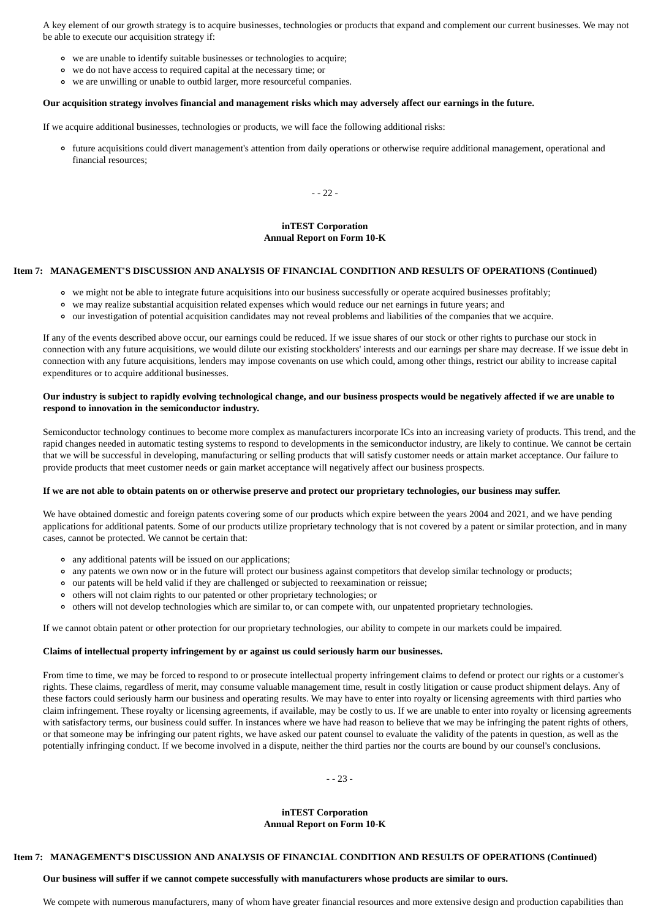A key element of our growth strategy is to acquire businesses, technologies or products that expand and complement our current businesses. We may not be able to execute our acquisition strategy if:

- we are unable to identify suitable businesses or technologies to acquire;
- we do not have access to required capital at the necessary time; or
- we are unwilling or unable to outbid larger, more resourceful companies.

**Our acquisition strategy involves financial and management risks which may adversely affect our earnings in the future.**

If we acquire additional businesses, technologies or products, we will face the following additional risks:

- future acquisitions could divert management's attention from daily operations or otherwise require additional management, operational and financial resources;
- we might not be able to integrate future acquisitions into our business successfully or operate acquired businesses profitably;
- we may realize substantial acquisition related expenses which would reduce our net earnings in future years; and
- our investigation of potential acquisition candidates may not reveal problems and liabilities of the companies that we acquire.

If any of the events described above occur, our earnings could be reduced. If we issue shares of our stock or other rights to purchase our stock in connection with any future acquisitions, we would dilute our existing stockholders' interests and our earnings per share may decrease. If we issue debt in connection with any future acquisitions, lenders may impose covenants on use which could, among other things, restrict our ability to increase capital expenditures or to acquire additional businesses.

**Our industry is subject to rapidly evolving technological change, and our business prospects would be negatively affected if we are unable to respond to innovation in the semiconductor industry.**

Semiconductor technology continues to become more complex as manufacturers incorporate ICs into an increasing variety of products. This trend, and the rapid changes needed in automatic testing systems to respond to developments in the semiconductor industry, are likely to continue. We cannot be certain that we will be successful in developing, manufacturing or selling products that will satisfy customer needs or attain market acceptance. Our failure to provide products that meet customer needs or gain market acceptance will negatively affect our business prospects.

**If we are not able to obtain patents on or otherwise preserve and protect our proprietary technologies, our business may suffer.**

We have obtained domestic and foreign patents covering some of our products which expire between the years 2004 and 2021, and we have pending applications for additional patents. Some of our products utilize proprietary technology that is not covered by a patent or similar protection, and in many cases, cannot be protected. We cannot be certain that:

- any additional patents will be issued on our applications;
- any patents we own now or in the future will protect our business against competitors that develop similar technology or products;
- our patents will be held valid if they are challenged or subjected to reexamination or reissue;
- others will not claim rights to our patented or other proprietary technologies; or
- others will not develop technologies which are similar to, or can compete with, our unpatented proprietary technologies.

If we cannot obtain patent or other protection for our proprietary technologies, our ability to compete in our markets could be impaired.

**Claims of intellectual property infringement by or against us could seriously harm our businesses.**

From time to time, we may be forced to respond to or prosecute intellectual property infringement claims to defend or protect our rights or a customer's rights. These claims, regardless of merit, may consume valuable management time, result in costly litigation or cause product shipment delays. Any of these factors could seriously harm our business and operating results. We may have to enter into royalty or licensing agreements with third parties who claim infringement. These royalty or licensing agreements, if available, may be costly to us. If we are unable to enter into royalty or licensing agreements with satisfactory terms, our business could suffer. In instances where we have had reason to believe that we may be infringing the patent rights of others, or that someone may be infringing our patent rights, we have asked our patent counsel to evaluate the validity of the patents in question, as well as the potentially infringing conduct. If we become involved in a dispute, neither the third parties nor the courts are bound by our counsel's conclusions.

**Our business will suffer if we cannot compete successfully with manufacturers whose products are similar to ours.**

We compete with numerous manufacturers, many of whom have greater financial resources and more extensive design and production capabilities than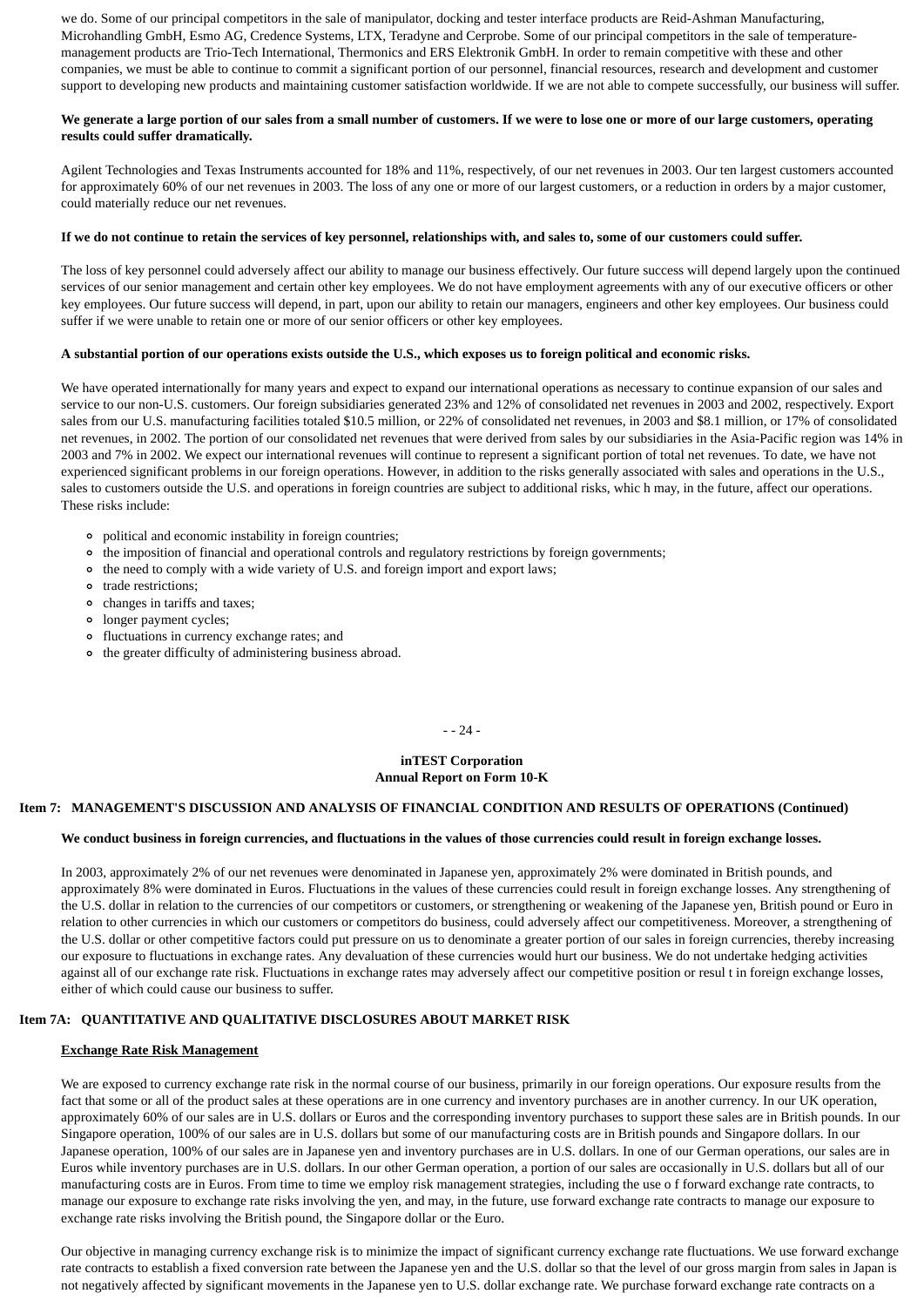we do. Some of our principal competitors in the sale of manipulator, docking and tester interface products are Reid-Ashman Manufacturing, Microhandling GmbH, Esmo AG, Credence Systems, LTX, Teradyne and Cerprobe. Some of our principal competitors in the sale of temperature-management products are Trio-Tech International, Thermonics and ERS Elektronik GmbH. In order to remain competitive with these and other companies, we must be able to continue to commit a significant portion of our personnel, financial resources, research and development and customer support to developing new products and maintaining customer satisfaction worldwide. If we are not able to compete successfully, our business will suffer.

**We generate a large portion of our sales from a small number of customers. If we were to lose one or more of our large customers, operating results could suffer dramatically.**

Agilent Technologies and Texas Instruments accounted for 18% and 11%, respectively, of our net revenues in 2003. Our ten largest customers accounted for approximately 60% of our net revenues in 2003. The loss of any one or more of our largest customers, or a reduction in orders by a major customer, could materially reduce our net revenues.

**If we do not continue to retain the services of key personnel, relationships with, and sales to, some of our customers could suffer.**

The loss of key personnel could adversely affect our ability to manage our business effectively. Our future success will depend largely upon the continued services of our senior management and certain other key employees. We do not have employment agreements with any of our executive officers or other key employees. Our future success will depend, in part, upon our ability to retain our managers, engineers and other key employees. Our business could suffer if we were unable to retain one or more of our senior officers or other key employees.

**A substantial portion of our operations exists outside the U.S., which exposes us to foreign political and economic risks.**

We have operated internationally for many years and expect to expand our international operations as necessary to continue expansion of our sales and service to our non-U.S. customers. Our foreign subsidiaries generated 23% and 12% of consolidated net revenues in 2003 and 2002, respectively. Export sales from our U.S. manufacturing facilities totaled $10.5 million, or 22% of consolidated net revenues, in 2003 and $8.1 million, or 17% of consolidated net revenues, in 2002. The portion of our consolidated net revenues that were derived from sales by our subsidiaries in the Asia-Pacific region was 14% in 2003 and 7% in 2002. We expect our international revenues will continue to represent a significant portion of total net revenues. To date, we have not experienced significant problems in our foreign operations. However, in addition to the risks generally associated with sales and operations in the U.S., sales to customers outside the U.S. and operations in foreign countries are subject to additional risks, whic h may, in the future, affect our operations. These risks include:

- political and economic instability in foreign countries;
- the imposition of financial and operational controls and regulatory restrictions by foreign governments;
- the need to comply with a wide variety of U.S. and foreign import and export laws;
- trade restrictions;
- changes in tariffs and taxes;
- longer payment cycles;
- fluctuations in currency exchange rates; and
- the greater difficulty of administering business abroad.

## Item 7: MANAGEMENT'S DISCUSSION AND ANALYSIS OF FINANCIAL CONDITION AND RESULTS OF OPERATIONS (Continued)

**We conduct business in foreign currencies, and fluctuations in the values of those currencies could result in foreign exchange losses.**

In 2003, approximately 2% of our net revenues were denominated in Japanese yen, approximately 2% were dominated in British pounds, and approximately 8% were dominated in Euros. Fluctuations in the values of these currencies could result in foreign exchange losses. Any strengthening of the U.S. dollar in relation to the currencies of our competitors or customers, or strengthening or weakening of the Japanese yen, British pound or Euro in relation to other currencies in which our customers or competitors do business, could adversely affect our competitiveness. Moreover, a strengthening of the U.S. dollar or other competitive factors could put pressure on us to denominate a greater portion of our sales in foreign currencies, thereby increasing our exposure to fluctuations in exchange rates. Any devaluation of these currencies would hurt our business. We do not undertake hedging activities against all of our exchange rate risk. Fluctuations in exchange rates may adversely affect our competitive position or resul t in foreign exchange losses, either of which could cause our business to suffer.

## Item 7A: QUANTITATIVE AND QUALITATIVE DISCLOSURES ABOUT MARKET RISK

### Exchange Rate Risk Management

We are exposed to currency exchange rate risk in the normal course of our business, primarily in our foreign operations. Our exposure results from the fact that some or all of the product sales at these operations are in one currency and inventory purchases are in another currency. In our UK operation, approximately 60% of our sales are in U.S. dollars or Euros and the corresponding inventory purchases to support these sales are in British pounds. In our Singapore operation, 100% of our sales are in U.S. dollars but some of our manufacturing costs are in British pounds and Singapore dollars. In our Japanese operation, 100% of our sales are in Japanese yen and inventory purchases are in U.S. dollars. In one of our German operations, our sales are in Euros while inventory purchases are in U.S. dollars. In our other German operation, a portion of our sales are occasionally in U.S. dollars but all of our manufacturing costs are in Euros. From time to time we employ risk management strategies, including the use o f forward exchange rate contracts, to manage our exposure to exchange rate risks involving the yen, and may, in the future, use forward exchange rate contracts to manage our exposure to exchange rate risks involving the British pound, the Singapore dollar or the Euro.

Our objective in managing currency exchange risk is to minimize the impact of significant currency exchange rate fluctuations. We use forward exchange rate contracts to establish a fixed conversion rate between the Japanese yen and the U.S. dollar so that the level of our gross margin from sales in Japan is not negatively affected by significant movements in the Japanese yen to U.S. dollar exchange rate. We purchase forward exchange rate contracts on a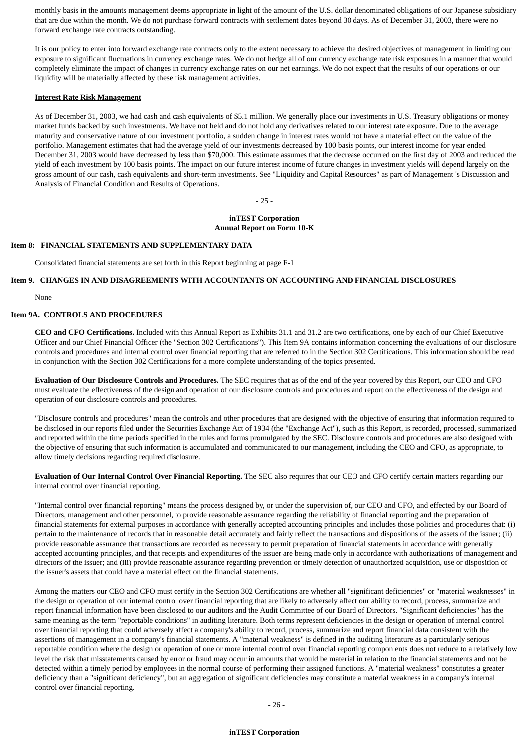monthly basis in the amounts management deems appropriate in light of the amount of the U.S. dollar denominated obligations of our Japanese subsidiary that are due within the month. We do not purchase forward contracts with settlement dates beyond 30 days. As of December 31, 2003, there were no forward exchange rate contracts outstanding.

It is our policy to enter into forward exchange rate contracts only to the extent necessary to achieve the desired objectives of management in limiting our exposure to significant fluctuations in currency exchange rates. We do not hedge all of our currency exchange rate risk exposures in a manner that would completely eliminate the impact of changes in currency exchange rates on our net earnings. We do not expect that the results of our operations or our liquidity will be materially affected by these risk management activities.

**Interest Rate Risk Management**

As of December 31, 2003, we had cash and cash equivalents of $5.1 million. We generally place our investments in U.S. Treasury obligations or money market funds backed by such investments. We have not held and do not hold any derivatives related to our interest rate exposure. Due to the average maturity and conservative nature of our investment portfolio, a sudden change in interest rates would not have a material effect on the value of the portfolio. Management estimates that had the average yield of our investments decreased by 100 basis points, our interest income for year ended December 31, 2003 would have decreased by less than $70,000. This estimate assumes that the decrease occurred on the first day of 2003 and reduced the yield of each investment by 100 basis points. The impact on our future interest income of future changes in investment yields will depend largely on the gross amount of our cash, cash equivalents and short-term investments. See "Liquidity and Capital Resources" as part of Management 's Discussion and Analysis of Financial Condition and Results of Operations.

## Item 8: FINANCIAL STATEMENTS AND SUPPLEMENTARY DATA

Consolidated financial statements are set forth in this Report beginning at page F-1

## Item 9. CHANGES IN AND DISAGREEMENTS WITH ACCOUNTANTS ON ACCOUNTING AND FINANCIAL DISCLOSURES

None

## Item 9A. CONTROLS AND PROCEDURES

**CEO and CFO Certifications.** Included with this Annual Report as Exhibits 31.1 and 31.2 are two certifications, one by each of our Chief Executive Officer and our Chief Financial Officer (the "Section 302 Certifications"). This Item 9A contains information concerning the evaluations of our disclosure controls and procedures and internal control over financial reporting that are referred to in the Section 302 Certifications. This information should be read in conjunction with the Section 302 Certifications for a more complete understanding of the topics presented.

**Evaluation of Our Disclosure Controls and Procedures.** The SEC requires that as of the end of the year covered by this Report, our CEO and CFO must evaluate the effectiveness of the design and operation of our disclosure controls and procedures and report on the effectiveness of the design and operation of our disclosure controls and procedures.

"Disclosure controls and procedures" mean the controls and other procedures that are designed with the objective of ensuring that information required to be disclosed in our reports filed under the Securities Exchange Act of 1934 (the "Exchange Act"), such as this Report, is recorded, processed, summarized and reported within the time periods specified in the rules and forms promulgated by the SEC. Disclosure controls and procedures are also designed with the objective of ensuring that such information is accumulated and communicated to our management, including the CEO and CFO, as appropriate, to allow timely decisions regarding required disclosure.

**Evaluation of Our Internal Control Over Financial Reporting.** The SEC also requires that our CEO and CFO certify certain matters regarding our internal control over financial reporting.

"Internal control over financial reporting" means the process designed by, or under the supervision of, our CEO and CFO, and effected by our Board of Directors, management and other personnel, to provide reasonable assurance regarding the reliability of financial reporting and the preparation of financial statements for external purposes in accordance with generally accepted accounting principles and includes those policies and procedures that: (i) pertain to the maintenance of records that in reasonable detail accurately and fairly reflect the transactions and dispositions of the assets of the issuer; (ii) provide reasonable assurance that transactions are recorded as necessary to permit preparation of financial statements in accordance with generally accepted accounting principles, and that receipts and expenditures of the issuer are being made only in accordance with authorizations of management and directors of the issuer; and (iii) provide reasonable assurance regarding prevention or timely detection of unauthorized acquisition, use or disposition of the issuer's assets that could have a material effect on the financial statements.

Among the matters our CEO and CFO must certify in the Section 302 Certifications are whether all "significant deficiencies" or "material weaknesses" in the design or operation of our internal control over financial reporting that are likely to adversely affect our ability to record, process, summarize and report financial information have been disclosed to our auditors and the Audit Committee of our Board of Directors. "Significant deficiencies" has the same meaning as the term "reportable conditions" in auditing literature. Both terms represent deficiencies in the design or operation of internal control over financial reporting that could adversely affect a company's ability to record, process, summarize and report financial data consistent with the assertions of management in a company's financial statements. A "material weakness" is defined in the auditing literature as a particularly serious reportable condition where the design or operation of one or more internal control over financial reporting compon ents does not reduce to a relatively low level the risk that misstatements caused by error or fraud may occur in amounts that would be material in relation to the financial statements and not be detected within a timely period by employees in the normal course of performing their assigned functions. A "material weakness" constitutes a greater deficiency than a "significant deficiency", but an aggregation of significant deficiencies may constitute a material weakness in a company's internal control over financial reporting.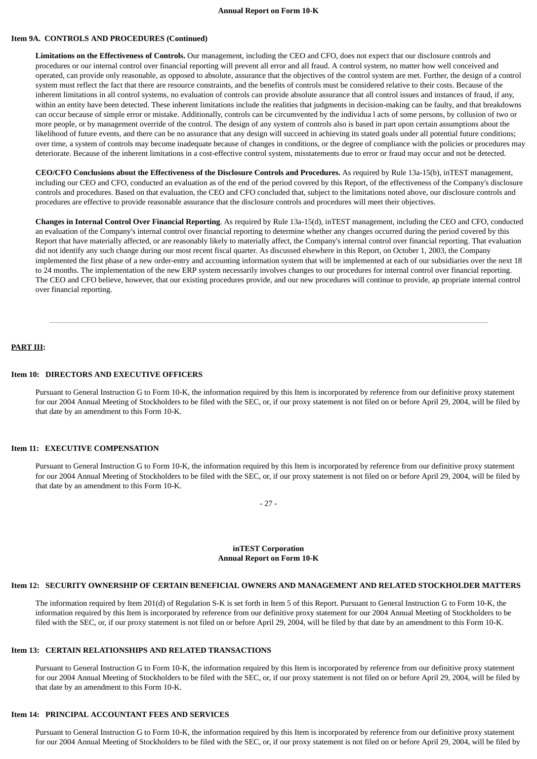### Item 9A. CONTROLS AND PROCEDURES (Continued)

**Limitations on the Effectiveness of Controls.** Our management, including the CEO and CFO, does not expect that our disclosure controls and procedures or our internal control over financial reporting will prevent all error and all fraud. A control system, no matter how well conceived and operated, can provide only reasonable, as opposed to absolute, assurance that the objectives of the control system are met. Further, the design of a control system must reflect the fact that there are resource constraints, and the benefits of controls must be considered relative to their costs. Because of the inherent limitations in all control systems, no evaluation of controls can provide absolute assurance that all control issues and instances of fraud, if any, within an entity have been detected. These inherent limitations include the realities that judgments in decision-making can be faulty, and that breakdowns can occur because of simple error or mistake. Additionally, controls can be circumvented by the individua l acts of some persons, by collusion of two or more people, or by management override of the control. The design of any system of controls also is based in part upon certain assumptions about the likelihood of future events, and there can be no assurance that any design will succeed in achieving its stated goals under all potential future conditions; over time, a system of controls may become inadequate because of changes in conditions, or the degree of compliance with the policies or procedures may deteriorate. Because of the inherent limitations in a cost-effective control system, misstatements due to error or fraud may occur and not be detected.

**CEO/CFO Conclusions about the Effectiveness of the Disclosure Controls and Procedures.** As required by Rule 13a-15(b), inTEST management, including our CEO and CFO, conducted an evaluation as of the end of the period covered by this Report, of the effectiveness of the Company's disclosure controls and procedures. Based on that evaluation, the CEO and CFO concluded that, subject to the limitations noted above, our disclosure controls and procedures are effective to provide reasonable assurance that the disclosure controls and procedures will meet their objectives.

**Changes in Internal Control Over Financial Reporting**. As required by Rule 13a-15(d), inTEST management, including the CEO and CFO, conducted an evaluation of the Company's internal control over financial reporting to determine whether any changes occurred during the period covered by this Report that have materially affected, or are reasonably likely to materially affect, the Company's internal control over financial reporting. That evaluation did not identify any such change during our most recent fiscal quarter. As discussed elsewhere in this Report, on October 1, 2003, the Company implemented the first phase of a new order-entry and accounting information system that will be implemented at each of our subsidiaries over the next 18 to 24 months. The implementation of the new ERP system necessarily involves changes to our procedures for internal control over financial reporting. The CEO and CFO believe, however, that our existing procedures provide, and our new procedures will continue to provide, ap propriate internal control over financial reporting.

---

## PART III:

### Item 10: DIRECTORS AND EXECUTIVE OFFICERS

Pursuant to General Instruction G to Form 10-K, the information required by this Item is incorporated by reference from our definitive proxy statement for our 2004 Annual Meeting of Stockholders to be filed with the SEC, or, if our proxy statement is not filed on or before April 29, 2004, will be filed by that date by an amendment to this Form 10-K.

### Item 11: EXECUTIVE COMPENSATION

Pursuant to General Instruction G to Form 10-K, the information required by this Item is incorporated by reference from our definitive proxy statement for our 2004 Annual Meeting of Stockholders to be filed with the SEC, or, if our proxy statement is not filed on or before April 29, 2004, will be filed by that date by an amendment to this Form 10-K.

### Item 12: SECURITY OWNERSHIP OF CERTAIN BENEFICIAL OWNERS AND MANAGEMENT AND RELATED STOCKHOLDER MATTERS

The information required by Item 201(d) of Regulation S-K is set forth in Item 5 of this Report. Pursuant to General Instruction G to Form 10-K, the information required by this Item is incorporated by reference from our definitive proxy statement for our 2004 Annual Meeting of Stockholders to be filed with the SEC, or, if our proxy statement is not filed on or before April 29, 2004, will be filed by that date by an amendment to this Form 10-K.

### Item 13: CERTAIN RELATIONSHIPS AND RELATED TRANSACTIONS

Pursuant to General Instruction G to Form 10-K, the information required by this Item is incorporated by reference from our definitive proxy statement for our 2004 Annual Meeting of Stockholders to be filed with the SEC, or, if our proxy statement is not filed on or before April 29, 2004, will be filed by that date by an amendment to this Form 10-K.

### Item 14: PRINCIPAL ACCOUNTANT FEES AND SERVICES

Pursuant to General Instruction G to Form 10-K, the information required by this Item is incorporated by reference from our definitive proxy statement for our 2004 Annual Meeting of Stockholders to be filed with the SEC, or, if our proxy statement is not filed on or before April 29, 2004, will be filed by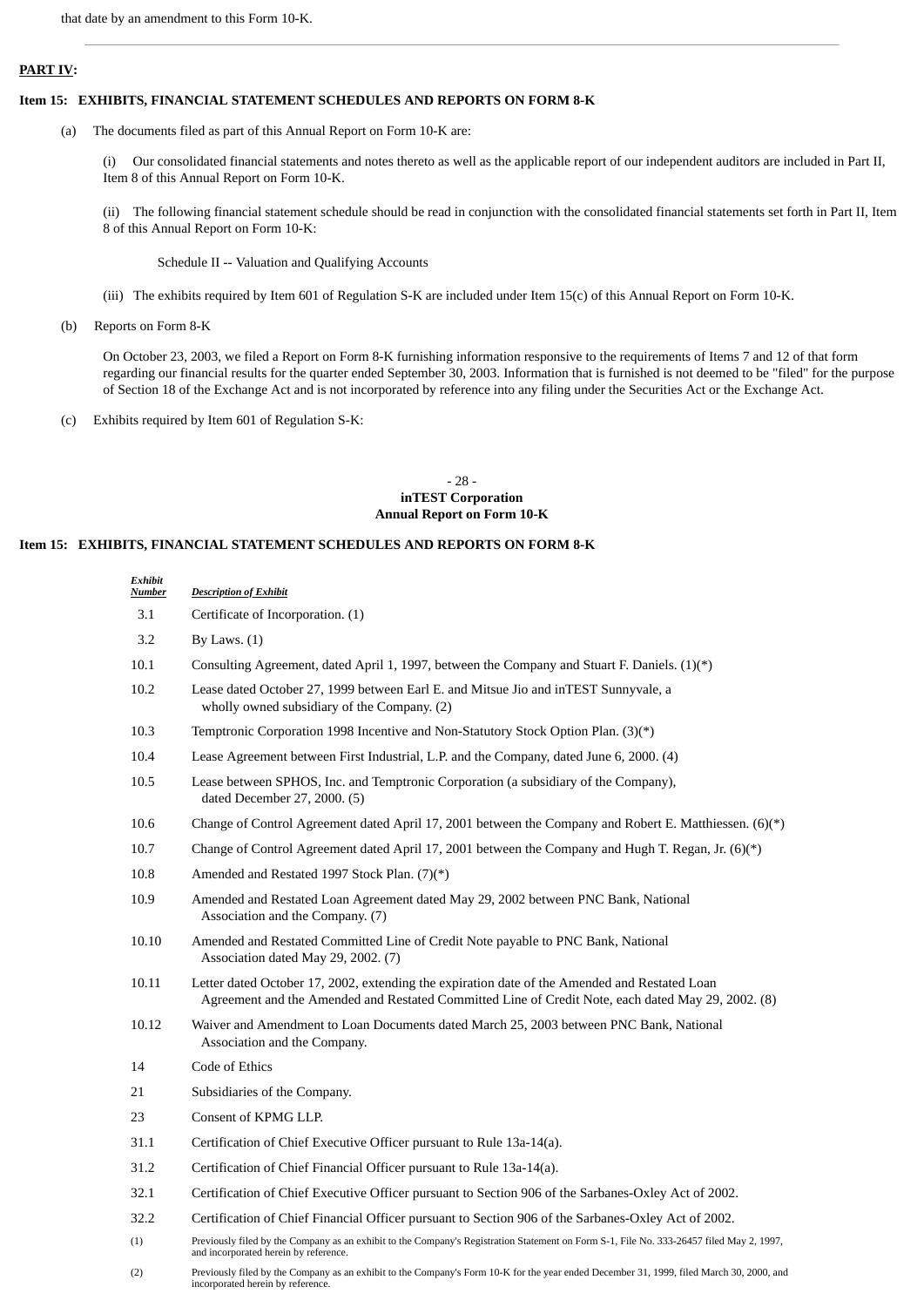that date by an amendment to this Form 10-K.

---

**PART IV:**

**Item 15: EXHIBITS, FINANCIAL STATEMENT SCHEDULES AND REPORTS ON FORM 8-K**

(a) The documents filed as part of this Annual Report on Form 10-K are:

(i) Our consolidated financial statements and notes thereto as well as the applicable report of our independent auditors are included in Part II, Item 8 of this Annual Report on Form 10-K.

(ii) The following financial statement schedule should be read in conjunction with the consolidated financial statements set forth in Part II, Item 8 of this Annual Report on Form 10-K:

Schedule II -- Valuation and Qualifying Accounts

(iii) The exhibits required by Item 601 of Regulation S-K are included under Item 15(c) of this Annual Report on Form 10-K.

(b) Reports on Form 8-K

On October 23, 2003, we filed a Report on Form 8-K furnishing information responsive to the requirements of Items 7 and 12 of that form regarding our financial results for the quarter ended September 30, 2003. Information that is furnished is not deemed to be "filed" for the purpose of Section 18 of the Exchange Act and is not incorporated by reference into any filing under the Securities Act or the Exchange Act.

(c) Exhibits required by Item 601 of Regulation S-K:

**Item 15: EXHIBITS, FINANCIAL STATEMENT SCHEDULES AND REPORTS ON FORM 8-K**

| *Exhibit Number* | *Description of Exhibit* |
|---|---|
| 3.1 | Certificate of Incorporation. (1) |
| 3.2 | By Laws. (1) |
| 10.1 | Consulting Agreement, dated April 1, 1997, between the Company and Stuart F. Daniels. (1)(*) |
| 10.2 | Lease dated October 27, 1999 between Earl E. and Mitsue Jio and inTEST Sunnyvale, a wholly owned subsidiary of the Company. (2) |
| 10.3 | Temptronic Corporation 1998 Incentive and Non-Statutory Stock Option Plan. (3)(*) |
| 10.4 | Lease Agreement between First Industrial, L.P. and the Company, dated June 6, 2000. (4) |
| 10.5 | Lease between SPHOS, Inc. and Temptronic Corporation (a subsidiary of the Company), dated December 27, 2000. (5) |
| 10.6 | Change of Control Agreement dated April 17, 2001 between the Company and Robert E. Matthiessen. (6)(*) |
| 10.7 | Change of Control Agreement dated April 17, 2001 between the Company and Hugh T. Regan, Jr. (6)(*) |
| 10.8 | Amended and Restated 1997 Stock Plan. (7)(*) |
| 10.9 | Amended and Restated Loan Agreement dated May 29, 2002 between PNC Bank, National Association and the Company. (7) |
| 10.10 | Amended and Restated Committed Line of Credit Note payable to PNC Bank, National Association dated May 29, 2002. (7) |
| 10.11 | Letter dated October 17, 2002, extending the expiration date of the Amended and Restated Loan Agreement and the Amended and Restated Committed Line of Credit Note, each dated May 29, 2002. (8) |
| 10.12 | Waiver and Amendment to Loan Documents dated March 25, 2003 between PNC Bank, National Association and the Company. |
| 14 | Code of Ethics |
| 21 | Subsidiaries of the Company. |
| 23 | Consent of KPMG LLP. |
| 31.1 | Certification of Chief Executive Officer pursuant to Rule 13a-14(a). |
| 31.2 | Certification of Chief Financial Officer pursuant to Rule 13a-14(a). |
| 32.1 | Certification of Chief Executive Officer pursuant to Section 906 of the Sarbanes-Oxley Act of 2002. |
| 32.2 | Certification of Chief Financial Officer pursuant to Section 906 of the Sarbanes-Oxley Act of 2002. |

(1) Previously filed by the Company as an exhibit to the Company's Registration Statement on Form S-1, File No. 333-26457 filed May 2, 1997, and incorporated herein by reference.

(2) Previously filed by the Company as an exhibit to the Company's Form 10-K for the year ended December 31, 1999, filed March 30, 2000, and incorporated herein by reference.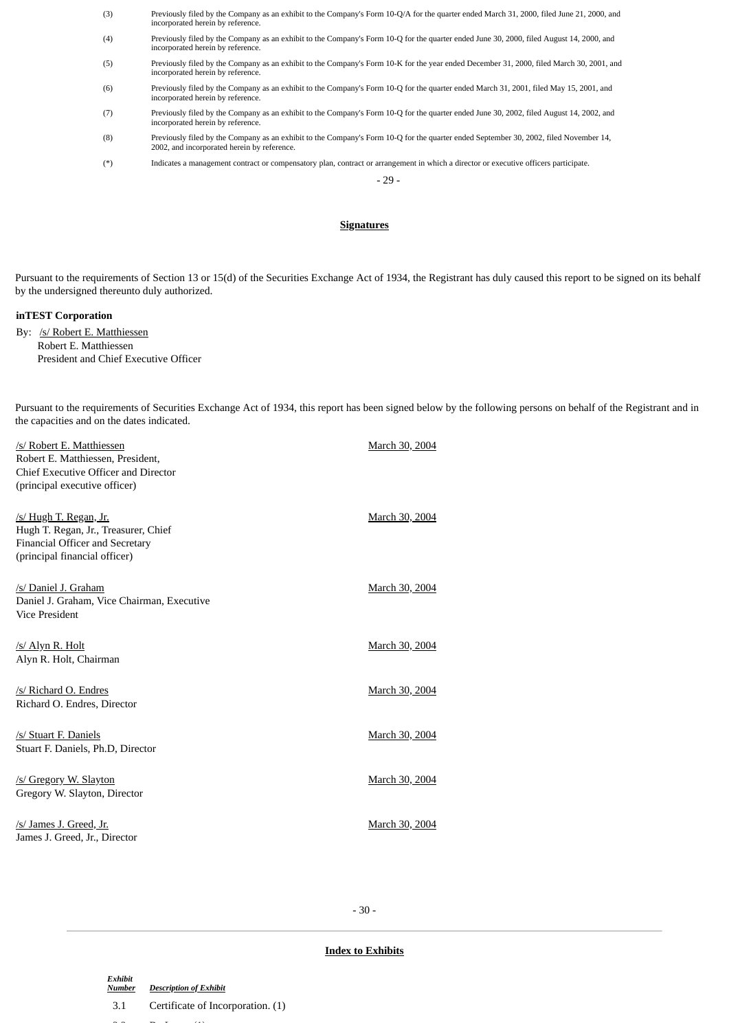(3) Previously filed by the Company as an exhibit to the Company's Form 10-Q/A for the quarter ended March 31, 2000, filed June 21, 2000, and incorporated herein by reference.

(4) Previously filed by the Company as an exhibit to the Company's Form 10-Q for the quarter ended June 30, 2000, filed August 14, 2000, and incorporated herein by reference.

(5) Previously filed by the Company as an exhibit to the Company's Form 10-K for the year ended December 31, 2000, filed March 30, 2001, and incorporated herein by reference.

(6) Previously filed by the Company as an exhibit to the Company's Form 10-Q for the quarter ended March 31, 2001, filed May 15, 2001, and incorporated herein by reference.

(7) Previously filed by the Company as an exhibit to the Company's Form 10-Q for the quarter ended June 30, 2002, filed August 14, 2002, and incorporated herein by reference.

(8) Previously filed by the Company as an exhibit to the Company's Form 10-Q for the quarter ended September 30, 2002, filed November 14, 2002, and incorporated herein by reference.

(*) Indicates a management contract or compensatory plan, contract or arrangement in which a director or executive officers participate.

## Signatures

Pursuant to the requirements of Section 13 or 15(d) of the Securities Exchange Act of 1934, the Registrant has duly caused this report to be signed on its behalf by the undersigned thereunto duly authorized.

**inTEST Corporation**

By: /s/ Robert E. Matthiessen
Robert E. Matthiessen
President and Chief Executive Officer

Pursuant to the requirements of Securities Exchange Act of 1934, this report has been signed below by the following persons on behalf of the Registrant and in the capacities and on the dates indicated.

| | |
|---|---|
| /s/ Robert E. Matthiessen<br>Robert E. Matthiessen, President, Chief Executive Officer and Director (principal executive officer) | March 30, 2004 |
| /s/ Hugh T. Regan, Jr.<br>Hugh T. Regan, Jr., Treasurer, Chief Financial Officer and Secretary (principal financial officer) | March 30, 2004 |
| /s/ Daniel J. Graham<br>Daniel J. Graham, Vice Chairman, Executive Vice President | March 30, 2004 |
| /s/ Alyn R. Holt<br>Alyn R. Holt, Chairman | March 30, 2004 |
| /s/ Richard O. Endres<br>Richard O. Endres, Director | March 30, 2004 |
| /s/ Stuart F. Daniels<br>Stuart F. Daniels, Ph.D, Director | March 30, 2004 |
| /s/ Gregory W. Slayton<br>Gregory W. Slayton, Director | March 30, 2004 |
| /s/ James J. Greed, Jr.<br>James J. Greed, Jr., Director | March 30, 2004 |

## Index to Exhibits

| *Exhibit Number* | *Description of Exhibit* |
|---|---|
| 3.1 | Certificate of Incorporation. (1) |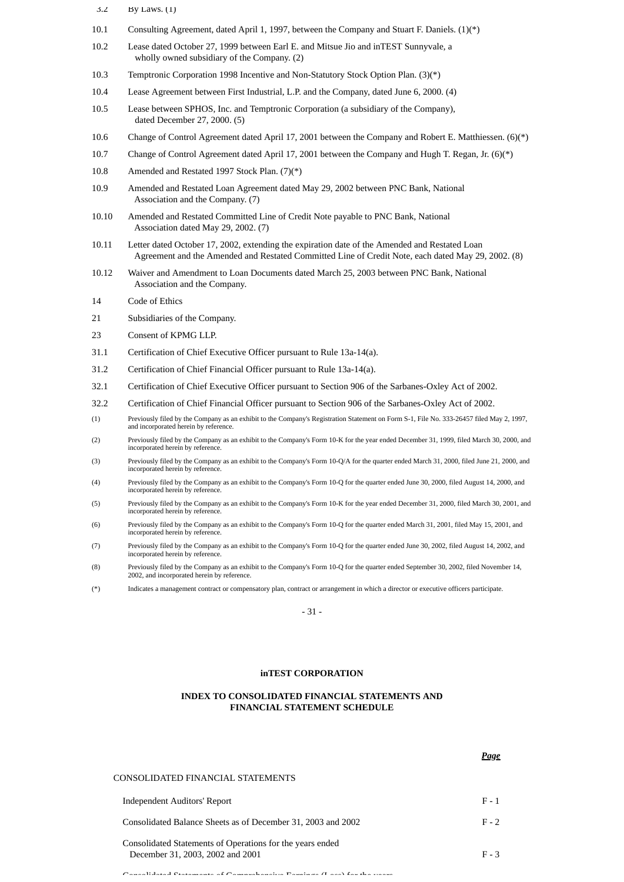| | |
|---|---|
| 3.2 | By Laws. (1) |
| 10.1 | Consulting Agreement, dated April 1, 1997, between the Company and Stuart F. Daniels. (1)(*) |
| 10.2 | Lease dated October 27, 1999 between Earl E. and Mitsue Jio and inTEST Sunnyvale, a wholly owned subsidiary of the Company. (2) |
| 10.3 | Temptronic Corporation 1998 Incentive and Non-Statutory Stock Option Plan. (3)(*) |
| 10.4 | Lease Agreement between First Industrial, L.P. and the Company, dated June 6, 2000. (4) |
| 10.5 | Lease between SPHOS, Inc. and Temptronic Corporation (a subsidiary of the Company), dated December 27, 2000. (5) |
| 10.6 | Change of Control Agreement dated April 17, 2001 between the Company and Robert E. Matthiessen. (6)(*) |
| 10.7 | Change of Control Agreement dated April 17, 2001 between the Company and Hugh T. Regan, Jr. (6)(*) |
| 10.8 | Amended and Restated 1997 Stock Plan. (7)(*) |
| 10.9 | Amended and Restated Loan Agreement dated May 29, 2002 between PNC Bank, National Association and the Company. (7) |
| 10.10 | Amended and Restated Committed Line of Credit Note payable to PNC Bank, National Association dated May 29, 2002. (7) |
| 10.11 | Letter dated October 17, 2002, extending the expiration date of the Amended and Restated Loan Agreement and the Amended and Restated Committed Line of Credit Note, each dated May 29, 2002. (8) |
| 10.12 | Waiver and Amendment to Loan Documents dated March 25, 2003 between PNC Bank, National Association and the Company. |
| 14 | Code of Ethics |
| 21 | Subsidiaries of the Company. |
| 23 | Consent of KPMG LLP. |
| 31.1 | Certification of Chief Executive Officer pursuant to Rule 13a-14(a). |
| 31.2 | Certification of Chief Financial Officer pursuant to Rule 13a-14(a). |
| 32.1 | Certification of Chief Executive Officer pursuant to Section 906 of the Sarbanes-Oxley Act of 2002. |
| 32.2 | Certification of Chief Financial Officer pursuant to Section 906 of the Sarbanes-Oxley Act of 2002. |

(1) Previously filed by the Company as an exhibit to the Company's Registration Statement on Form S-1, File No. 333-26457 filed May 2, 1997, and incorporated herein by reference.

(2) Previously filed by the Company as an exhibit to the Company's Form 10-K for the year ended December 31, 1999, filed March 30, 2000, and incorporated herein by reference.

(3) Previously filed by the Company as an exhibit to the Company's Form 10-Q/A for the quarter ended March 31, 2000, filed June 21, 2000, and incorporated herein by reference.

(4) Previously filed by the Company as an exhibit to the Company's Form 10-Q for the quarter ended June 30, 2000, filed August 14, 2000, and incorporated herein by reference.

(5) Previously filed by the Company as an exhibit to the Company's Form 10-K for the year ended December 31, 2000, filed March 30, 2001, and incorporated herein by reference.

(6) Previously filed by the Company as an exhibit to the Company's Form 10-Q for the quarter ended March 31, 2001, filed May 15, 2001, and incorporated herein by reference.

(7) Previously filed by the Company as an exhibit to the Company's Form 10-Q for the quarter ended June 30, 2002, filed August 14, 2002, and incorporated herein by reference.

(8) Previously filed by the Company as an exhibit to the Company's Form 10-Q for the quarter ended September 30, 2002, filed November 14, 2002, and incorporated herein by reference.

(*) Indicates a management contract or compensatory plan, contract or arrangement in which a director or executive officers participate.

**inTEST CORPORATION**

**INDEX TO CONSOLIDATED FINANCIAL STATEMENTS AND FINANCIAL STATEMENT SCHEDULE**

| | ***Page*** |
|---|---|
| CONSOLIDATED FINANCIAL STATEMENTS | |
| Independent Auditors' Report | F - 1 |
| Consolidated Balance Sheets as of December 31, 2003 and 2002 | F - 2 |
| Consolidated Statements of Operations for the years ended December 31, 2003, 2002 and 2001 | F - 3 |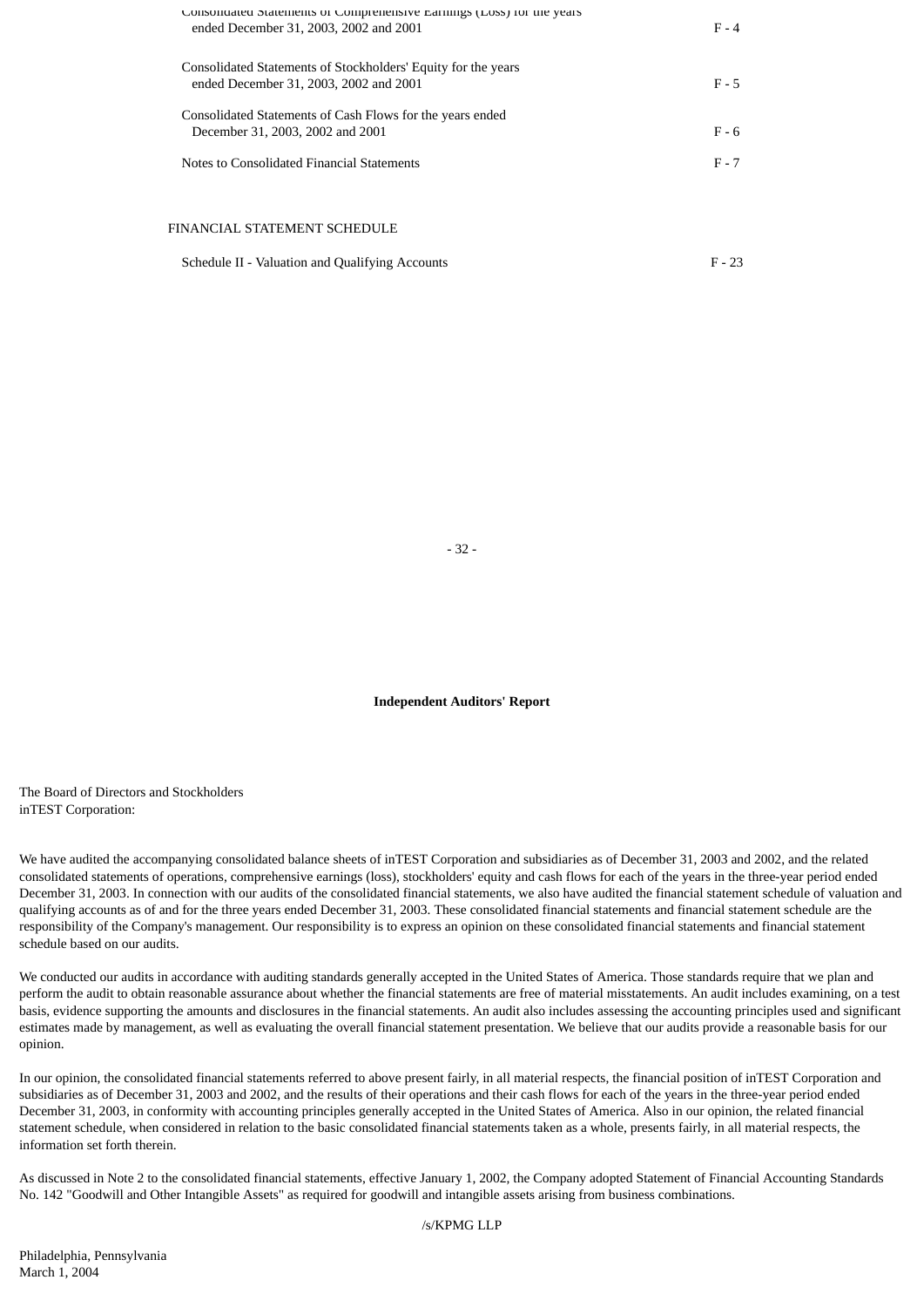| | |
|---|---|
| Consolidated Statements of Comprehensive Earnings (Loss) for the years ended December 31, 2003, 2002 and 2001 | F - 4 |
| Consolidated Statements of Stockholders' Equity for the years ended December 31, 2003, 2002 and 2001 | F - 5 |
| Consolidated Statements of Cash Flows for the years ended December 31, 2003, 2002 and 2001 | F - 6 |
| Notes to Consolidated Financial Statements | F - 7 |

FINANCIAL STATEMENT SCHEDULE

| | |
|---|---|
| Schedule II - Valuation and Qualifying Accounts | F - 23 |

**Independent Auditors' Report**

The Board of Directors and Stockholders
inTEST Corporation:

We have audited the accompanying consolidated balance sheets of inTEST Corporation and subsidiaries as of December 31, 2003 and 2002, and the related consolidated statements of operations, comprehensive earnings (loss), stockholders' equity and cash flows for each of the years in the three-year period ended December 31, 2003. In connection with our audits of the consolidated financial statements, we also have audited the financial statement schedule of valuation and qualifying accounts as of and for the three years ended December 31, 2003. These consolidated financial statements and financial statement schedule are the responsibility of the Company's management. Our responsibility is to express an opinion on these consolidated financial statements and financial statement schedule based on our audits.

We conducted our audits in accordance with auditing standards generally accepted in the United States of America. Those standards require that we plan and perform the audit to obtain reasonable assurance about whether the financial statements are free of material misstatements. An audit includes examining, on a test basis, evidence supporting the amounts and disclosures in the financial statements. An audit also includes assessing the accounting principles used and significant estimates made by management, as well as evaluating the overall financial statement presentation. We believe that our audits provide a reasonable basis for our opinion.

In our opinion, the consolidated financial statements referred to above present fairly, in all material respects, the financial position of inTEST Corporation and subsidiaries as of December 31, 2003 and 2002, and the results of their operations and their cash flows for each of the years in the three-year period ended December 31, 2003, in conformity with accounting principles generally accepted in the United States of America. Also in our opinion, the related financial statement schedule, when considered in relation to the basic consolidated financial statements taken as a whole, presents fairly, in all material respects, the information set forth therein.

As discussed in Note 2 to the consolidated financial statements, effective January 1, 2002, the Company adopted Statement of Financial Accounting Standards No. 142 "Goodwill and Other Intangible Assets" as required for goodwill and intangible assets arising from business combinations.

/s/KPMG LLP

Philadelphia, Pennsylvania
March 1, 2004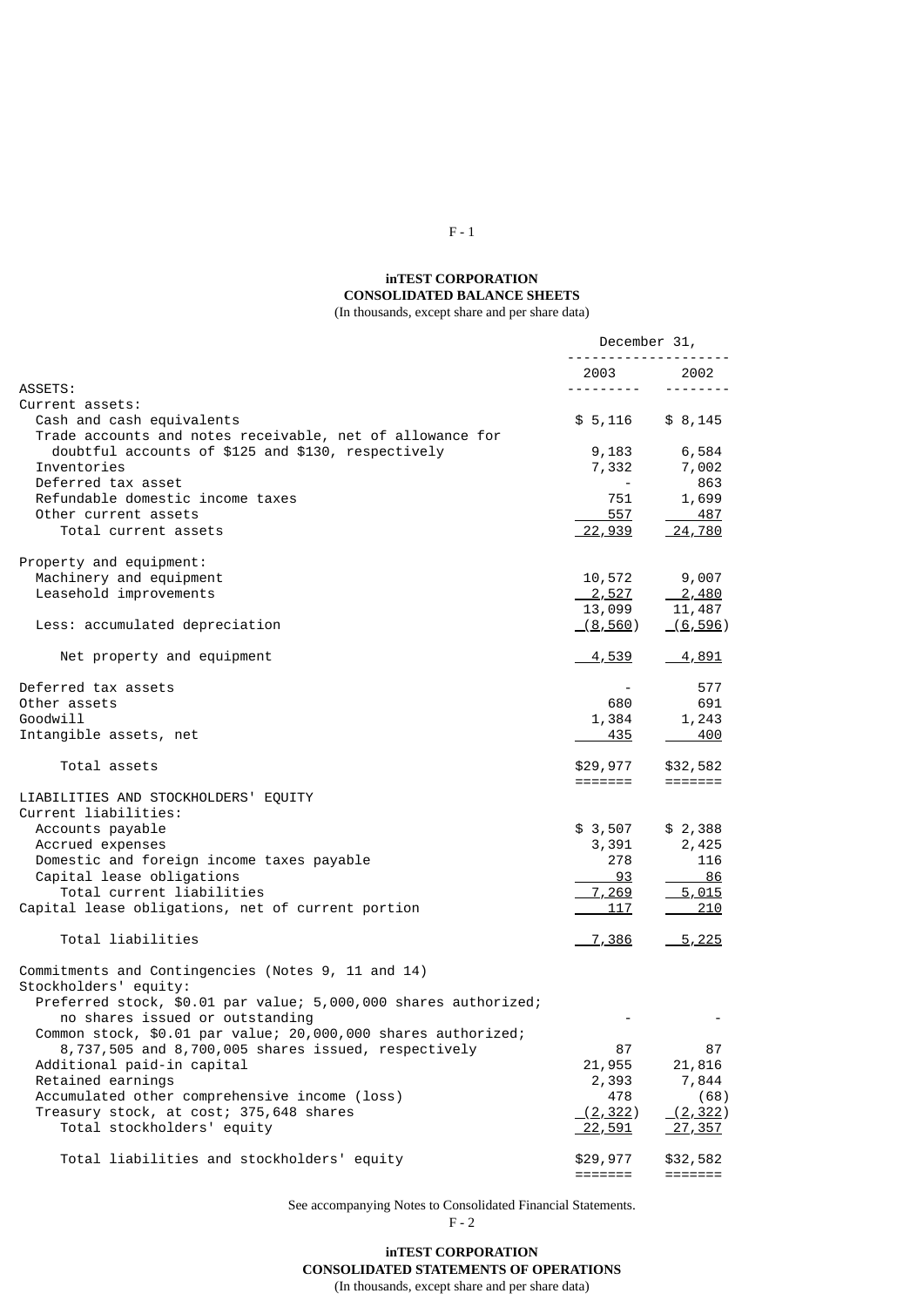**inTEST CORPORATION**
**CONSOLIDATED BALANCE SHEETS**
(In thousands, except share and per share data)

| | December 31, 2003 | December 31, 2002 |
|---|---|---|
| ASSETS: | | |
| Current assets: | | |
| Cash and cash equivalents | $ 5,116 | $ 8,145 |
| Trade accounts and notes receivable, net of allowance for doubtful accounts of $125 and $130, respectively | 9,183 | 6,584 |
| Inventories | 7,332 | 7,002 |
| Deferred tax asset | - | 863 |
| Refundable domestic income taxes | 751 | 1,699 |
| Other current assets | 557 | 487 |
| Total current assets | 22,939 | 24,780 |
| Property and equipment: | | |
| Machinery and equipment | 10,572 | 9,007 |
| Leasehold improvements | 2,527 | 2,480 |
| | 13,099 | 11,487 |
| Less: accumulated depreciation | (8,560) | (6,596) |
| Net property and equipment | 4,539 | 4,891 |
| Deferred tax assets | - | 577 |
| Other assets | 680 | 691 |
| Goodwill | 1,384 | 1,243 |
| Intangible assets, net | 435 | 400 |
| Total assets | $29,977 | $32,582 |
| LIABILITIES AND STOCKHOLDERS' EQUITY | | |
| Current liabilities: | | |
| Accounts payable | $ 3,507 | $ 2,388 |
| Accrued expenses | 3,391 | 2,425 |
| Domestic and foreign income taxes payable | 278 | 116 |
| Capital lease obligations | 93 | 86 |
| Total current liabilities | 7,269 | 5,015 |
| Capital lease obligations, net of current portion | 117 | 210 |
| Total liabilities | 7,386 | 5,225 |
| Commitments and Contingencies (Notes 9, 11 and 14) | | |
| Stockholders' equity: | | |
| Preferred stock, $0.01 par value; 5,000,000 shares authorized; no shares issued or outstanding | - | - |
| Common stock, $0.01 par value; 20,000,000 shares authorized; 8,737,505 and 8,700,005 shares issued, respectively | 87 | 87 |
| Additional paid-in capital | 21,955 | 21,816 |
| Retained earnings | 2,393 | 7,844 |
| Accumulated other comprehensive income (loss) | 478 | (68) |
| Treasury stock, at cost; 375,648 shares | (2,322) | (2,322) |
| Total stockholders' equity | 22,591 | 27,357 |
| Total liabilities and stockholders' equity | $29,977 | $32,582 |

See accompanying Notes to Consolidated Financial Statements.

**inTEST CORPORATION**
**CONSOLIDATED STATEMENTS OF OPERATIONS**
(In thousands, except share and per share data)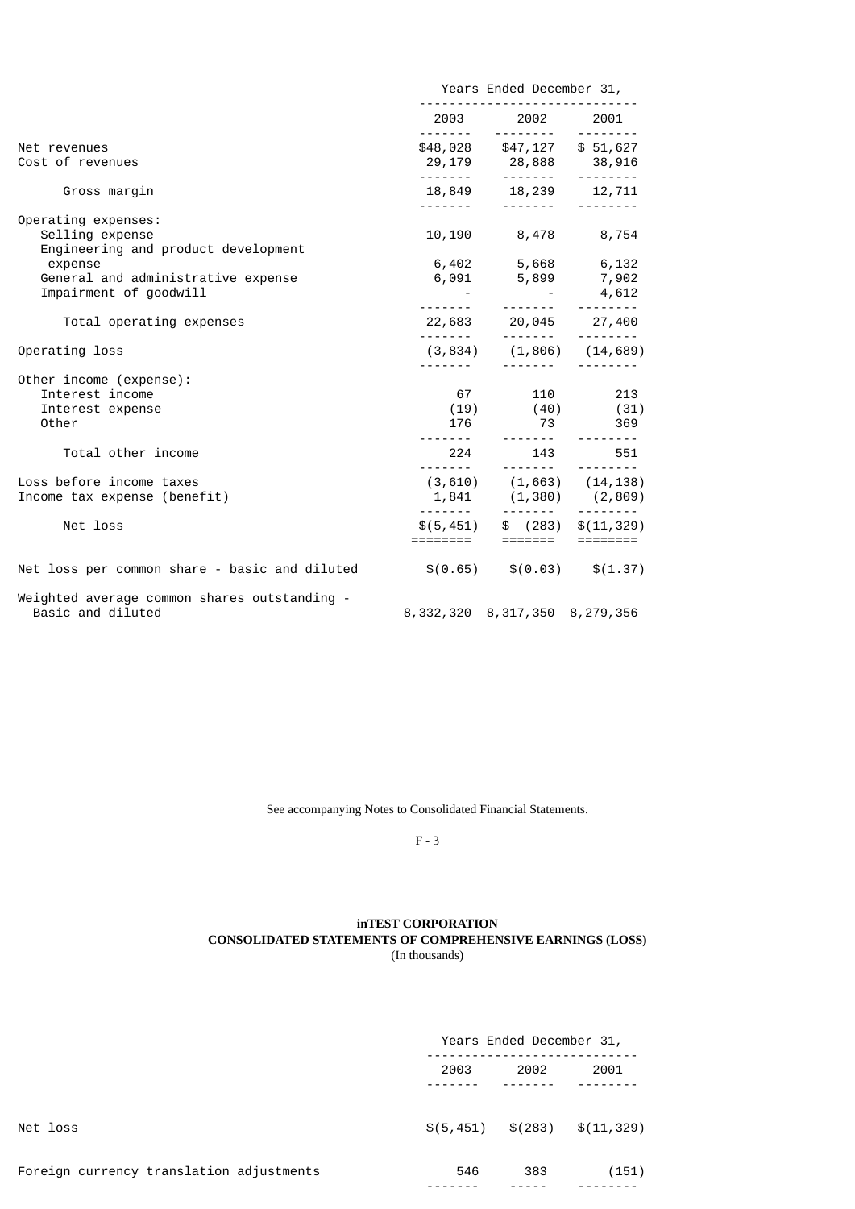| | Years Ended December 31, | | |
|---|---|---|---|
| | 2003 | 2002 | 2001 |
| Net revenues | $48,028 | $47,127 | $ 51,627 |
| Cost of revenues | 29,179 | 28,888 | 38,916 |
| Gross margin | 18,849 | 18,239 | 12,711 |
| Operating expenses: | | | |
| Selling expense | 10,190 | 8,478 | 8,754 |
| Engineering and product development expense | 6,402 | 5,668 | 6,132 |
| General and administrative expense | 6,091 | 5,899 | 7,902 |
| Impairment of goodwill | - | - | 4,612 |
| Total operating expenses | 22,683 | 20,045 | 27,400 |
| Operating loss | (3,834) | (1,806) | (14,689) |
| Other income (expense): | | | |
| Interest income | 67 | 110 | 213 |
| Interest expense | (19) | (40) | (31) |
| Other | 176 | 73 | 369 |
| Total other income | 224 | 143 | 551 |
| Loss before income taxes | (3,610) | (1,663) | (14,138) |
| Income tax expense (benefit) | 1,841 | (1,380) | (2,809) |
| Net loss | $(5,451) | $ (283) | $(11,329) |
| Net loss per common share - basic and diluted | $(0.65) | $(0.03) | $(1.37) |
| Weighted average common shares outstanding - Basic and diluted | 8,332,320 | 8,317,350 | 8,279,356 |

See accompanying Notes to Consolidated Financial Statements.

**inTEST CORPORATION**
**CONSOLIDATED STATEMENTS OF COMPREHENSIVE EARNINGS (LOSS)**
(In thousands)

| | Years Ended December 31, | | |
|---|---|---|---|
| | 2003 | 2002 | 2001 |
| Net loss | $(5,451) | $(283) | $(11,329) |
| Foreign currency translation adjustments | 546 | 383 | (151) |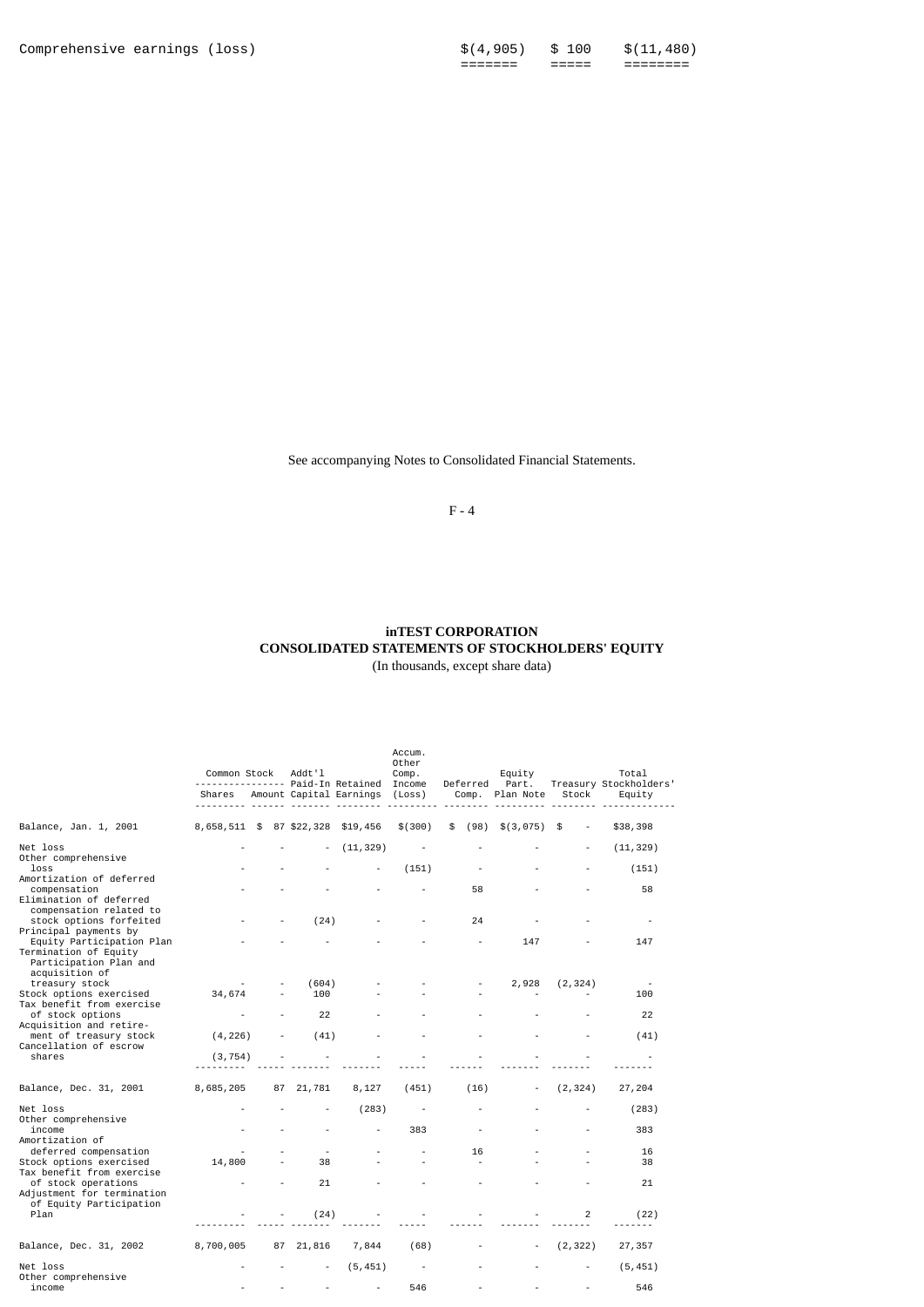| | | | |
|---|---|---|---|
| Comprehensive earnings (loss) | $(4,905) | $ 100 | $(11,480) |

See accompanying Notes to Consolidated Financial Statements.

# inTEST CORPORATION
## CONSOLIDATED STATEMENTS OF STOCKHOLDERS' EQUITY
(In thousands, except share data)

| | Common Stock Shares | Common Stock Amount | Addt'l Paid-In Capital | Retained Earnings | Accum. Other Comp. Income (Loss) | Deferred Comp. | Equity Part. Plan Note | Treasury Stock | Total Stockholders' Equity |
|---|---|---|---|---|---|---|---|---|---|
| Balance, Jan. 1, 2001 | 8,658,511 | $ 87 | $22,328 | $19,456 | $(300) | $ (98) | $(3,075) | $ - | $38,398 |
| Net loss | - | - | - | (11,329) | - | - | - | - | (11,329) |
| Other comprehensive loss | - | - | - | - | (151) | - | - | - | (151) |
| Amortization of deferred compensation | - | - | - | - | - | 58 | - | - | 58 |
| Elimination of deferred compensation related to stock options forfeited | - | - | (24) | - | - | 24 | - | - | - |
| Principal payments by Equity Participation Plan | - | - | - | - | - | - | 147 | - | 147 |
| Termination of Equity Participation Plan and acquisition of treasury stock | - | - | (604) | - | - | - | 2,928 | (2,324) | - |
| Stock options exercised | 34,674 | - | 100 | - | - | - | - | - | 100 |
| Tax benefit from exercise of stock options | - | - | 22 | - | - | - | - | - | 22 |
| Acquisition and retirement of treasury stock | (4,226) | - | (41) | - | - | - | - | - | (41) |
| Cancellation of escrow shares | (3,754) | - | - | - | - | - | - | - | - |
| Balance, Dec. 31, 2001 | 8,685,205 | 87 | 21,781 | 8,127 | (451) | (16) | - | (2,324) | 27,204 |
| Net loss | - | - | - | (283) | - | - | - | - | (283) |
| Other comprehensive income | - | - | - | - | 383 | - | - | - | 383 |
| Amortization of deferred compensation | - | - | - | - | - | 16 | - | - | 16 |
| Stock options exercised | 14,800 | - | 38 | - | - | - | - | - | 38 |
| Tax benefit from exercise of stock operations | - | - | 21 | - | - | - | - | - | 21 |
| Adjustment for termination of Equity Participation Plan | - | - | (24) | - | - | - | - | 2 | (22) |
| Balance, Dec. 31, 2002 | 8,700,005 | 87 | 21,816 | 7,844 | (68) | - | - | (2,322) | 27,357 |
| Net loss | - | - | - | (5,451) | - | - | - | - | (5,451) |
| Other comprehensive income | - | - | - | - | 546 | - | - | - | 546 |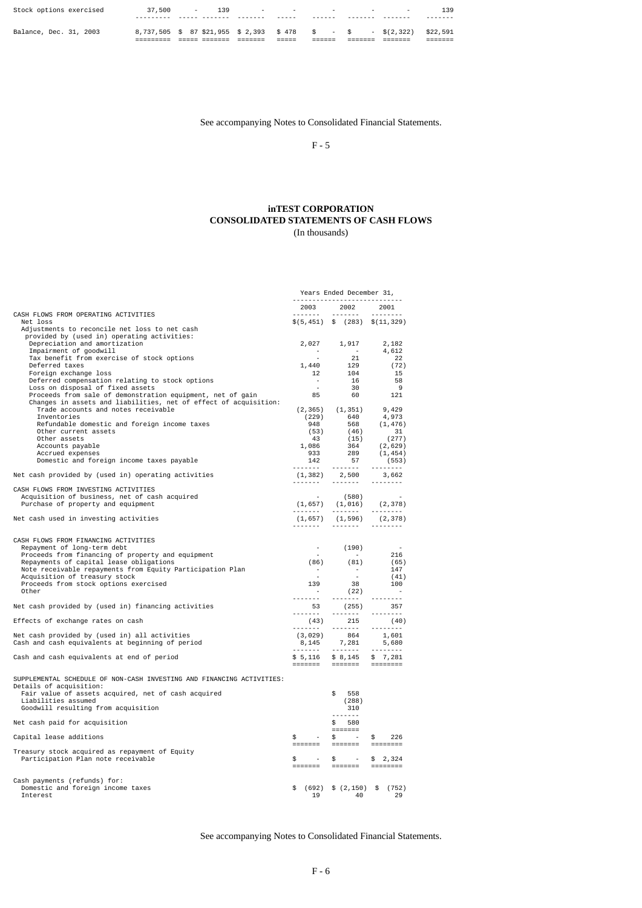| Stock options exercised | 37,500 | - | 139 | - | - | - | - | - | 139 |
|---|---|---|---|---|---|---|---|---|---|
| Balance, Dec. 31, 2003 | 8,737,505 | $ 87 | $21,955 | $ 2,393 | $ 478 | $ - | $ - | $(2,322) | $22,591 |

See accompanying Notes to Consolidated Financial Statements.

# inTEST CORPORATION
## CONSOLIDATED STATEMENTS OF CASH FLOWS
(In thousands)

| | Years Ended December 31, | | |
|---|---|---|---|
| | 2003 | 2002 | 2001 |
| CASH FLOWS FROM OPERATING ACTIVITIES | | | |
| Net loss | $(5,451) | $ (283) | $(11,329) |
| Adjustments to reconcile net loss to net cash provided by (used in) operating activities: | | | |
| Depreciation and amortization | 2,027 | 1,917 | 2,182 |
| Impairment of goodwill | - | - | 4,612 |
| Tax benefit from exercise of stock options | - | 21 | 22 |
| Deferred taxes | 1,440 | 129 | (72) |
| Foreign exchange loss | 12 | 104 | 15 |
| Deferred compensation relating to stock options | - | 16 | 58 |
| Loss on disposal of fixed assets | - | 30 | 9 |
| Proceeds from sale of demonstration equipment, net of gain | 85 | 60 | 121 |
| Changes in assets and liabilities, net of effect of acquisition: | | | |
| Trade accounts and notes receivable | (2,365) | (1,351) | 9,429 |
| Inventories | (229) | 640 | 4,973 |
| Refundable domestic and foreign income taxes | 948 | 568 | (1,476) |
| Other current assets | (53) | (46) | 31 |
| Other assets | 43 | (15) | (277) |
| Accounts payable | 1,086 | 364 | (2,629) |
| Accrued expenses | 933 | 289 | (1,454) |
| Domestic and foreign income taxes payable | 142 | 57 | (553) |
| Net cash provided by (used in) operating activities | (1,382) | 2,500 | 3,662 |
| CASH FLOWS FROM INVESTING ACTIVITIES | | | |
| Acquisition of business, net of cash acquired | - | (580) | - |
| Purchase of property and equipment | (1,657) | (1,016) | (2,378) |
| Net cash used in investing activities | (1,657) | (1,596) | (2,378) |
| CASH FLOWS FROM FINANCING ACTIVITIES | | | |
| Repayment of long-term debt | - | (190) | - |
| Proceeds from financing of property and equipment | - | - | 216 |
| Repayments of capital lease obligations | (86) | (81) | (65) |
| Note receivable repayments from Equity Participation Plan | - | - | 147 |
| Acquisition of treasury stock | - | - | (41) |
| Proceeds from stock options exercised | 139 | 38 | 100 |
| Other | - | (22) | - |
| Net cash provided by (used in) financing activities | 53 | (255) | 357 |
| Effects of exchange rates on cash | (43) | 215 | (40) |
| Net cash provided by (used in) all activities | (3,029) | 864 | 1,601 |
| Cash and cash equivalents at beginning of period | 8,145 | 7,281 | 5,680 |
| Cash and cash equivalents at end of period | $ 5,116 | $ 8,145 | $ 7,281 |
| SUPPLEMENTAL SCHEDULE OF NON-CASH INVESTING AND FINANCING ACTIVITIES: | | | |
| Details of acquisition: | | | |
| Fair value of assets acquired, net of cash acquired | | $ 558 | |
| Liabilities assumed | | (288) | |
| Goodwill resulting from acquisition | | 310 | |
| Net cash paid for acquisition | | $ 580 | |
| Capital lease additions | $ - | $ - | $ 226 |
| Treasury stock acquired as repayment of Equity Participation Plan note receivable | $ - | $ - | $ 2,324 |
| Cash payments (refunds) for: | | | |
| Domestic and foreign income taxes | $ (692) | $ (2,150) | $ (752) |
| Interest | 19 | 40 | 29 |

See accompanying Notes to Consolidated Financial Statements.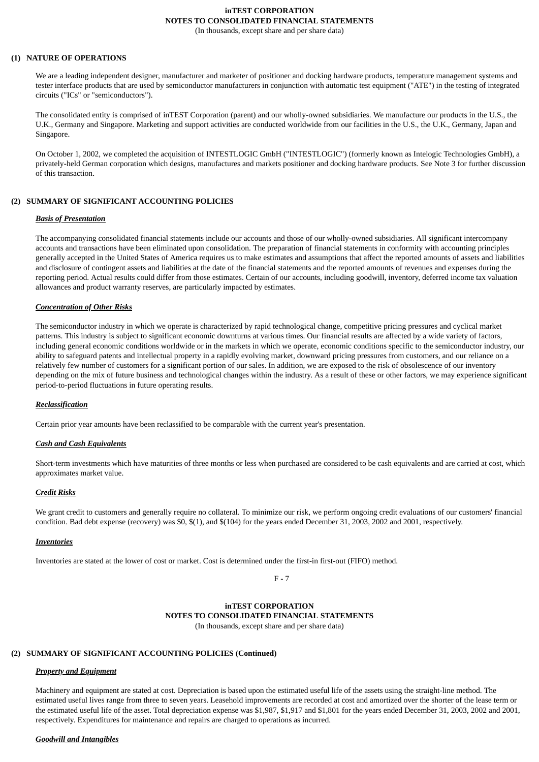## (1) NATURE OF OPERATIONS

We are a leading independent designer, manufacturer and marketer of positioner and docking hardware products, temperature management systems and tester interface products that are used by semiconductor manufacturers in conjunction with automatic test equipment ("ATE") in the testing of integrated circuits ("ICs" or "semiconductors").

The consolidated entity is comprised of inTEST Corporation (parent) and our wholly-owned subsidiaries. We manufacture our products in the U.S., the U.K., Germany and Singapore. Marketing and support activities are conducted worldwide from our facilities in the U.S., the U.K., Germany, Japan and Singapore.

On October 1, 2002, we completed the acquisition of INTESTLOGIC GmbH ("INTESTLOGIC") (formerly known as Intelogic Technologies GmbH), a privately-held German corporation which designs, manufactures and markets positioner and docking hardware products. See Note 3 for further discussion of this transaction.

## (2) SUMMARY OF SIGNIFICANT ACCOUNTING POLICIES

***Basis of Presentation***

The accompanying consolidated financial statements include our accounts and those of our wholly-owned subsidiaries. All significant intercompany accounts and transactions have been eliminated upon consolidation. The preparation of financial statements in conformity with accounting principles generally accepted in the United States of America requires us to make estimates and assumptions that affect the reported amounts of assets and liabilities and disclosure of contingent assets and liabilities at the date of the financial statements and the reported amounts of revenues and expenses during the reporting period. Actual results could differ from those estimates. Certain of our accounts, including goodwill, inventory, deferred income tax valuation allowances and product warranty reserves, are particularly impacted by estimates.

***Concentration of Other Risks***

The semiconductor industry in which we operate is characterized by rapid technological change, competitive pricing pressures and cyclical market patterns. This industry is subject to significant economic downturns at various times. Our financial results are affected by a wide variety of factors, including general economic conditions worldwide or in the markets in which we operate, economic conditions specific to the semiconductor industry, our ability to safeguard patents and intellectual property in a rapidly evolving market, downward pricing pressures from customers, and our reliance on a relatively few number of customers for a significant portion of our sales. In addition, we are exposed to the risk of obsolescence of our inventory depending on the mix of future business and technological changes within the industry. As a result of these or other factors, we may experience significant period-to-period fluctuations in future operating results.

***Reclassification***

Certain prior year amounts have been reclassified to be comparable with the current year's presentation.

***Cash and Cash Equivalents***

Short-term investments which have maturities of three months or less when purchased are considered to be cash equivalents and are carried at cost, which approximates market value.

***Credit Risks***

We grant credit to customers and generally require no collateral. To minimize our risk, we perform ongoing credit evaluations of our customers' financial condition. Bad debt expense (recovery) was $0, $(1), and $(104) for the years ended December 31, 2003, 2002 and 2001, respectively.

***Inventories***

Inventories are stated at the lower of cost or market. Cost is determined under the first-in first-out (FIFO) method.

## (2) SUMMARY OF SIGNIFICANT ACCOUNTING POLICIES (Continued)

***Property and Equipment***

Machinery and equipment are stated at cost. Depreciation is based upon the estimated useful life of the assets using the straight-line method. The estimated useful lives range from three to seven years. Leasehold improvements are recorded at cost and amortized over the shorter of the lease term or the estimated useful life of the asset. Total depreciation expense was $1,987, $1,917 and $1,801 for the years ended December 31, 2003, 2002 and 2001, respectively. Expenditures for maintenance and repairs are charged to operations as incurred.

***Goodwill and Intangibles***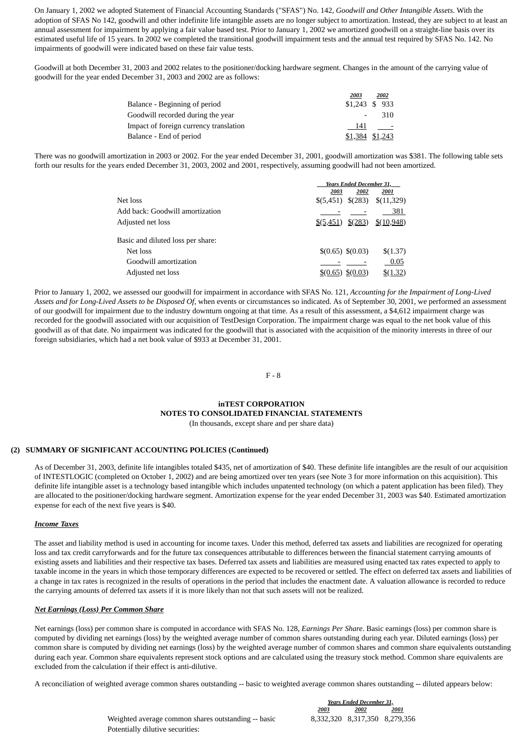On January 1, 2002 we adopted Statement of Financial Accounting Standards ("SFAS") No. 142, *Goodwill and Other Intangible Assets*. With the adoption of SFAS No 142, goodwill and other indefinite life intangible assets are no longer subject to amortization. Instead, they are subject to at least an annual assessment for impairment by applying a fair value based test. Prior to January 1, 2002 we amortized goodwill on a straight-line basis over its estimated useful life of 15 years. In 2002 we completed the transitional goodwill impairment tests and the annual test required by SFAS No. 142. No impairments of goodwill were indicated based on these fair value tests.

Goodwill at both December 31, 2003 and 2002 relates to the positioner/docking hardware segment. Changes in the amount of the carrying value of goodwill for the year ended December 31, 2003 and 2002 are as follows:

| | 2003 | 2002 |
|---|---|---|
| Balance - Beginning of period | $1,243 | $ 933 |
| Goodwill recorded during the year | - | 310 |
| Impact of foreign currency translation | 141 | - |
| Balance - End of period | $1,384 | $1,243 |

There was no goodwill amortization in 2003 or 2002. For the year ended December 31, 2001, goodwill amortization was $381. The following table sets forth our results for the years ended December 31, 2003, 2002 and 2001, respectively, assuming goodwill had not been amortized.

| | Years Ended December 31, | | |
|---|---|---|---|
| | 2003 | 2002 | 2001 |
| Net loss | $(5,451) | $(283) | $(11,329) |
| Add back: Goodwill amortization | - | - | 381 |
| Adjusted net loss | $(5,451) | $(283) | $(10,948) |
| | | | |
| Basic and diluted loss per share: | | | |
| Net loss | $(0.65) | $(0.03) | $(1.37) |
| Goodwill amortization | - | - | 0.05 |
| Adjusted net loss | $(0.65) | $(0.03) | $(1.32) |

Prior to January 1, 2002, we assessed our goodwill for impairment in accordance with SFAS No. 121, *Accounting for the Impairment of Long-Lived Assets and for Long-Lived Assets to be Disposed Of*, when events or circumstances so indicated. As of September 30, 2001, we performed an assessment of our goodwill for impairment due to the industry downturn ongoing at that time. As a result of this assessment, a $4,612 impairment charge was recorded for the goodwill associated with our acquisition of TestDesign Corporation. The impairment charge was equal to the net book value of this goodwill as of that date. No impairment was indicated for the goodwill that is associated with the acquisition of the minority interests in three of our foreign subsidiaries, which had a net book value of $933 at December 31, 2001.

**inTEST CORPORATION**
**NOTES TO CONSOLIDATED FINANCIAL STATEMENTS**
(In thousands, except share and per share data)

## (2) SUMMARY OF SIGNIFICANT ACCOUNTING POLICIES (Continued)

As of December 31, 2003, definite life intangibles totaled $435, net of amortization of $40. These definite life intangibles are the result of our acquisition of INTESTLOGIC (completed on October 1, 2002) and are being amortized over ten years (see Note 3 for more information on this acquisition). This definite life intangible asset is a technology based intangible which includes unpatented technology (on which a patent application has been filed). They are allocated to the positioner/docking hardware segment. Amortization expense for the year ended December 31, 2003 was $40. Estimated amortization expense for each of the next five years is $40.

***Income Taxes***

The asset and liability method is used in accounting for income taxes. Under this method, deferred tax assets and liabilities are recognized for operating loss and tax credit carryforwards and for the future tax consequences attributable to differences between the financial statement carrying amounts of existing assets and liabilities and their respective tax bases. Deferred tax assets and liabilities are measured using enacted tax rates expected to apply to taxable income in the years in which those temporary differences are expected to be recovered or settled. The effect on deferred tax assets and liabilities of a change in tax rates is recognized in the results of operations in the period that includes the enactment date. A valuation allowance is recorded to reduce the carrying amounts of deferred tax assets if it is more likely than not that such assets will not be realized.

***Net Earnings (Loss) Per Common Share***

Net earnings (loss) per common share is computed in accordance with SFAS No. 128, *Earnings Per Share*. Basic earnings (loss) per common share is computed by dividing net earnings (loss) by the weighted average number of common shares outstanding during each year. Diluted earnings (loss) per common share is computed by dividing net earnings (loss) by the weighted average number of common shares and common share equivalents outstanding during each year. Common share equivalents represent stock options and are calculated using the treasury stock method. Common share equivalents are excluded from the calculation if their effect is anti-dilutive.

A reconciliation of weighted average common shares outstanding -- basic to weighted average common shares outstanding -- diluted appears below:

| | Years Ended December 31, | | |
|---|---|---|---|
| | 2003 | 2002 | 2001 |
| Weighted average common shares outstanding -- basic | 8,332,320 | 8,317,350 | 8,279,356 |
| Potentially dilutive securities: | | | |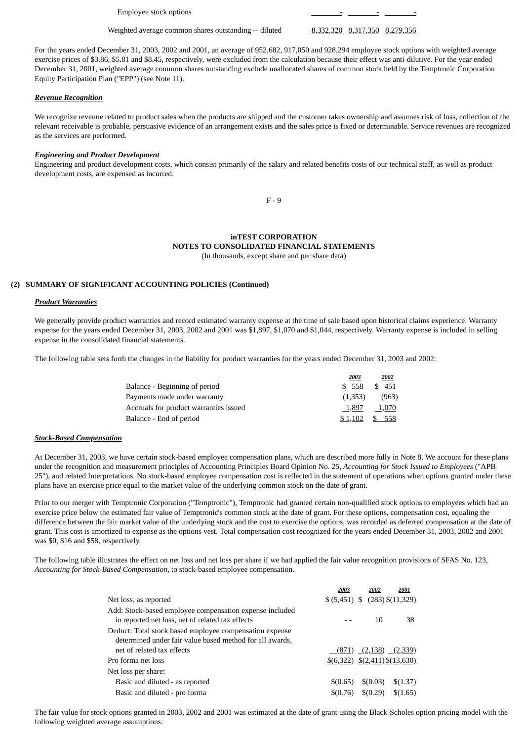| | | | |
|---|---|---|---|
| Employee stock options | - | - | - |
| Weighted average common shares outstanding -- diluted | 8,332,320 | 8,317,350 | 8,279,356 |

For the years ended December 31, 2003, 2002 and 2001, an average of 952,682, 917,050 and 928,294 employee stock options with weighted average exercise prices of $3.86, $5.81 and $8.45, respectively, were excluded from the calculation because their effect was anti-dilutive. For the year ended December 31, 2001, weighted average common shares outstanding exclude unallocated shares of common stock held by the Temptronic Corporation Equity Participation Plan ("EPP") (see Note 11).

***Revenue Recognition***

We recognize revenue related to product sales when the products are shipped and the customer takes ownership and assumes risk of loss, collection of the relevant receivable is probable, persuasive evidence of an arrangement exists and the sales price is fixed or determinable. Service revenues are recognized as the services are performed.

***Engineering and Product Development***

Engineering and product development costs, which consist primarily of the salary and related benefits costs of our technical staff, as well as product development costs, are expensed as incurred.

**inTEST CORPORATION**
**NOTES TO CONSOLIDATED FINANCIAL STATEMENTS**
(In thousands, except share and per share data)

**(2) SUMMARY OF SIGNIFICANT ACCOUNTING POLICIES (Continued)**

***Product Warranties***

We generally provide product warranties and record estimated warranty expense at the time of sale based upon historical claims experience. Warranty expense for the years ended December 31, 2003, 2002 and 2001 was $1,897, $1,070 and $1,044, respectively. Warranty expense is included in selling expense in the consolidated financial statements.

The following table sets forth the changes in the liability for product warranties for the years ended December 31, 2003 and 2002:

| | 2003 | 2002 |
|---|---|---|
| Balance - Beginning of period | $ 558 | $ 451 |
| Payments made under warranty | (1,353) | (963) |
| Accruals for product warranties issued | 1,897 | 1,070 |
| Balance - End of period | $ 1,102 | $ 558 |

***Stock-Based Compensation***

At December 31, 2003, we have certain stock-based employee compensation plans, which are described more fully in Note 8. We account for these plans under the recognition and measurement principles of Accounting Principles Board Opinion No. 25, *Accounting for Stock Issued to Employees* ("APB 25"), and related Interpretations. No stock-based employee compensation cost is reflected in the statement of operations when options granted under these plans have an exercise price equal to the market value of the underlying common stock on the date of grant.

Prior to our merger with Temptronic Corporation ("Temptronic"), Temptronic had granted certain non-qualified stock options to employees which had an exercise price below the estimated fair value of Temptronic's common stock at the date of grant. For these options, compensation cost, equaling the difference between the fair market value of the underlying stock and the cost to exercise the options, was recorded as deferred compensation at the date of grant. This cost is amortized to expense as the options vest. Total compensation cost recognized for the years ended December 31, 2003, 2002 and 2001 was $0, $16 and $58, respectively.

The following table illustrates the effect on net loss and net loss per share if we had applied the fair value recognition provisions of SFAS No. 123, *Accounting for Stock-Based Compensation*, to stock-based employee compensation.

| | 2003 | 2002 | 2001 |
|---|---|---|---|
| Net loss, as reported | $ (5,451) | $ (283) | $(11,329) |
| Add: Stock-based employee compensation expense included in reported net loss, net of related tax effects | - - | 10 | 38 |
| Deduct: Total stock based employee compensation expense determined under fair value based method for all awards, net of related tax effects | (871) | (2,138) | (2,339) |
| Pro forma net loss | $(6,322) | $(2,411) | $(13,630) |
| Net loss per share: | | | |
| Basic and diluted - as reported | $(0.65) | $(0.03) | $(1.37) |
| Basic and diluted - pro forma | $(0.76) | $(0.29) | $(1.65) |

The fair value for stock options granted in 2003, 2002 and 2001 was estimated at the date of grant using the Black-Scholes option pricing model with the following weighted average assumptions: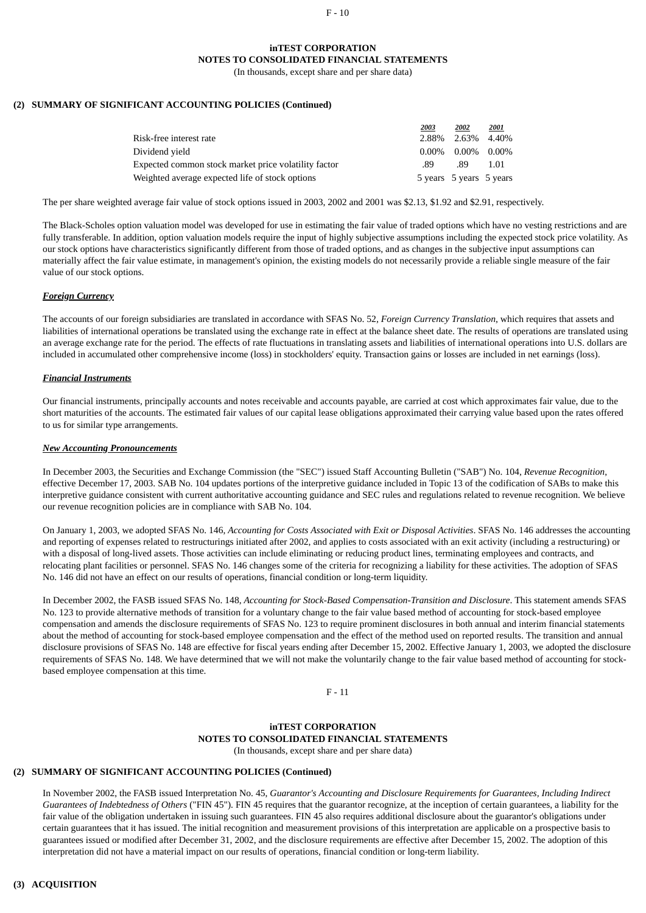**inTEST CORPORATION**
**NOTES TO CONSOLIDATED FINANCIAL STATEMENTS**
(In thousands, except share and per share data)

**(2) SUMMARY OF SIGNIFICANT ACCOUNTING POLICIES (Continued)**

| | 2003 | 2002 | 2001 |
|---|---|---|---|
| Risk-free interest rate | 2.88% | 2.63% | 4.40% |
| Dividend yield | 0.00% | 0.00% | 0.00% |
| Expected common stock market price volatility factor | .89 | .89 | 1.01 |
| Weighted average expected life of stock options | 5 years | 5 years | 5 years |

The per share weighted average fair value of stock options issued in 2003, 2002 and 2001 was $2.13, $1.92 and $2.91, respectively.

The Black-Scholes option valuation model was developed for use in estimating the fair value of traded options which have no vesting restrictions and are fully transferable. In addition, option valuation models require the input of highly subjective assumptions including the expected stock price volatility. As our stock options have characteristics significantly different from those of traded options, and as changes in the subjective input assumptions can materially affect the fair value estimate, in management's opinion, the existing models do not necessarily provide a reliable single measure of the fair value of our stock options.

***Foreign Currency***

The accounts of our foreign subsidiaries are translated in accordance with SFAS No. 52, *Foreign Currency Translation*, which requires that assets and liabilities of international operations be translated using the exchange rate in effect at the balance sheet date. The results of operations are translated using an average exchange rate for the period. The effects of rate fluctuations in translating assets and liabilities of international operations into U.S. dollars are included in accumulated other comprehensive income (loss) in stockholders' equity. Transaction gains or losses are included in net earnings (loss).

***Financial Instruments***

Our financial instruments, principally accounts and notes receivable and accounts payable, are carried at cost which approximates fair value, due to the short maturities of the accounts. The estimated fair values of our capital lease obligations approximated their carrying value based upon the rates offered to us for similar type arrangements.

***New Accounting Pronouncements***

In December 2003, the Securities and Exchange Commission (the "SEC") issued Staff Accounting Bulletin ("SAB") No. 104, *Revenue Recognition*, effective December 17, 2003. SAB No. 104 updates portions of the interpretive guidance included in Topic 13 of the codification of SABs to make this interpretive guidance consistent with current authoritative accounting guidance and SEC rules and regulations related to revenue recognition. We believe our revenue recognition policies are in compliance with SAB No. 104.

On January 1, 2003, we adopted SFAS No. 146, *Accounting for Costs Associated with Exit or Disposal Activities*. SFAS No. 146 addresses the accounting and reporting of expenses related to restructurings initiated after 2002, and applies to costs associated with an exit activity (including a restructuring) or with a disposal of long-lived assets. Those activities can include eliminating or reducing product lines, terminating employees and contracts, and relocating plant facilities or personnel. SFAS No. 146 changes some of the criteria for recognizing a liability for these activities. The adoption of SFAS No. 146 did not have an effect on our results of operations, financial condition or long-term liquidity.

In December 2002, the FASB issued SFAS No. 148, *Accounting for Stock-Based Compensation-Transition and Disclosure*. This statement amends SFAS No. 123 to provide alternative methods of transition for a voluntary change to the fair value based method of accounting for stock-based employee compensation and amends the disclosure requirements of SFAS No. 123 to require prominent disclosures in both annual and interim financial statements about the method of accounting for stock-based employee compensation and the effect of the method used on reported results. The transition and annual disclosure provisions of SFAS No. 148 are effective for fiscal years ending after December 15, 2002. Effective January 1, 2003, we adopted the disclosure requirements of SFAS No. 148. We have determined that we will not make the voluntarily change to the fair value based method of accounting for stock-based employee compensation at this time.

**inTEST CORPORATION**
**NOTES TO CONSOLIDATED FINANCIAL STATEMENTS**
(In thousands, except share and per share data)

**(2) SUMMARY OF SIGNIFICANT ACCOUNTING POLICIES (Continued)**

In November 2002, the FASB issued Interpretation No. 45, *Guarantor's Accounting and Disclosure Requirements for Guarantees, Including Indirect Guarantees of Indebtedness of Others* ("FIN 45"). FIN 45 requires that the guarantor recognize, at the inception of certain guarantees, a liability for the fair value of the obligation undertaken in issuing such guarantees. FIN 45 also requires additional disclosure about the guarantor's obligations under certain guarantees that it has issued. The initial recognition and measurement provisions of this interpretation are applicable on a prospective basis to guarantees issued or modified after December 31, 2002, and the disclosure requirements are effective after December 15, 2002. The adoption of this interpretation did not have a material impact on our results of operations, financial condition or long-term liability.

**(3) ACQUISITION**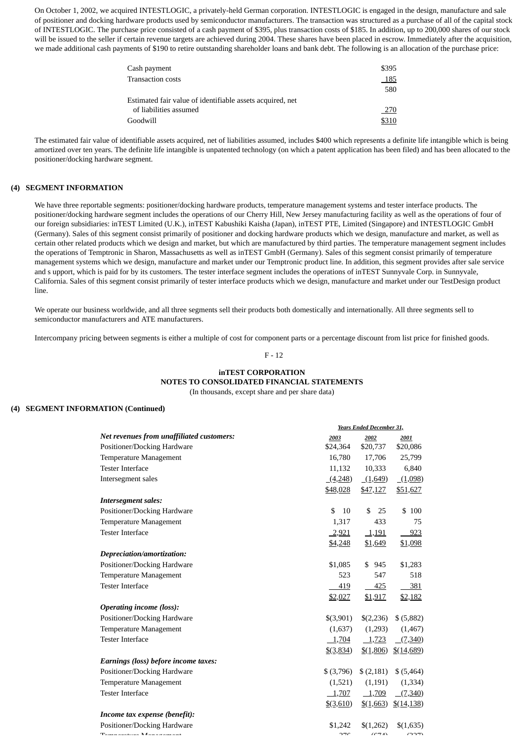On October 1, 2002, we acquired INTESTLOGIC, a privately-held German corporation. INTESTLOGIC is engaged in the design, manufacture and sale of positioner and docking hardware products used by semiconductor manufacturers. The transaction was structured as a purchase of all of the capital stock of INTESTLOGIC. The purchase price consisted of a cash payment of $395, plus transaction costs of $185. In addition, up to 200,000 shares of our stock will be issued to the seller if certain revenue targets are achieved during 2004. These shares have been placed in escrow. Immediately after the acquisition, we made additional cash payments of $190 to retire outstanding shareholder loans and bank debt. The following is an allocation of the purchase price:

| | |
|---|---|
| Cash payment | $395 |
| Transaction costs | 185 |
| | 580 |
| Estimated fair value of identifiable assets acquired, net of liabilities assumed | 270 |
| Goodwill | $310 |

The estimated fair value of identifiable assets acquired, net of liabilities assumed, includes $400 which represents a definite life intangible which is being amortized over ten years. The definite life intangible is unpatented technology (on which a patent application has been filed) and has been allocated to the positioner/docking hardware segment.

## (4) SEGMENT INFORMATION

We have three reportable segments: positioner/docking hardware products, temperature management systems and tester interface products. The positioner/docking hardware segment includes the operations of our Cherry Hill, New Jersey manufacturing facility as well as the operations of four of our foreign subsidiaries: inTEST Limited (U.K.), inTEST Kabushiki Kaisha (Japan), inTEST PTE, Limited (Singapore) and INTESTLOGIC GmbH (Germany). Sales of this segment consist primarily of positioner and docking hardware products which we design, manufacture and market, as well as certain other related products which we design and market, but which are manufactured by third parties. The temperature management segment includes the operations of Temptronic in Sharon, Massachusetts as well as inTEST GmbH (Germany). Sales of this segment consist primarily of temperature management systems which we design, manufacture and market under our Temptronic product line. In addition, this segment provides after sale service and s upport, which is paid for by its customers. The tester interface segment includes the operations of inTEST Sunnyvale Corp. in Sunnyvale, California. Sales of this segment consist primarily of tester interface products which we design, manufacture and market under our TestDesign product line.

We operate our business worldwide, and all three segments sell their products both domestically and internationally. All three segments sell to semiconductor manufacturers and ATE manufacturers.

Intercompany pricing between segments is either a multiple of cost for component parts or a percentage discount from list price for finished goods.

**inTEST CORPORATION**
**NOTES TO CONSOLIDATED FINANCIAL STATEMENTS**
(In thousands, except share and per share data)

## (4) SEGMENT INFORMATION (Continued)

| | Years Ended December 31, | | |
|---|---|---|---|
| | 2003 | 2002 | 2001 |
| ***Net revenues from unaffiliated customers:*** | | | |
| Positioner/Docking Hardware | $24,364 | $20,737 | $20,086 |
| Temperature Management | 16,780 | 17,706 | 25,799 |
| Tester Interface | 11,132 | 10,333 | 6,840 |
| Intersegment sales | (4,248) | (1,649) | (1,098) |
| | $48,028 | $47,127 | $51,627 |
| ***Intersegment sales:*** | | | |
| Positioner/Docking Hardware | $ 10 | $ 25 | $ 100 |
| Temperature Management | 1,317 | 433 | 75 |
| Tester Interface | 2,921 | 1,191 | 923 |
| | $4,248 | $1,649 | $1,098 |
| ***Depreciation/amortization:*** | | | |
| Positioner/Docking Hardware | $1,085 | $ 945 | $1,283 |
| Temperature Management | 523 | 547 | 518 |
| Tester Interface | 419 | 425 | 381 |
| | $2,027 | $1,917 | $2,182 |
| ***Operating income (loss):*** | | | |
| Positioner/Docking Hardware | $(3,901) | $(2,236) | $ (5,882) |
| Temperature Management | (1,637) | (1,293) | (1,467) |
| Tester Interface | 1,704 | 1,723 | (7,340) |
| | $(3,834) | $(1,806) | $(14,689) |
| ***Earnings (loss) before income taxes:*** | | | |
| Positioner/Docking Hardware | $ (3,796) | $ (2,181) | $ (5,464) |
| Temperature Management | (1,521) | (1,191) | (1,334) |
| Tester Interface | 1,707 | 1,709 | (7,340) |
| | $(3,610) | $(1,663) | $(14,138) |
| ***Income tax expense (benefit):*** | | | |
| Positioner/Docking Hardware | $1,242 | $(1,262) | $(1,635) |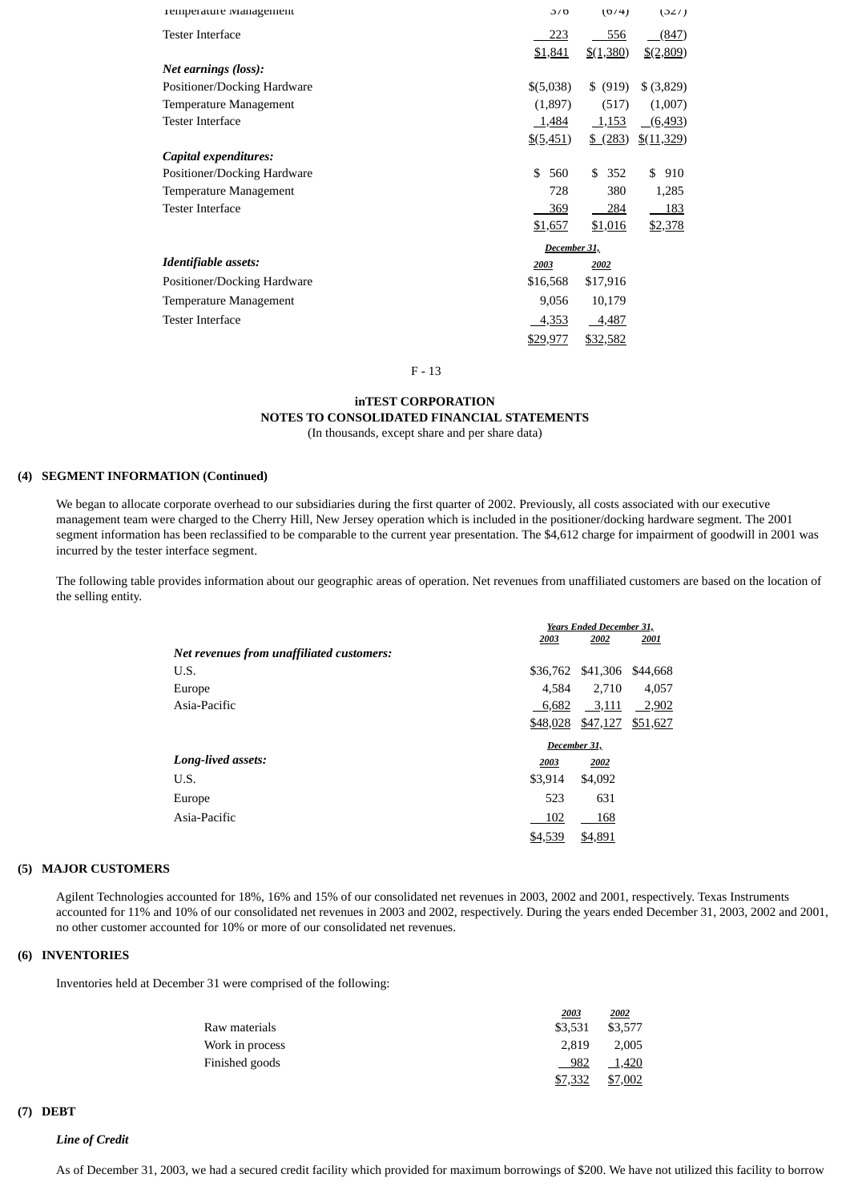| | | | |
|---|---|---|---|
| Temperature Management | 378 | (674) | (327) |
| Tester Interface | 223 | 556 | (847) |
| | $1,841 | $(1,380) | $(2,809) |
| ***Net earnings (loss):*** | | | |
| Positioner/Docking Hardware | $(5,038) | $ (919) | $ (3,829) |
| Temperature Management | (1,897) | (517) | (1,007) |
| Tester Interface | 1,484 | 1,153 | (6,493) |
| | $(5,451) | $ (283) | $(11,329) |
| ***Capital expenditures:*** | | | |
| Positioner/Docking Hardware | $ 560 | $ 352 | $ 910 |
| Temperature Management | 728 | 380 | 1,285 |
| Tester Interface | 369 | 284 | 183 |
| | $1,657 | $1,016 | $2,378 |

| ***Identifiable assets:*** | December 31, 2003 | 2002 |
|---|---|---|
| Positioner/Docking Hardware | $16,568 | $17,916 |
| Temperature Management | 9,056 | 10,179 |
| Tester Interface | 4,353 | 4,487 |
| | $29,977 | $32,582 |

**inTEST CORPORATION**
**NOTES TO CONSOLIDATED FINANCIAL STATEMENTS**
(In thousands, except share and per share data)

## (4) SEGMENT INFORMATION (Continued)

We began to allocate corporate overhead to our subsidiaries during the first quarter of 2002. Previously, all costs associated with our executive management team were charged to the Cherry Hill, New Jersey operation which is included in the positioner/docking hardware segment. The 2001 segment information has been reclassified to be comparable to the current year presentation. The $4,612 charge for impairment of goodwill in 2001 was incurred by the tester interface segment.

The following table provides information about our geographic areas of operation. Net revenues from unaffiliated customers are based on the location of the selling entity.

| | Years Ended December 31, 2003 | 2002 | 2001 |
|---|---|---|---|
| ***Net revenues from unaffiliated customers:*** | | | |
| U.S. | $36,762 | $41,306 | $44,668 |
| Europe | 4,584 | 2,710 | 4,057 |
| Asia-Pacific | 6,682 | 3,111 | 2,902 |
| | $48,028 | $47,127 | $51,627 |

| ***Long-lived assets:*** | December 31, 2003 | 2002 |
|---|---|---|
| U.S. | $3,914 | $4,092 |
| Europe | 523 | 631 |
| Asia-Pacific | 102 | 168 |
| | $4,539 | $4,891 |

## (5) MAJOR CUSTOMERS

Agilent Technologies accounted for 18%, 16% and 15% of our consolidated net revenues in 2003, 2002 and 2001, respectively. Texas Instruments accounted for 11% and 10% of our consolidated net revenues in 2003 and 2002, respectively. During the years ended December 31, 2003, 2002 and 2001, no other customer accounted for 10% or more of our consolidated net revenues.

## (6) INVENTORIES

Inventories held at December 31 were comprised of the following:

| | 2003 | 2002 |
|---|---|---|
| Raw materials | $3,531 | $3,577 |
| Work in process | 2,819 | 2,005 |
| Finished goods | 982 | 1,420 |
| | $7,332 | $7,002 |

## (7) DEBT

***Line of Credit***

As of December 31, 2003, we had a secured credit facility which provided for maximum borrowings of $200. We have not utilized this facility to borrow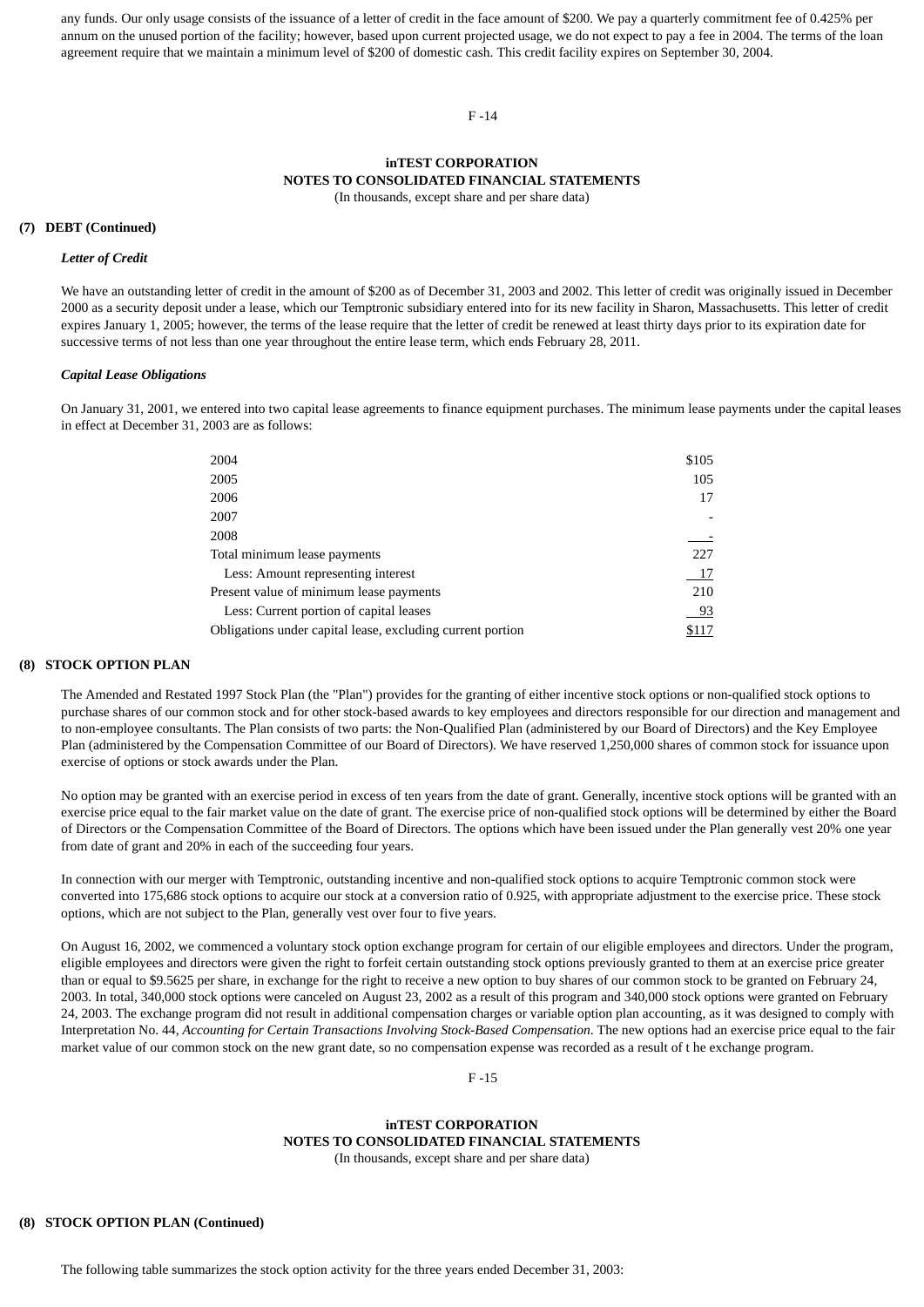any funds. Our only usage consists of the issuance of a letter of credit in the face amount of $200. We pay a quarterly commitment fee of 0.425% per annum on the unused portion of the facility; however, based upon current projected usage, we do not expect to pay a fee in 2004. The terms of the loan agreement require that we maintain a minimum level of $200 of domestic cash. This credit facility expires on September 30, 2004.

**inTEST CORPORATION**
**NOTES TO CONSOLIDATED FINANCIAL STATEMENTS**
(In thousands, except share and per share data)

**(7) DEBT (Continued)**

***Letter of Credit***

We have an outstanding letter of credit in the amount of $200 as of December 31, 2003 and 2002. This letter of credit was originally issued in December 2000 as a security deposit under a lease, which our Temptronic subsidiary entered into for its new facility in Sharon, Massachusetts. This letter of credit expires January 1, 2005; however, the terms of the lease require that the letter of credit be renewed at least thirty days prior to its expiration date for successive terms of not less than one year throughout the entire lease term, which ends February 28, 2011.

***Capital Lease Obligations***

On January 31, 2001, we entered into two capital lease agreements to finance equipment purchases. The minimum lease payments under the capital leases in effect at December 31, 2003 are as follows:

| | |
|---|---|
| 2004 | $105 |
| 2005 | 105 |
| 2006 | 17 |
| 2007 | - |
| 2008 | - |
| Total minimum lease payments | 227 |
| Less: Amount representing interest | 17 |
| Present value of minimum lease payments | 210 |
| Less: Current portion of capital leases | 93 |
| Obligations under capital lease, excluding current portion | $117 |

**(8) STOCK OPTION PLAN**

The Amended and Restated 1997 Stock Plan (the "Plan") provides for the granting of either incentive stock options or non-qualified stock options to purchase shares of our common stock and for other stock-based awards to key employees and directors responsible for our direction and management and to non-employee consultants. The Plan consists of two parts: the Non-Qualified Plan (administered by our Board of Directors) and the Key Employee Plan (administered by the Compensation Committee of our Board of Directors). We have reserved 1,250,000 shares of common stock for issuance upon exercise of options or stock awards under the Plan.

No option may be granted with an exercise period in excess of ten years from the date of grant. Generally, incentive stock options will be granted with an exercise price equal to the fair market value on the date of grant. The exercise price of non-qualified stock options will be determined by either the Board of Directors or the Compensation Committee of the Board of Directors. The options which have been issued under the Plan generally vest 20% one year from date of grant and 20% in each of the succeeding four years.

In connection with our merger with Temptronic, outstanding incentive and non-qualified stock options to acquire Temptronic common stock were converted into 175,686 stock options to acquire our stock at a conversion ratio of 0.925, with appropriate adjustment to the exercise price. These stock options, which are not subject to the Plan, generally vest over four to five years.

On August 16, 2002, we commenced a voluntary stock option exchange program for certain of our eligible employees and directors. Under the program, eligible employees and directors were given the right to forfeit certain outstanding stock options previously granted to them at an exercise price greater than or equal to $9.5625 per share, in exchange for the right to receive a new option to buy shares of our common stock to be granted on February 24, 2003. In total, 340,000 stock options were canceled on August 23, 2002 as a result of this program and 340,000 stock options were granted on February 24, 2003. The exchange program did not result in additional compensation charges or variable option plan accounting, as it was designed to comply with Interpretation No. 44, *Accounting for Certain Transactions Involving Stock-Based Compensation*. The new options had an exercise price equal to the fair market value of our common stock on the new grant date, so no compensation expense was recorded as a result of t he exchange program.

**inTEST CORPORATION**
**NOTES TO CONSOLIDATED FINANCIAL STATEMENTS**
(In thousands, except share and per share data)

**(8) STOCK OPTION PLAN (Continued)**

The following table summarizes the stock option activity for the three years ended December 31, 2003: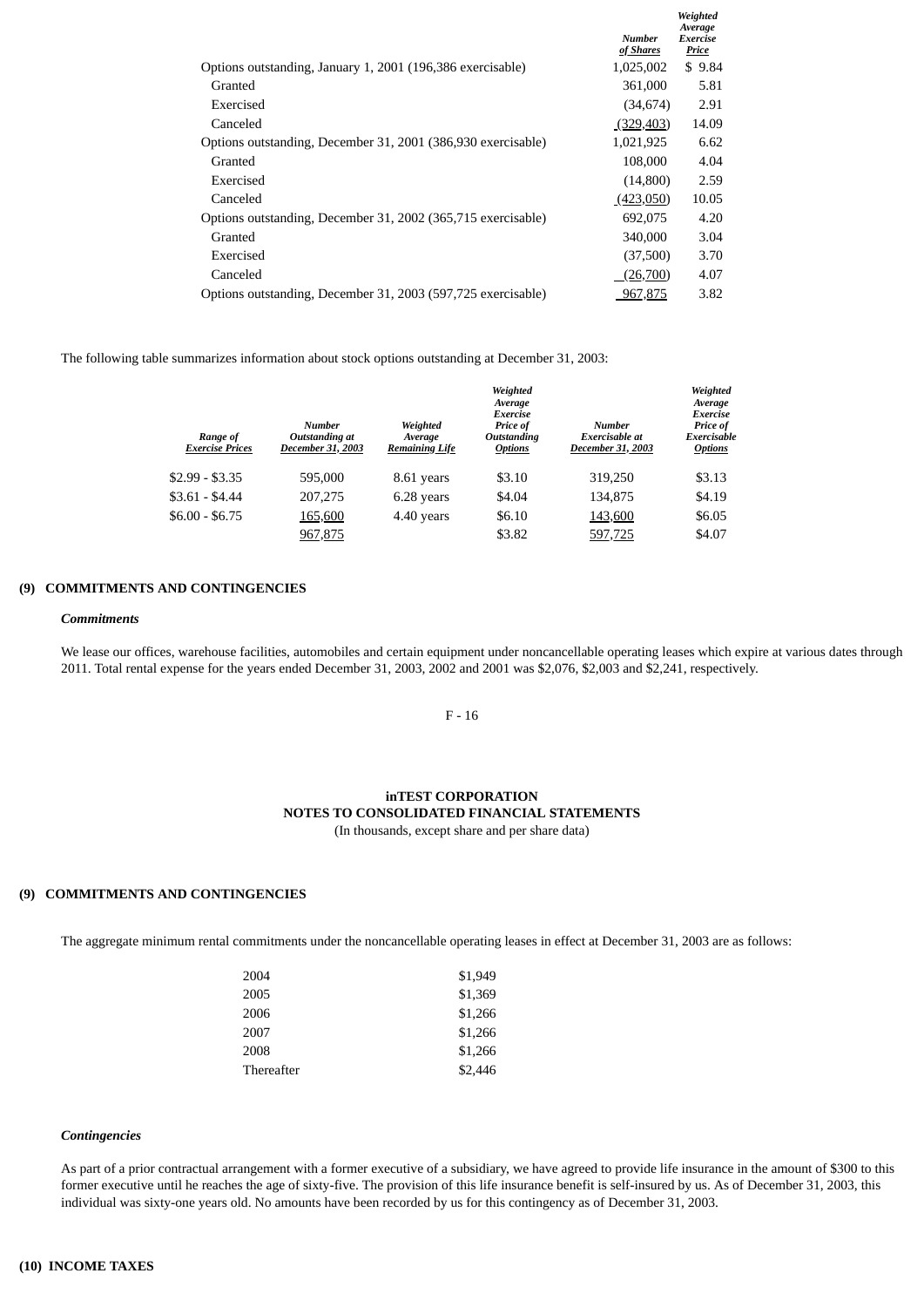| | Number of Shares | Weighted Average Exercise Price |
|---|---|---|
| Options outstanding, January 1, 2001 (196,386 exercisable) | 1,025,002 | $ 9.84 |
| Granted | 361,000 | 5.81 |
| Exercised | (34,674) | 2.91 |
| Canceled | (329,403) | 14.09 |
| Options outstanding, December 31, 2001 (386,930 exercisable) | 1,021,925 | 6.62 |
| Granted | 108,000 | 4.04 |
| Exercised | (14,800) | 2.59 |
| Canceled | (423,050) | 10.05 |
| Options outstanding, December 31, 2002 (365,715 exercisable) | 692,075 | 4.20 |
| Granted | 340,000 | 3.04 |
| Exercised | (37,500) | 3.70 |
| Canceled | (26,700) | 4.07 |
| Options outstanding, December 31, 2003 (597,725 exercisable) | 967,875 | 3.82 |

The following table summarizes information about stock options outstanding at December 31, 2003:

| Range of Exercise Prices | Number Outstanding at December 31, 2003 | Weighted Average Remaining Life | Weighted Average Exercise Price of Outstanding Options | Number Exercisable at December 31, 2003 | Weighted Average Exercise Price of Exercisable Options |
|---|---|---|---|---|---|
| $2.99 - $3.35 | 595,000 | 8.61 years | $3.10 | 319,250 | $3.13 |
| $3.61 - $4.44 | 207,275 | 6.28 years | $4.04 | 134,875 | $4.19 |
| $6.00 - $6.75 | 165,600 | 4.40 years | $6.10 | 143,600 | $6.05 |
| | 967,875 | | $3.82 | 597,725 | $4.07 |

## (9) COMMITMENTS AND CONTINGENCIES

***Commitments***

We lease our offices, warehouse facilities, automobiles and certain equipment under noncancellable operating leases which expire at various dates through 2011. Total rental expense for the years ended December 31, 2003, 2002 and 2001 was $2,076, $2,003 and $2,241, respectively.

**inTEST CORPORATION**
**NOTES TO CONSOLIDATED FINANCIAL STATEMENTS**
(In thousands, except share and per share data)

## (9) COMMITMENTS AND CONTINGENCIES

The aggregate minimum rental commitments under the noncancellable operating leases in effect at December 31, 2003 are as follows:

| | |
|---|---|
| 2004 | $1,949 |
| 2005 | $1,369 |
| 2006 | $1,266 |
| 2007 | $1,266 |
| 2008 | $1,266 |
| Thereafter | $2,446 |

***Contingencies***

As part of a prior contractual arrangement with a former executive of a subsidiary, we have agreed to provide life insurance in the amount of $300 to this former executive until he reaches the age of sixty-five. The provision of this life insurance benefit is self-insured by us. As of December 31, 2003, this individual was sixty-one years old. No amounts have been recorded by us for this contingency as of December 31, 2003.

## (10) INCOME TAXES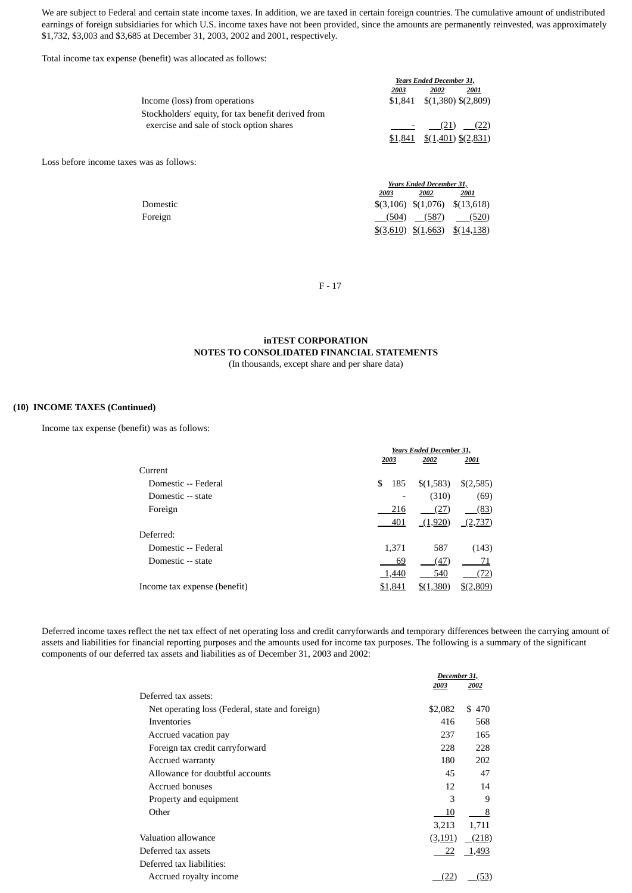We are subject to Federal and certain state income taxes. In addition, we are taxed in certain foreign countries. The cumulative amount of undistributed earnings of foreign subsidiaries for which U.S. income taxes have not been provided, since the amounts are permanently reinvested, was approximately $1,732, $3,003 and $3,685 at December 31, 2003, 2002 and 2001, respectively.

Total income tax expense (benefit) was allocated as follows:

| | Years Ended December 31, | | |
|---|---|---|---|
| | 2003 | 2002 | 2001 |
| Income (loss) from operations | $1,841 | $(1,380) | $(2,809) |
| Stockholders' equity, for tax benefit derived from exercise and sale of stock option shares | - | (21) | (22) |
| | $1,841 | $(1,401) | $(2,831) |

Loss before income taxes was as follows:

| | Years Ended December 31, | | |
|---|---|---|---|
| | 2003 | 2002 | 2001 |
| Domestic | $(3,106) | $(1,076) | $(13,618) |
| Foreign | (504) | (587) | (520) |
| | $(3,610) | $(1,663) | $(14,138) |

**inTEST CORPORATION**
**NOTES TO CONSOLIDATED FINANCIAL STATEMENTS**
(In thousands, except share and per share data)

**(10) INCOME TAXES (Continued)**

Income tax expense (benefit) was as follows:

| | Years Ended December 31, | | |
|---|---|---|---|
| | 2003 | 2002 | 2001 |
| Current | | | |
| Domestic -- Federal | $ 185 | $(1,583) | $(2,585) |
| Domestic -- state | - | (310) | (69) |
| Foreign | 216 | (27) | (83) |
| | 401 | (1,920) | (2,737) |
| Deferred: | | | |
| Domestic -- Federal | 1,371 | 587 | (143) |
| Domestic -- state | 69 | (47) | 71 |
| | 1,440 | 540 | (72) |
| Income tax expense (benefit) | $1,841 | $(1,380) | $(2,809) |

Deferred income taxes reflect the net tax effect of net operating loss and credit carryforwards and temporary differences between the carrying amount of assets and liabilities for financial reporting purposes and the amounts used for income tax purposes. The following is a summary of the significant components of our deferred tax assets and liabilities as of December 31, 2003 and 2002:

| | December 31, | |
|---|---|---|
| | 2003 | 2002 |
| Deferred tax assets: | | |
| Net operating loss (Federal, state and foreign) | $2,082 | $ 470 |
| Inventories | 416 | 568 |
| Accrued vacation pay | 237 | 165 |
| Foreign tax credit carryforward | 228 | 228 |
| Accrued warranty | 180 | 202 |
| Allowance for doubtful accounts | 45 | 47 |
| Accrued bonuses | 12 | 14 |
| Property and equipment | 3 | 9 |
| Other | 10 | 8 |
| | 3,213 | 1,711 |
| Valuation allowance | (3,191) | (218) |
| Deferred tax assets | 22 | 1,493 |
| Deferred tax liabilities: | | |
| Accrued royalty income | (22) | (53) |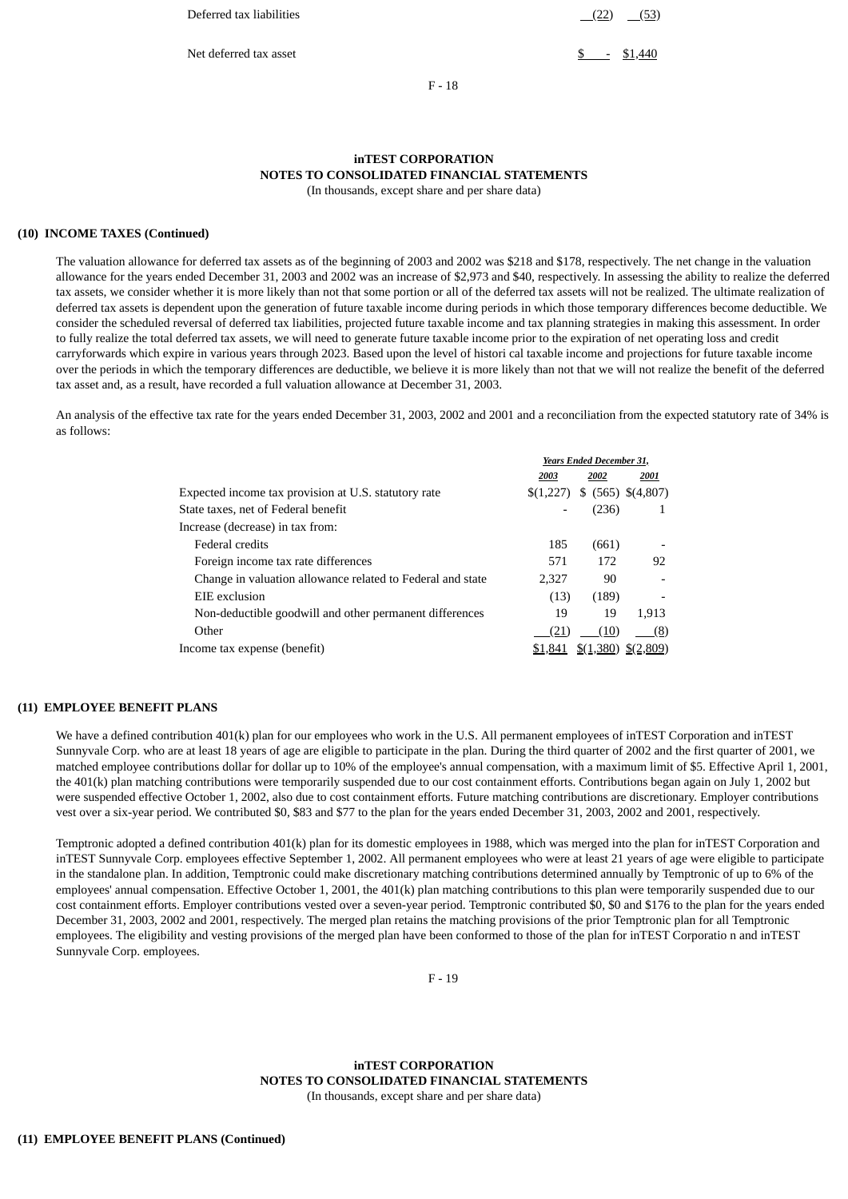| | | |
|---|---|---|
| Deferred tax liabilities | (22) | (53) |
| Net deferred tax asset | $ - | $1,440 |

**inTEST CORPORATION**
**NOTES TO CONSOLIDATED FINANCIAL STATEMENTS**
(In thousands, except share and per share data)

**(10) INCOME TAXES (Continued)**

The valuation allowance for deferred tax assets as of the beginning of 2003 and 2002 was $218 and $178, respectively. The net change in the valuation allowance for the years ended December 31, 2003 and 2002 was an increase of $2,973 and $40, respectively. In assessing the ability to realize the deferred tax assets, we consider whether it is more likely than not that some portion or all of the deferred tax assets will not be realized. The ultimate realization of deferred tax assets is dependent upon the generation of future taxable income during periods in which those temporary differences become deductible. We consider the scheduled reversal of deferred tax liabilities, projected future taxable income and tax planning strategies in making this assessment. In order to fully realize the total deferred tax assets, we will need to generate future taxable income prior to the expiration of net operating loss and credit carryforwards which expire in various years through 2023. Based upon the level of histori cal taxable income and projections for future taxable income over the periods in which the temporary differences are deductible, we believe it is more likely than not that we will not realize the benefit of the deferred tax asset and, as a result, have recorded a full valuation allowance at December 31, 2003.

An analysis of the effective tax rate for the years ended December 31, 2003, 2002 and 2001 and a reconciliation from the expected statutory rate of 34% is as follows:

| | *Years Ended December 31,* | | |
|---|---|---|---|
| | *2003* | *2002* | *2001* |
| Expected income tax provision at U.S. statutory rate | $(1,227) | $ (565) | $(4,807) |
| State taxes, net of Federal benefit | - | (236) | 1 |
| Increase (decrease) in tax from: | | | |
| Federal credits | 185 | (661) | - |
| Foreign income tax rate differences | 571 | 172 | 92 |
| Change in valuation allowance related to Federal and state | 2,327 | 90 | - |
| EIE exclusion | (13) | (189) | - |
| Non-deductible goodwill and other permanent differences | 19 | 19 | 1,913 |
| Other | (21) | (10) | (8) |
| Income tax expense (benefit) | $1,841 | $(1,380) | $(2,809) |

**(11) EMPLOYEE BENEFIT PLANS**

We have a defined contribution 401(k) plan for our employees who work in the U.S. All permanent employees of inTEST Corporation and inTEST Sunnyvale Corp. who are at least 18 years of age are eligible to participate in the plan. During the third quarter of 2002 and the first quarter of 2001, we matched employee contributions dollar for dollar up to 10% of the employee's annual compensation, with a maximum limit of $5. Effective April 1, 2001, the 401(k) plan matching contributions were temporarily suspended due to our cost containment efforts. Contributions began again on July 1, 2002 but were suspended effective October 1, 2002, also due to cost containment efforts. Future matching contributions are discretionary. Employer contributions vest over a six-year period. We contributed $0, $83 and $77 to the plan for the years ended December 31, 2003, 2002 and 2001, respectively.

Temptronic adopted a defined contribution 401(k) plan for its domestic employees in 1988, which was merged into the plan for inTEST Corporation and inTEST Sunnyvale Corp. employees effective September 1, 2002. All permanent employees who were at least 21 years of age were eligible to participate in the standalone plan. In addition, Temptronic could make discretionary matching contributions determined annually by Temptronic of up to 6% of the employees' annual compensation. Effective October 1, 2001, the 401(k) plan matching contributions to this plan were temporarily suspended due to our cost containment efforts. Employer contributions vested over a seven-year period. Temptronic contributed $0, $0 and $176 to the plan for the years ended December 31, 2003, 2002 and 2001, respectively. The merged plan retains the matching provisions of the prior Temptronic plan for all Temptronic employees. The eligibility and vesting provisions of the merged plan have been conformed to those of the plan for inTEST Corporatio n and inTEST Sunnyvale Corp. employees.

**inTEST CORPORATION**
**NOTES TO CONSOLIDATED FINANCIAL STATEMENTS**
(In thousands, except share and per share data)

**(11) EMPLOYEE BENEFIT PLANS (Continued)**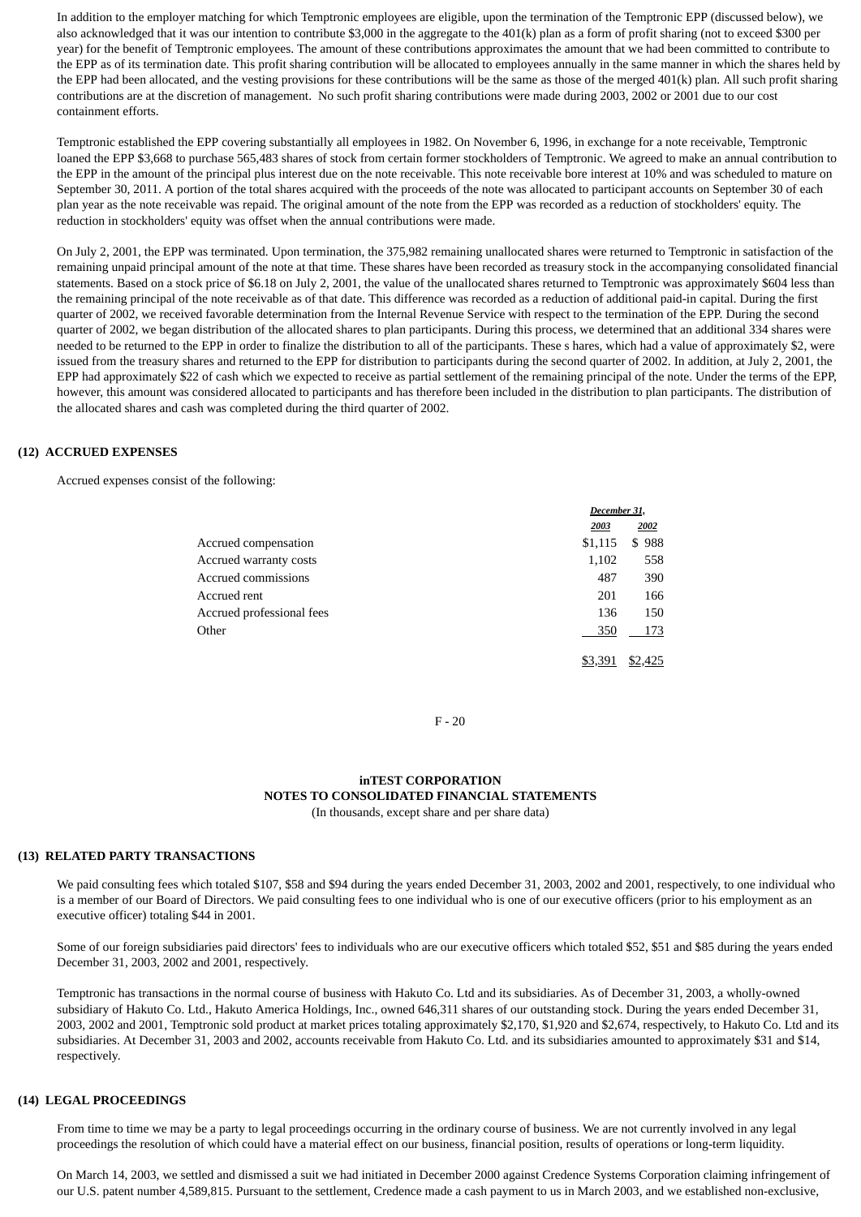In addition to the employer matching for which Temptronic employees are eligible, upon the termination of the Temptronic EPP (discussed below), we also acknowledged that it was our intention to contribute $3,000 in the aggregate to the 401(k) plan as a form of profit sharing (not to exceed $300 per year) for the benefit of Temptronic employees. The amount of these contributions approximates the amount that we had been committed to contribute to the EPP as of its termination date. This profit sharing contribution will be allocated to employees annually in the same manner in which the shares held by the EPP had been allocated, and the vesting provisions for these contributions will be the same as those of the merged 401(k) plan. All such profit sharing contributions are at the discretion of management. No such profit sharing contributions were made during 2003, 2002 or 2001 due to our cost containment efforts.

Temptronic established the EPP covering substantially all employees in 1982. On November 6, 1996, in exchange for a note receivable, Temptronic loaned the EPP $3,668 to purchase 565,483 shares of stock from certain former stockholders of Temptronic. We agreed to make an annual contribution to the EPP in the amount of the principal plus interest due on the note receivable. This note receivable bore interest at 10% and was scheduled to mature on September 30, 2011. A portion of the total shares acquired with the proceeds of the note was allocated to participant accounts on September 30 of each plan year as the note receivable was repaid. The original amount of the note from the EPP was recorded as a reduction of stockholders' equity. The reduction in stockholders' equity was offset when the annual contributions were made.

On July 2, 2001, the EPP was terminated. Upon termination, the 375,982 remaining unallocated shares were returned to Temptronic in satisfaction of the remaining unpaid principal amount of the note at that time. These shares have been recorded as treasury stock in the accompanying consolidated financial statements. Based on a stock price of $6.18 on July 2, 2001, the value of the unallocated shares returned to Temptronic was approximately $604 less than the remaining principal of the note receivable as of that date. This difference was recorded as a reduction of additional paid-in capital. During the first quarter of 2002, we received favorable determination from the Internal Revenue Service with respect to the termination of the EPP. During the second quarter of 2002, we began distribution of the allocated shares to plan participants. During this process, we determined that an additional 334 shares were needed to be returned to the EPP in order to finalize the distribution to all of the participants. These s hares, which had a value of approximately $2, were issued from the treasury shares and returned to the EPP for distribution to participants during the second quarter of 2002. In addition, at July 2, 2001, the EPP had approximately $22 of cash which we expected to receive as partial settlement of the remaining principal of the note. Under the terms of the EPP, however, this amount was considered allocated to participants and has therefore been included in the distribution to plan participants. The distribution of the allocated shares and cash was completed during the third quarter of 2002.

## (12) ACCRUED EXPENSES

Accrued expenses consist of the following:

| | December 31, | |
|---|---|---|
| | 2003 | 2002 |
| Accrued compensation | $1,115 | $ 988 |
| Accrued warranty costs | 1,102 | 558 |
| Accrued commissions | 487 | 390 |
| Accrued rent | 201 | 166 |
| Accrued professional fees | 136 | 150 |
| Other | 350 | 173 |
| | $3,391 | $2,425 |

**inTEST CORPORATION**
**NOTES TO CONSOLIDATED FINANCIAL STATEMENTS**
(In thousands, except share and per share data)

## (13) RELATED PARTY TRANSACTIONS

We paid consulting fees which totaled $107, $58 and $94 during the years ended December 31, 2003, 2002 and 2001, respectively, to one individual who is a member of our Board of Directors. We paid consulting fees to one individual who is one of our executive officers (prior to his employment as an executive officer) totaling $44 in 2001.

Some of our foreign subsidiaries paid directors' fees to individuals who are our executive officers which totaled $52, $51 and $85 during the years ended December 31, 2003, 2002 and 2001, respectively.

Temptronic has transactions in the normal course of business with Hakuto Co. Ltd and its subsidiaries. As of December 31, 2003, a wholly-owned subsidiary of Hakuto Co. Ltd., Hakuto America Holdings, Inc., owned 646,311 shares of our outstanding stock. During the years ended December 31, 2003, 2002 and 2001, Temptronic sold product at market prices totaling approximately $2,170, $1,920 and $2,674, respectively, to Hakuto Co. Ltd and its subsidiaries. At December 31, 2003 and 2002, accounts receivable from Hakuto Co. Ltd. and its subsidiaries amounted to approximately $31 and $14, respectively.

## (14) LEGAL PROCEEDINGS

From time to time we may be a party to legal proceedings occurring in the ordinary course of business. We are not currently involved in any legal proceedings the resolution of which could have a material effect on our business, financial position, results of operations or long-term liquidity.

On March 14, 2003, we settled and dismissed a suit we had initiated in December 2000 against Credence Systems Corporation claiming infringement of our U.S. patent number 4,589,815. Pursuant to the settlement, Credence made a cash payment to us in March 2003, and we established non-exclusive,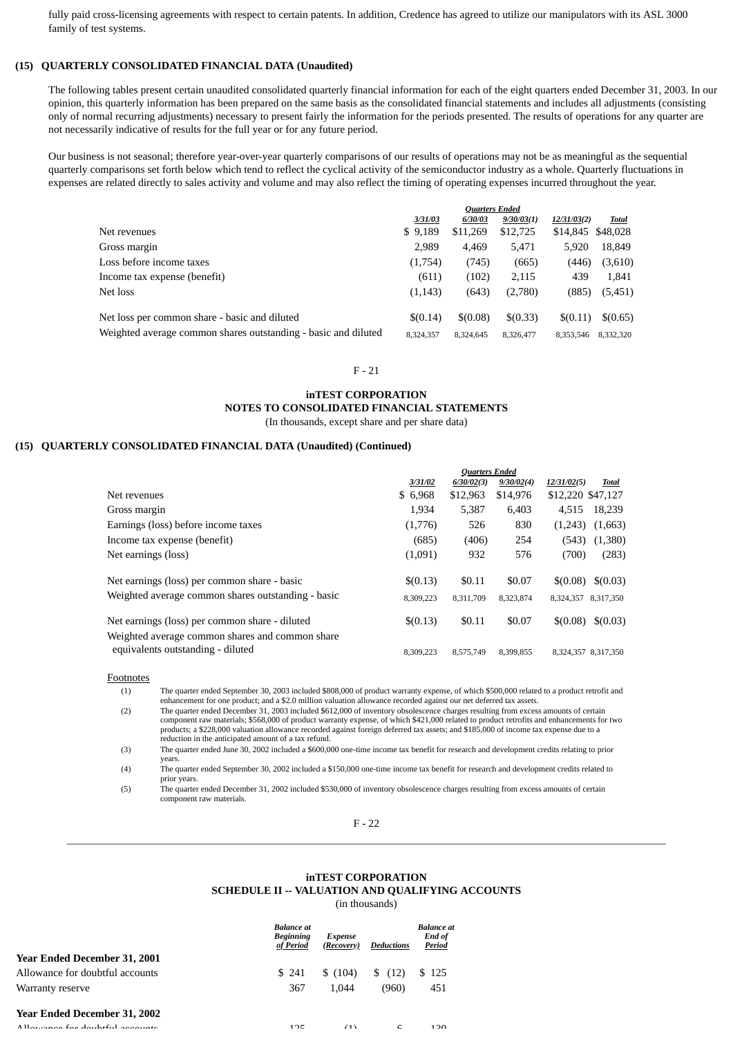fully paid cross-licensing agreements with respect to certain patents. In addition, Credence has agreed to utilize our manipulators with its ASL 3000 family of test systems.

## (15) QUARTERLY CONSOLIDATED FINANCIAL DATA (Unaudited)

The following tables present certain unaudited consolidated quarterly financial information for each of the eight quarters ended December 31, 2003. In our opinion, this quarterly information has been prepared on the same basis as the consolidated financial statements and includes all adjustments (consisting only of normal recurring adjustments) necessary to present fairly the information for the periods presented. The results of operations for any quarter are not necessarily indicative of results for the full year or for any future period.

Our business is not seasonal; therefore year-over-year quarterly comparisons of our results of operations may not be as meaningful as the sequential quarterly comparisons set forth below which tend to reflect the cyclical activity of the semiconductor industry as a whole. Quarterly fluctuations in expenses are related directly to sales activity and volume and may also reflect the timing of operating expenses incurred throughout the year.

| | Quarters Ended | | | | |
|---|---|---|---|---|---|
| | 3/31/03 | 6/30/03 | 9/30/03(1) | 12/31/03(2) | Total |
| Net revenues | $ 9,189 | $11,269 | $12,725 | $14,845 | $48,028 |
| Gross margin | 2,989 | 4,469 | 5,471 | 5,920 | 18,849 |
| Loss before income taxes | (1,754) | (745) | (665) | (446) | (3,610) |
| Income tax expense (benefit) | (611) | (102) | 2,115 | 439 | 1,841 |
| Net loss | (1,143) | (643) | (2,780) | (885) | (5,451) |
| Net loss per common share - basic and diluted | $(0.14) | $(0.08) | $(0.33) | $(0.11) | $(0.65) |
| Weighted average common shares outstanding - basic and diluted | 8,324,357 | 8,324,645 | 8,326,477 | 8,353,546 | 8,332,320 |

# inTEST CORPORATION
## NOTES TO CONSOLIDATED FINANCIAL STATEMENTS
(In thousands, except share and per share data)

## (15) QUARTERLY CONSOLIDATED FINANCIAL DATA (Unaudited) (Continued)

| | Quarters Ended | | | | |
|---|---|---|---|---|---|
| | 3/31/02 | 6/30/02(3) | 9/30/02(4) | 12/31/02(5) | Total |
| Net revenues | $ 6,968 | $12,963 | $14,976 | $12,220 | $47,127 |
| Gross margin | 1,934 | 5,387 | 6,403 | 4,515 | 18,239 |
| Earnings (loss) before income taxes | (1,776) | 526 | 830 | (1,243) | (1,663) |
| Income tax expense (benefit) | (685) | (406) | 254 | (543) | (1,380) |
| Net earnings (loss) | (1,091) | 932 | 576 | (700) | (283) |
| Net earnings (loss) per common share - basic | $(0.13) | $0.11 | $0.07 | $(0.08) | $(0.03) |
| Weighted average common shares outstanding - basic | 8,309,223 | 8,311,709 | 8,323,874 | 8,324,357 | 8,317,350 |
| Net earnings (loss) per common share - diluted | $(0.13) | $0.11 | $0.07 | $(0.08) | $(0.03) |
| Weighted average common shares and common share equivalents outstanding - diluted | 8,309,223 | 8,575,749 | 8,399,855 | 8,324,357 | 8,317,350 |

Footnotes

(1) The quarter ended September 30, 2003 included $808,000 of product warranty expense, of which $500,000 related to a product retrofit and enhancement for one product; and a $2.0 million valuation allowance recorded against our net deferred tax assets.

(2) The quarter ended December 31, 2003 included $612,000 of inventory obsolescence charges resulting from excess amounts of certain component raw materials; $568,000 of product warranty expense, of which $421,000 related to product retrofits and enhancements for two products; a $228,000 valuation allowance recorded against foreign deferred tax assets; and $185,000 of income tax expense due to a reduction in the anticipated amount of a tax refund.

(3) The quarter ended June 30, 2002 included a $600,000 one-time income tax benefit for research and development credits relating to prior years.

(4) The quarter ended September 30, 2002 included a $150,000 one-time income tax benefit for research and development credits related to prior years.

(5) The quarter ended December 31, 2002 included $530,000 of inventory obsolescence charges resulting from excess amounts of certain component raw materials.

# inTEST CORPORATION
## SCHEDULE II -- VALUATION AND QUALIFYING ACCOUNTS
(in thousands)

| | Balance at Beginning of Period | Expense (Recovery) | Deductions | Balance at End of Period |
|---|---|---|---|---|
| **Year Ended December 31, 2001** | | | | |
| Allowance for doubtful accounts | $ 241 | $ (104) | $ (12) | $ 125 |
| Warranty reserve | 367 | 1,044 | (960) | 451 |
| **Year Ended December 31, 2002** | | | | |
| Allowance for doubtful accounts | 125 | (1) | 6 | 130 |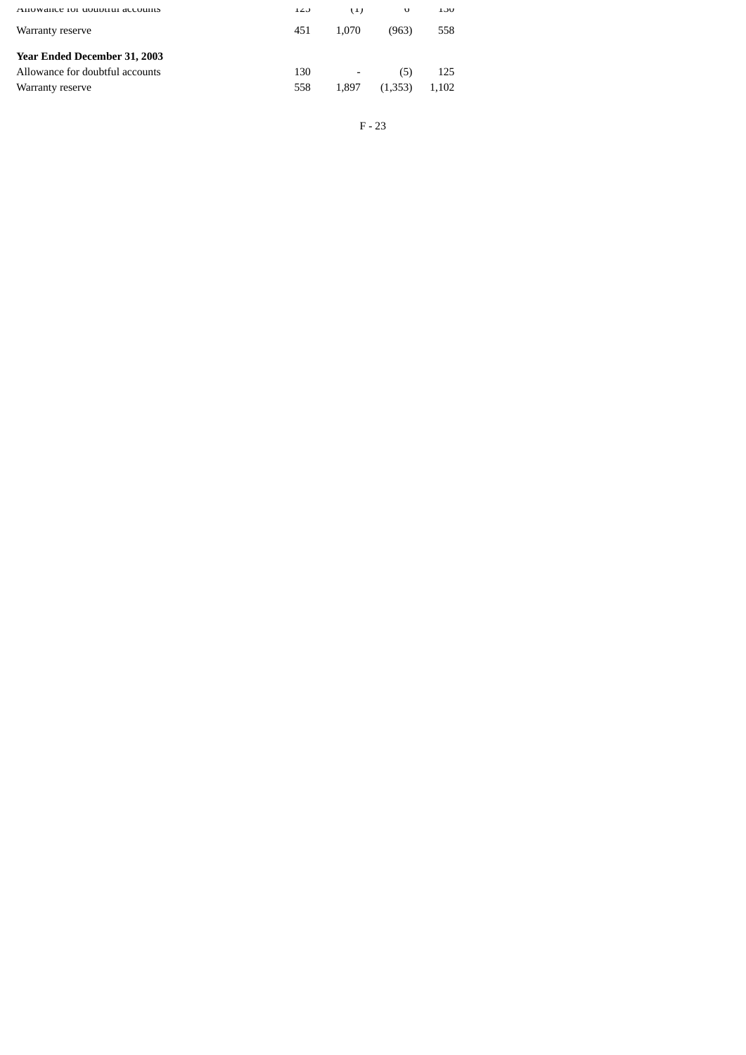| | | | | |
|---|---|---|---|---|
| Allowance for doubtful accounts | 125 | (1) | 6 | 130 |
| Warranty reserve | 451 | 1,070 | (963) | 558 |
| **Year Ended December 31, 2003** | | | | |
| Allowance for doubtful accounts | 130 | - | (5) | 125 |
| Warranty reserve | 558 | 1,897 | (1,353) | 1,102 |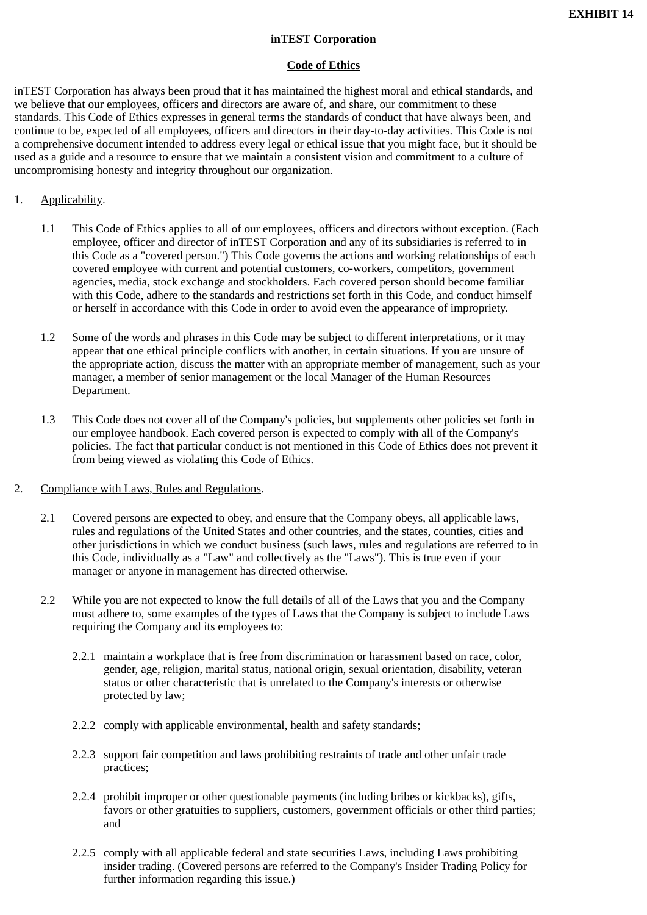**EXHIBIT 14**

**inTEST Corporation**

**Code of Ethics**

inTEST Corporation has always been proud that it has maintained the highest moral and ethical standards, and we believe that our employees, officers and directors are aware of, and share, our commitment to these standards. This Code of Ethics expresses in general terms the standards of conduct that have always been, and continue to be, expected of all employees, officers and directors in their day-to-day activities. This Code is not a comprehensive document intended to address every legal or ethical issue that you might face, but it should be used as a guide and a resource to ensure that we maintain a consistent vision and commitment to a culture of uncompromising honesty and integrity throughout our organization.

1. Applicability.

   1.1 This Code of Ethics applies to all of our employees, officers and directors without exception. (Each employee, officer and director of inTEST Corporation and any of its subsidiaries is referred to in this Code as a "covered person.") This Code governs the actions and working relationships of each covered employee with current and potential customers, co-workers, competitors, government agencies, media, stock exchange and stockholders. Each covered person should become familiar with this Code, adhere to the standards and restrictions set forth in this Code, and conduct himself or herself in accordance with this Code in order to avoid even the appearance of impropriety.

   1.2 Some of the words and phrases in this Code may be subject to different interpretations, or it may appear that one ethical principle conflicts with another, in certain situations. If you are unsure of the appropriate action, discuss the matter with an appropriate member of management, such as your manager, a member of senior management or the local Manager of the Human Resources Department.

   1.3 This Code does not cover all of the Company's policies, but supplements other policies set forth in our employee handbook. Each covered person is expected to comply with all of the Company's policies. The fact that particular conduct is not mentioned in this Code of Ethics does not prevent it from being viewed as violating this Code of Ethics.

2. Compliance with Laws, Rules and Regulations.

   2.1 Covered persons are expected to obey, and ensure that the Company obeys, all applicable laws, rules and regulations of the United States and other countries, and the states, counties, cities and other jurisdictions in which we conduct business (such laws, rules and regulations are referred to in this Code, individually as a "Law" and collectively as the "Laws"). This is true even if your manager or anyone in management has directed otherwise.

   2.2 While you are not expected to know the full details of all of the Laws that you and the Company must adhere to, some examples of the types of Laws that the Company is subject to include Laws requiring the Company and its employees to:

      2.2.1 maintain a workplace that is free from discrimination or harassment based on race, color, gender, age, religion, marital status, national origin, sexual orientation, disability, veteran status or other characteristic that is unrelated to the Company's interests or otherwise protected by law;

      2.2.2 comply with applicable environmental, health and safety standards;

      2.2.3 support fair competition and laws prohibiting restraints of trade and other unfair trade practices;

      2.2.4 prohibit improper or other questionable payments (including bribes or kickbacks), gifts, favors or other gratuities to suppliers, customers, government officials or other third parties; and

      2.2.5 comply with all applicable federal and state securities Laws, including Laws prohibiting insider trading. (Covered persons are referred to the Company's Insider Trading Policy for further information regarding this issue.)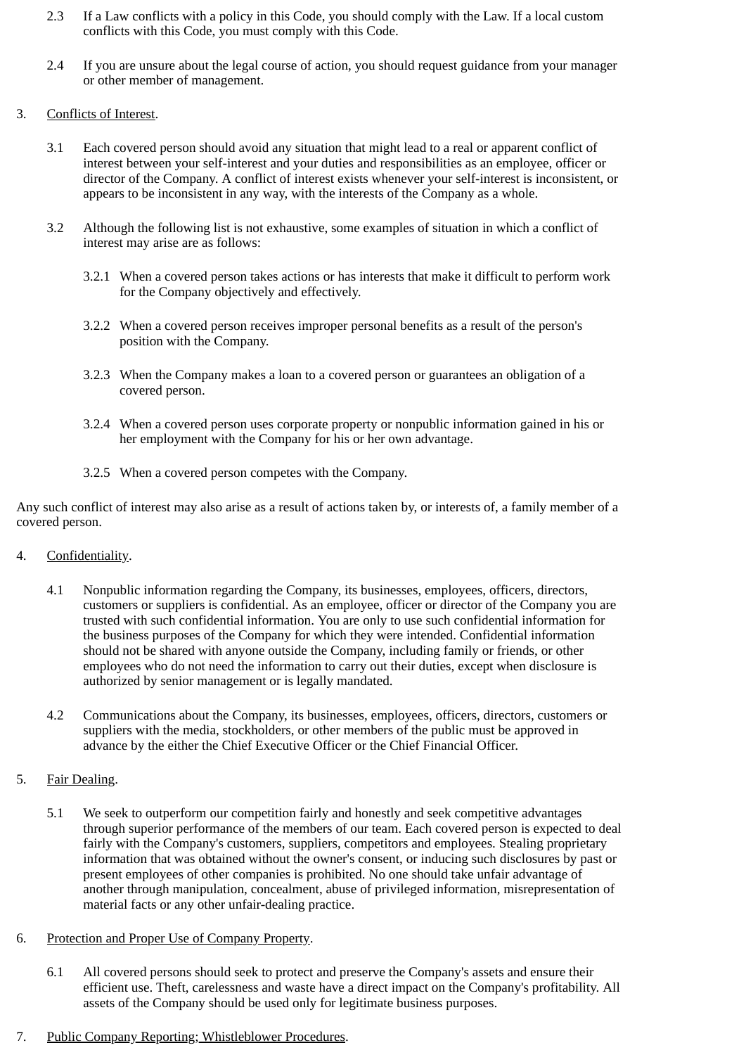2.3 If a Law conflicts with a policy in this Code, you should comply with the Law. If a local custom conflicts with this Code, you must comply with this Code.

2.4 If you are unsure about the legal course of action, you should request guidance from your manager or other member of management.

3. Conflicts of Interest.

3.1 Each covered person should avoid any situation that might lead to a real or apparent conflict of interest between your self-interest and your duties and responsibilities as an employee, officer or director of the Company. A conflict of interest exists whenever your self-interest is inconsistent, or appears to be inconsistent in any way, with the interests of the Company as a whole.

3.2 Although the following list is not exhaustive, some examples of situation in which a conflict of interest may arise are as follows:

3.2.1 When a covered person takes actions or has interests that make it difficult to perform work for the Company objectively and effectively.

3.2.2 When a covered person receives improper personal benefits as a result of the person's position with the Company.

3.2.3 When the Company makes a loan to a covered person or guarantees an obligation of a covered person.

3.2.4 When a covered person uses corporate property or nonpublic information gained in his or her employment with the Company for his or her own advantage.

3.2.5 When a covered person competes with the Company.

Any such conflict of interest may also arise as a result of actions taken by, or interests of, a family member of a covered person.

4. Confidentiality.

4.1 Nonpublic information regarding the Company, its businesses, employees, officers, directors, customers or suppliers is confidential. As an employee, officer or director of the Company you are trusted with such confidential information. You are only to use such confidential information for the business purposes of the Company for which they were intended. Confidential information should not be shared with anyone outside the Company, including family or friends, or other employees who do not need the information to carry out their duties, except when disclosure is authorized by senior management or is legally mandated.

4.2 Communications about the Company, its businesses, employees, officers, directors, customers or suppliers with the media, stockholders, or other members of the public must be approved in advance by the either the Chief Executive Officer or the Chief Financial Officer.

5. Fair Dealing.

5.1 We seek to outperform our competition fairly and honestly and seek competitive advantages through superior performance of the members of our team. Each covered person is expected to deal fairly with the Company's customers, suppliers, competitors and employees. Stealing proprietary information that was obtained without the owner's consent, or inducing such disclosures by past or present employees of other companies is prohibited. No one should take unfair advantage of another through manipulation, concealment, abuse of privileged information, misrepresentation of material facts or any other unfair-dealing practice.

6. Protection and Proper Use of Company Property.

6.1 All covered persons should seek to protect and preserve the Company's assets and ensure their efficient use. Theft, carelessness and waste have a direct impact on the Company's profitability. All assets of the Company should be used only for legitimate business purposes.

7. Public Company Reporting; Whistleblower Procedures.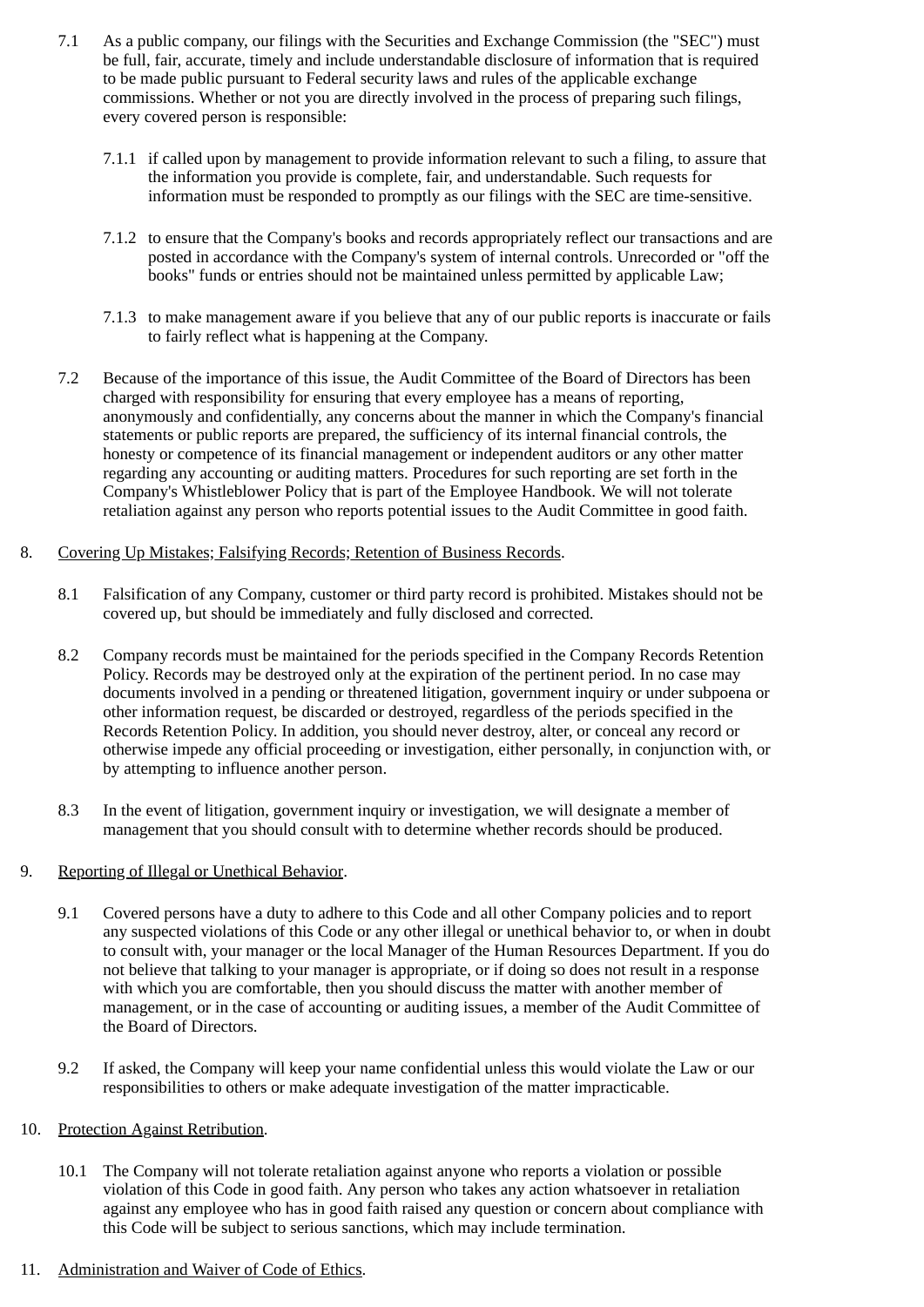7.1 As a public company, our filings with the Securities and Exchange Commission (the "SEC") must be full, fair, accurate, timely and include understandable disclosure of information that is required to be made public pursuant to Federal security laws and rules of the applicable exchange commissions. Whether or not you are directly involved in the process of preparing such filings, every covered person is responsible:

7.1.1 if called upon by management to provide information relevant to such a filing, to assure that the information you provide is complete, fair, and understandable. Such requests for information must be responded to promptly as our filings with the SEC are time-sensitive.

7.1.2 to ensure that the Company's books and records appropriately reflect our transactions and are posted in accordance with the Company's system of internal controls. Unrecorded or "off the books" funds or entries should not be maintained unless permitted by applicable Law;

7.1.3 to make management aware if you believe that any of our public reports is inaccurate or fails to fairly reflect what is happening at the Company.

7.2 Because of the importance of this issue, the Audit Committee of the Board of Directors has been charged with responsibility for ensuring that every employee has a means of reporting, anonymously and confidentially, any concerns about the manner in which the Company's financial statements or public reports are prepared, the sufficiency of its internal financial controls, the honesty or competence of its financial management or independent auditors or any other matter regarding any accounting or auditing matters. Procedures for such reporting are set forth in the Company's Whistleblower Policy that is part of the Employee Handbook. We will not tolerate retaliation against any person who reports potential issues to the Audit Committee in good faith.

8. Covering Up Mistakes; Falsifying Records; Retention of Business Records.

8.1 Falsification of any Company, customer or third party record is prohibited. Mistakes should not be covered up, but should be immediately and fully disclosed and corrected.

8.2 Company records must be maintained for the periods specified in the Company Records Retention Policy. Records may be destroyed only at the expiration of the pertinent period. In no case may documents involved in a pending or threatened litigation, government inquiry or under subpoena or other information request, be discarded or destroyed, regardless of the periods specified in the Records Retention Policy. In addition, you should never destroy, alter, or conceal any record or otherwise impede any official proceeding or investigation, either personally, in conjunction with, or by attempting to influence another person.

8.3 In the event of litigation, government inquiry or investigation, we will designate a member of management that you should consult with to determine whether records should be produced.

9. Reporting of Illegal or Unethical Behavior.

9.1 Covered persons have a duty to adhere to this Code and all other Company policies and to report any suspected violations of this Code or any other illegal or unethical behavior to, or when in doubt to consult with, your manager or the local Manager of the Human Resources Department. If you do not believe that talking to your manager is appropriate, or if doing so does not result in a response with which you are comfortable, then you should discuss the matter with another member of management, or in the case of accounting or auditing issues, a member of the Audit Committee of the Board of Directors.

9.2 If asked, the Company will keep your name confidential unless this would violate the Law or our responsibilities to others or make adequate investigation of the matter impracticable.

10. Protection Against Retribution.

10.1 The Company will not tolerate retaliation against anyone who reports a violation or possible violation of this Code in good faith. Any person who takes any action whatsoever in retaliation against any employee who has in good faith raised any question or concern about compliance with this Code will be subject to serious sanctions, which may include termination.

11. Administration and Waiver of Code of Ethics.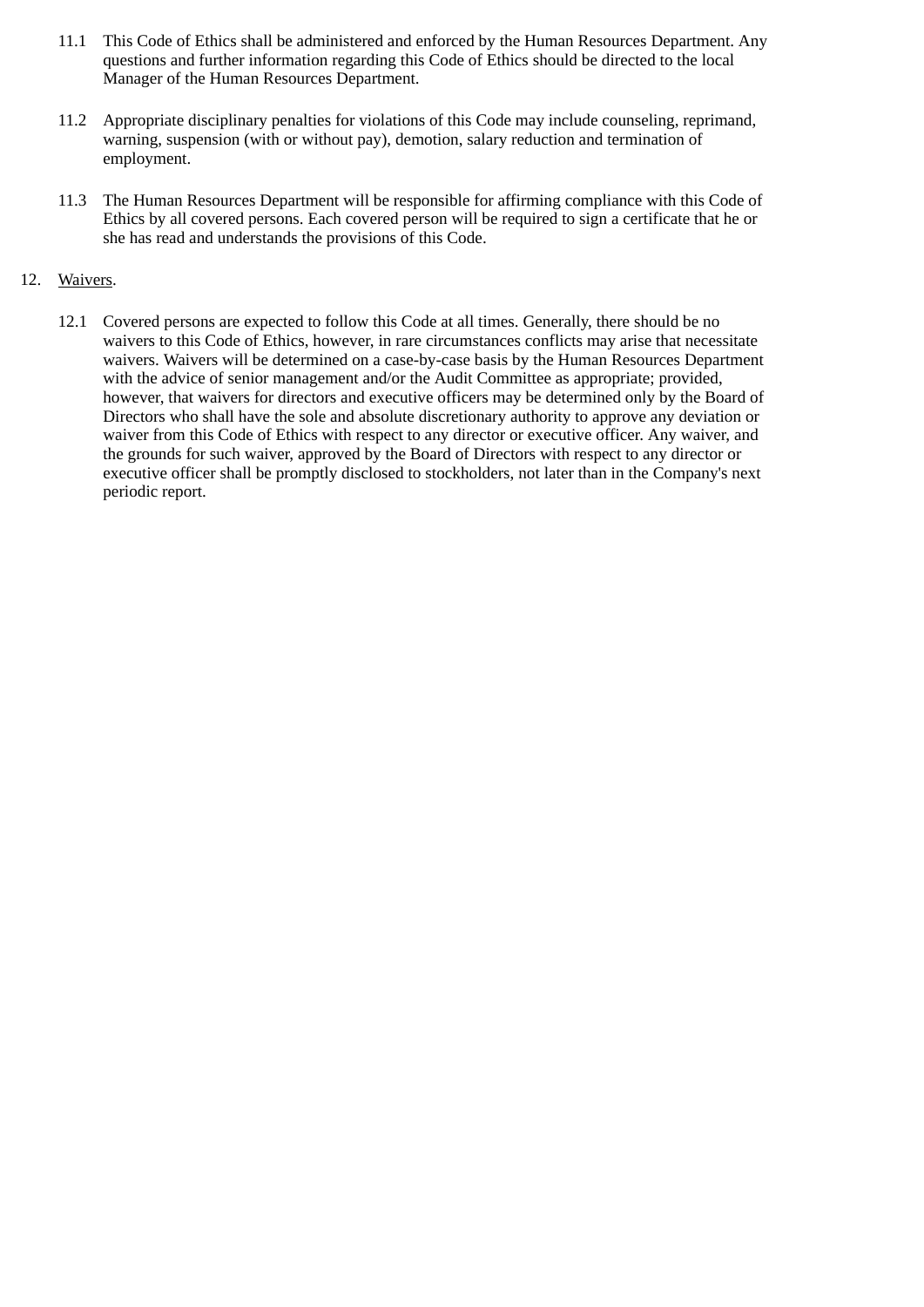11.1 This Code of Ethics shall be administered and enforced by the Human Resources Department. Any questions and further information regarding this Code of Ethics should be directed to the local Manager of the Human Resources Department.

11.2 Appropriate disciplinary penalties for violations of this Code may include counseling, reprimand, warning, suspension (with or without pay), demotion, salary reduction and termination of employment.

11.3 The Human Resources Department will be responsible for affirming compliance with this Code of Ethics by all covered persons. Each covered person will be required to sign a certificate that he or she has read and understands the provisions of this Code.

12. Waivers.

12.1 Covered persons are expected to follow this Code at all times. Generally, there should be no waivers to this Code of Ethics, however, in rare circumstances conflicts may arise that necessitate waivers. Waivers will be determined on a case-by-case basis by the Human Resources Department with the advice of senior management and/or the Audit Committee as appropriate; provided, however, that waivers for directors and executive officers may be determined only by the Board of Directors who shall have the sole and absolute discretionary authority to approve any deviation or waiver from this Code of Ethics with respect to any director or executive officer. Any waiver, and the grounds for such waiver, approved by the Board of Directors with respect to any director or executive officer shall be promptly disclosed to stockholders, not later than in the Company's next periodic report.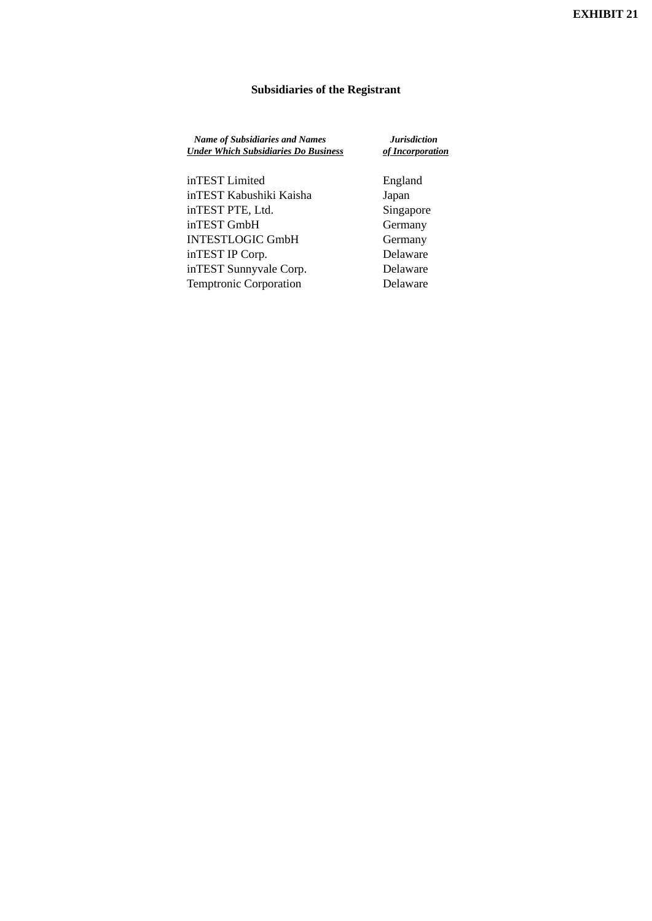**EXHIBIT 21**

## Subsidiaries of the Registrant

| ***Name of Subsidiaries and Names Under Which Subsidiaries Do Business*** | ***Jurisdiction of Incorporation*** |
|---|---|
| inTEST Limited | England |
| inTEST Kabushiki Kaisha | Japan |
| inTEST PTE, Ltd. | Singapore |
| inTEST GmbH | Germany |
| INTESTLOGIC GmbH | Germany |
| inTEST IP Corp. | Delaware |
| inTEST Sunnyvale Corp. | Delaware |
| Temptronic Corporation | Delaware |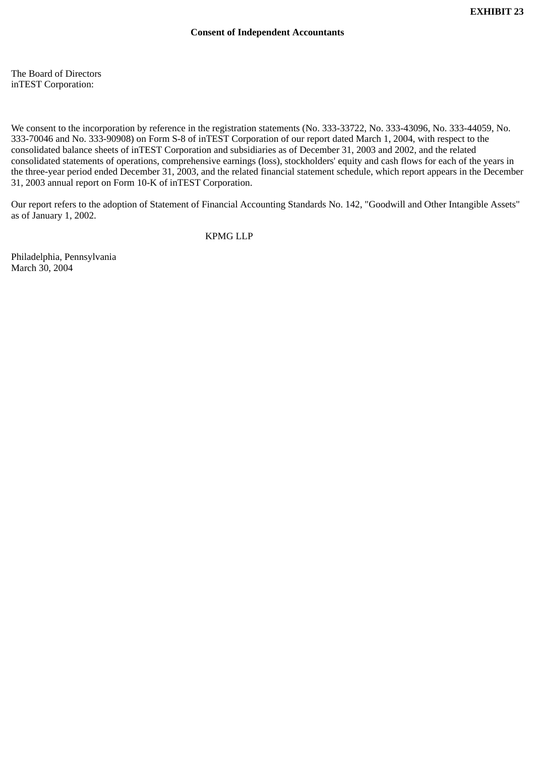**EXHIBIT 23**

**Consent of Independent Accountants**

The Board of Directors
inTEST Corporation:

We consent to the incorporation by reference in the registration statements (No. 333-33722, No. 333-43096, No. 333-44059, No. 333-70046 and No. 333-90908) on Form S-8 of inTEST Corporation of our report dated March 1, 2004, with respect to the consolidated balance sheets of inTEST Corporation and subsidiaries as of December 31, 2003 and 2002, and the related consolidated statements of operations, comprehensive earnings (loss), stockholders' equity and cash flows for each of the years in the three-year period ended December 31, 2003, and the related financial statement schedule, which report appears in the December 31, 2003 annual report on Form 10-K of inTEST Corporation.

Our report refers to the adoption of Statement of Financial Accounting Standards No. 142, "Goodwill and Other Intangible Assets" as of January 1, 2002.

KPMG LLP

Philadelphia, Pennsylvania
March 30, 2004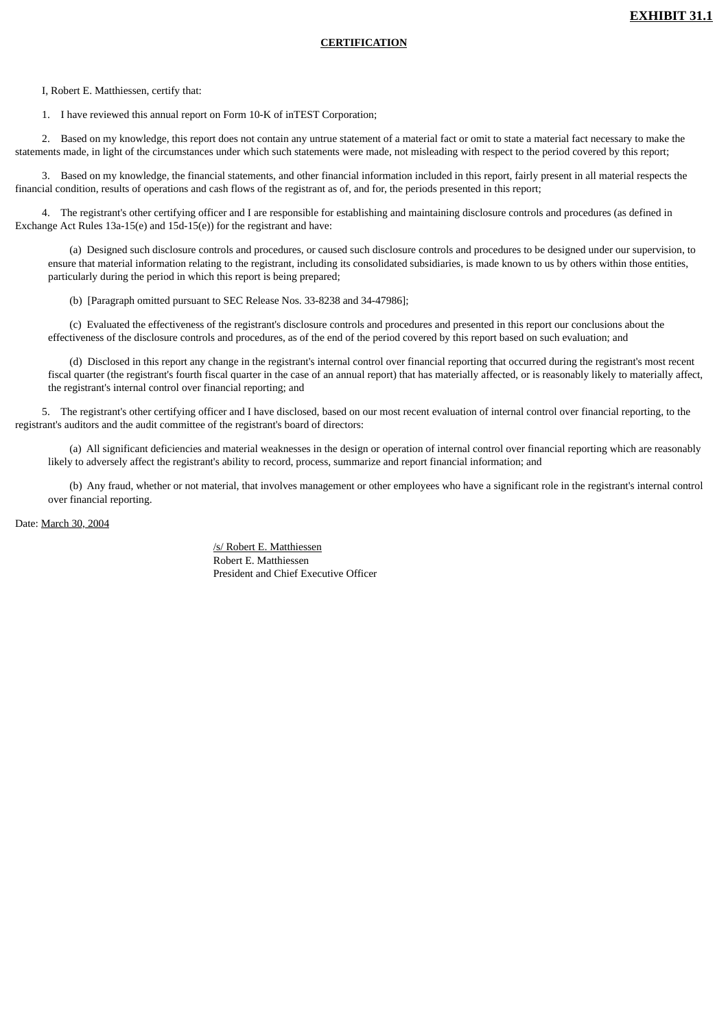**EXHIBIT 31.1**

**CERTIFICATION**

I, Robert E. Matthiessen, certify that:

1. I have reviewed this annual report on Form 10-K of inTEST Corporation;

2. Based on my knowledge, this report does not contain any untrue statement of a material fact or omit to state a material fact necessary to make the statements made, in light of the circumstances under which such statements were made, not misleading with respect to the period covered by this report;

3. Based on my knowledge, the financial statements, and other financial information included in this report, fairly present in all material respects the financial condition, results of operations and cash flows of the registrant as of, and for, the periods presented in this report;

4. The registrant's other certifying officer and I are responsible for establishing and maintaining disclosure controls and procedures (as defined in Exchange Act Rules 13a-15(e) and 15d-15(e)) for the registrant and have:

(a) Designed such disclosure controls and procedures, or caused such disclosure controls and procedures to be designed under our supervision, to ensure that material information relating to the registrant, including its consolidated subsidiaries, is made known to us by others within those entities, particularly during the period in which this report is being prepared;

(b) [Paragraph omitted pursuant to SEC Release Nos. 33-8238 and 34-47986];

(c) Evaluated the effectiveness of the registrant's disclosure controls and procedures and presented in this report our conclusions about the effectiveness of the disclosure controls and procedures, as of the end of the period covered by this report based on such evaluation; and

(d) Disclosed in this report any change in the registrant's internal control over financial reporting that occurred during the registrant's most recent fiscal quarter (the registrant's fourth fiscal quarter in the case of an annual report) that has materially affected, or is reasonably likely to materially affect, the registrant's internal control over financial reporting; and

5. The registrant's other certifying officer and I have disclosed, based on our most recent evaluation of internal control over financial reporting, to the registrant's auditors and the audit committee of the registrant's board of directors:

(a) All significant deficiencies and material weaknesses in the design or operation of internal control over financial reporting which are reasonably likely to adversely affect the registrant's ability to record, process, summarize and report financial information; and

(b) Any fraud, whether or not material, that involves management or other employees who have a significant role in the registrant's internal control over financial reporting.

Date: March 30, 2004

/s/ Robert E. Matthiessen
Robert E. Matthiessen
President and Chief Executive Officer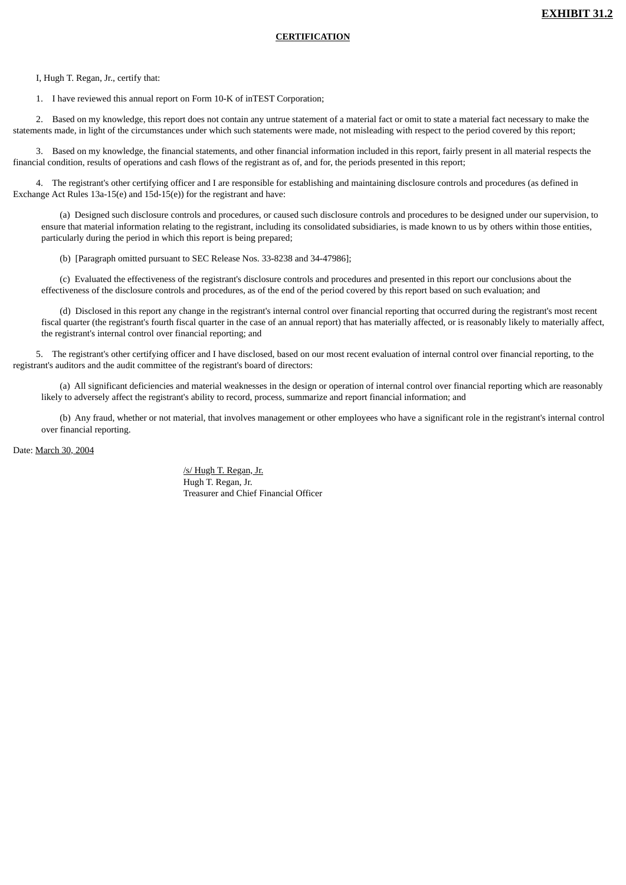**EXHIBIT 31.2**

**CERTIFICATION**

I, Hugh T. Regan, Jr., certify that:

1. I have reviewed this annual report on Form 10-K of inTEST Corporation;

2. Based on my knowledge, this report does not contain any untrue statement of a material fact or omit to state a material fact necessary to make the statements made, in light of the circumstances under which such statements were made, not misleading with respect to the period covered by this report;

3. Based on my knowledge, the financial statements, and other financial information included in this report, fairly present in all material respects the financial condition, results of operations and cash flows of the registrant as of, and for, the periods presented in this report;

4. The registrant's other certifying officer and I are responsible for establishing and maintaining disclosure controls and procedures (as defined in Exchange Act Rules 13a-15(e) and 15d-15(e)) for the registrant and have:

(a) Designed such disclosure controls and procedures, or caused such disclosure controls and procedures to be designed under our supervision, to ensure that material information relating to the registrant, including its consolidated subsidiaries, is made known to us by others within those entities, particularly during the period in which this report is being prepared;

(b) [Paragraph omitted pursuant to SEC Release Nos. 33-8238 and 34-47986];

(c) Evaluated the effectiveness of the registrant's disclosure controls and procedures and presented in this report our conclusions about the effectiveness of the disclosure controls and procedures, as of the end of the period covered by this report based on such evaluation; and

(d) Disclosed in this report any change in the registrant's internal control over financial reporting that occurred during the registrant's most recent fiscal quarter (the registrant's fourth fiscal quarter in the case of an annual report) that has materially affected, or is reasonably likely to materially affect, the registrant's internal control over financial reporting; and

5. The registrant's other certifying officer and I have disclosed, based on our most recent evaluation of internal control over financial reporting, to the registrant's auditors and the audit committee of the registrant's board of directors:

(a) All significant deficiencies and material weaknesses in the design or operation of internal control over financial reporting which are reasonably likely to adversely affect the registrant's ability to record, process, summarize and report financial information; and

(b) Any fraud, whether or not material, that involves management or other employees who have a significant role in the registrant's internal control over financial reporting.

Date: March 30, 2004

/s/ Hugh T. Regan, Jr.
Hugh T. Regan, Jr.
Treasurer and Chief Financial Officer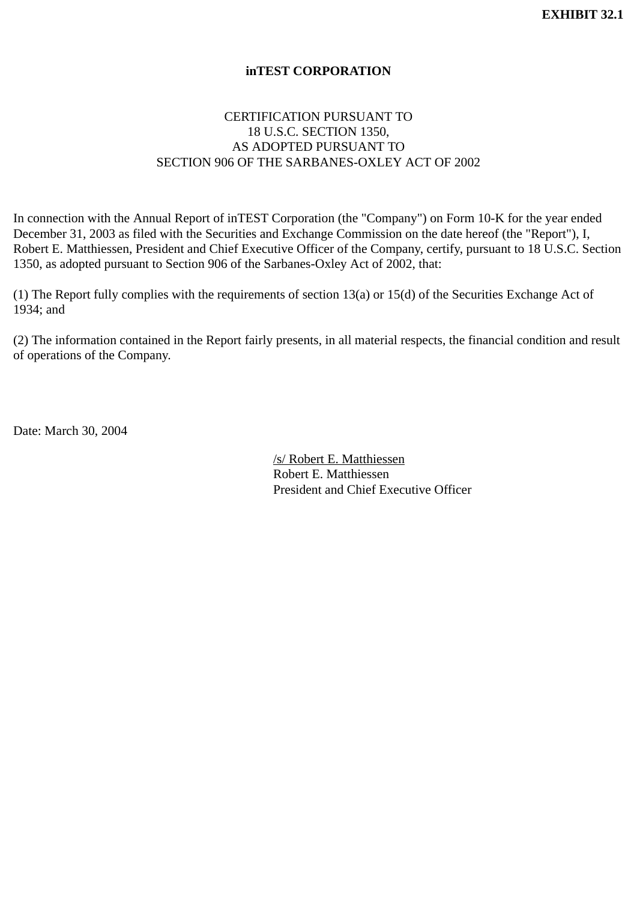**EXHIBIT 32.1**

**inTEST CORPORATION**

CERTIFICATION PURSUANT TO
18 U.S.C. SECTION 1350,
AS ADOPTED PURSUANT TO
SECTION 906 OF THE SARBANES-OXLEY ACT OF 2002

In connection with the Annual Report of inTEST Corporation (the "Company") on Form 10-K for the year ended December 31, 2003 as filed with the Securities and Exchange Commission on the date hereof (the "Report"), I, Robert E. Matthiessen, President and Chief Executive Officer of the Company, certify, pursuant to 18 U.S.C. Section 1350, as adopted pursuant to Section 906 of the Sarbanes-Oxley Act of 2002, that:

(1) The Report fully complies with the requirements of section 13(a) or 15(d) of the Securities Exchange Act of 1934; and

(2) The information contained in the Report fairly presents, in all material respects, the financial condition and result of operations of the Company.

Date: March 30, 2004

/s/ Robert E. Matthiessen
Robert E. Matthiessen
President and Chief Executive Officer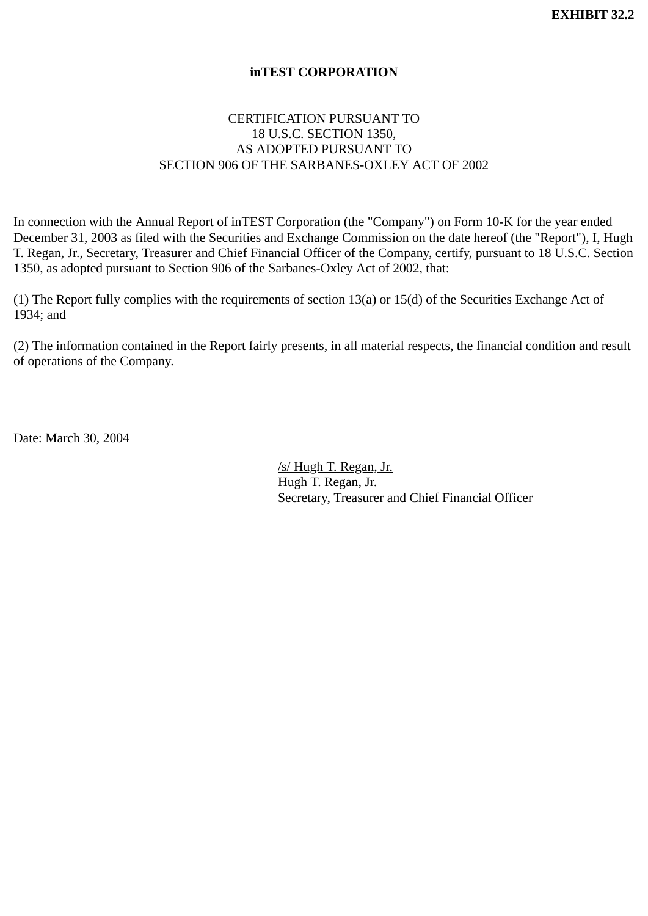**EXHIBIT 32.2**

# inTEST CORPORATION

CERTIFICATION PURSUANT TO
18 U.S.C. SECTION 1350,
AS ADOPTED PURSUANT TO
SECTION 906 OF THE SARBANES-OXLEY ACT OF 2002

In connection with the Annual Report of inTEST Corporation (the "Company") on Form 10-K for the year ended December 31, 2003 as filed with the Securities and Exchange Commission on the date hereof (the "Report"), I, Hugh T. Regan, Jr., Secretary, Treasurer and Chief Financial Officer of the Company, certify, pursuant to 18 U.S.C. Section 1350, as adopted pursuant to Section 906 of the Sarbanes-Oxley Act of 2002, that:

(1) The Report fully complies with the requirements of section 13(a) or 15(d) of the Securities Exchange Act of 1934; and

(2) The information contained in the Report fairly presents, in all material respects, the financial condition and result of operations of the Company.

Date: March 30, 2004

/s/ Hugh T. Regan, Jr.
Hugh T. Regan, Jr.
Secretary, Treasurer and Chief Financial Officer